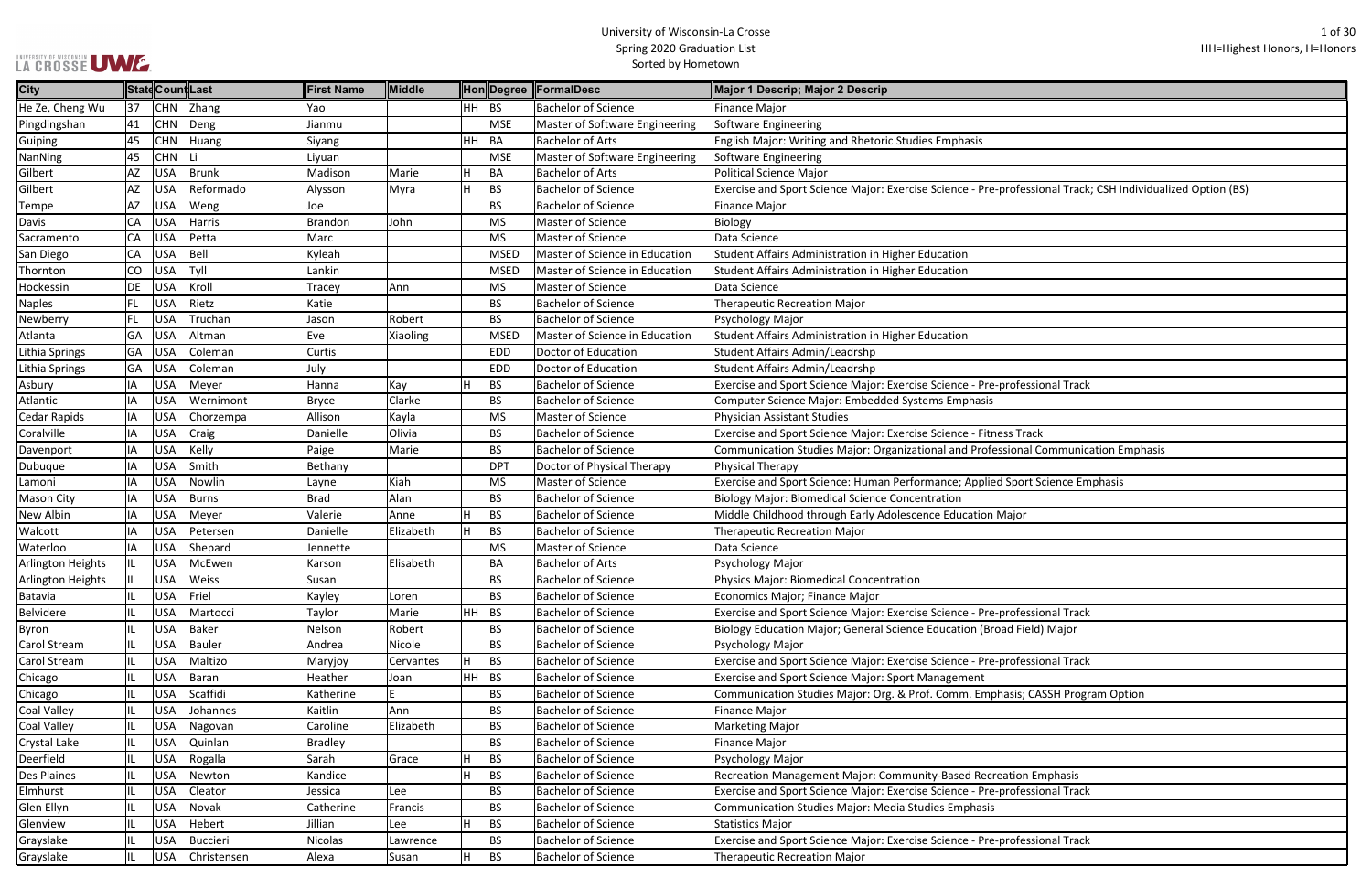University of Wisconsin-La Crosse
Spring 2020 Graduation List
Sorted by Hometown

HH=Highest Honors, H=Honors

| City | State | Count | Last | First Name | Middle | Hon | Degree | FormalDesc | Major 1 Descrip; Major 2 Descrip |
|---|---|---|---|---|---|---|---|---|---|
| He Ze, Cheng Wu | 37 | CHN | Zhang | Yao | | HH | BS | Bachelor of Science | Finance Major |
| Pingdingshan | 41 | CHN | Deng | Jianmu | | | MSE | Master of Software Engineering | Software Engineering |
| Guiping | 45 | CHN | Huang | Siyang | | HH | BA | Bachelor of Arts | English Major: Writing and Rhetoric Studies Emphasis |
| NanNing | 45 | CHN | Li | Liyuan | | | MSE | Master of Software Engineering | Software Engineering |
| Gilbert | AZ | USA | Brunk | Madison | Marie | H | BA | Bachelor of Arts | Political Science Major |
| Gilbert | AZ | USA | Reformado | Alysson | Myra | H | BS | Bachelor of Science | Exercise and Sport Science Major: Exercise Science - Pre-professional Track; CSH Individualized Option (BS) |
| Tempe | AZ | USA | Weng | Joe | | | BS | Bachelor of Science | Finance Major |
| Davis | CA | USA | Harris | Brandon | John | | MS | Master of Science | Biology |
| Sacramento | CA | USA | Petta | Marc | | | MS | Master of Science | Data Science |
| San Diego | CA | USA | Bell | Kyleah | | | MSED | Master of Science in Education | Student Affairs Administration in Higher Education |
| Thornton | CO | USA | Tyll | Lankin | | | MSED | Master of Science in Education | Student Affairs Administration in Higher Education |
| Hockessin | DE | USA | Kroll | Tracey | Ann | | MS | Master of Science | Data Science |
| Naples | FL | USA | Rietz | Katie | | | BS | Bachelor of Science | Therapeutic Recreation Major |
| Newberry | FL | USA | Truchan | Jason | Robert | | BS | Bachelor of Science | Psychology Major |
| Atlanta | GA | USA | Altman | Eve | Xiaoling | | MSED | Master of Science in Education | Student Affairs Administration in Higher Education |
| Lithia Springs | GA | USA | Coleman | Curtis | | | EDD | Doctor of Education | Student Affairs Admin/Leadrshp |
| Lithia Springs | GA | USA | Coleman | July | | | EDD | Doctor of Education | Student Affairs Admin/Leadrshp |
| Asbury | IA | USA | Meyer | Hanna | Kay | H | BS | Bachelor of Science | Exercise and Sport Science Major: Exercise Science - Pre-professional Track |
| Atlantic | IA | USA | Wernimont | Bryce | Clarke | | BS | Bachelor of Science | Computer Science Major: Embedded Systems Emphasis |
| Cedar Rapids | IA | USA | Chorzempa | Allison | Kayla | | MS | Master of Science | Physician Assistant Studies |
| Coralville | IA | USA | Craig | Danielle | Olivia | | BS | Bachelor of Science | Exercise and Sport Science Major: Exercise Science - Fitness Track |
| Davenport | IA | USA | Kelly | Paige | Marie | | BS | Bachelor of Science | Communication Studies Major: Organizational and Professional Communication Emphasis |
| Dubuque | IA | USA | Smith | Bethany | | | DPT | Doctor of Physical Therapy | Physical Therapy |
| Lamoni | IA | USA | Nowlin | Layne | Kiah | | MS | Master of Science | Exercise and Sport Science: Human Performance; Applied Sport Science Emphasis |
| Mason City | IA | USA | Burns | Brad | Alan | | BS | Bachelor of Science | Biology Major: Biomedical Science Concentration |
| New Albin | IA | USA | Meyer | Valerie | Anne | H | BS | Bachelor of Science | Middle Childhood through Early Adolescence Education Major |
| Walcott | IA | USA | Petersen | Danielle | Elizabeth | H | BS | Bachelor of Science | Therapeutic Recreation Major |
| Waterloo | IA | USA | Shepard | Jennette | | | MS | Master of Science | Data Science |
| Arlington Heights | IL | USA | McEwen | Karson | Elisabeth | | BA | Bachelor of Arts | Psychology Major |
| Arlington Heights | IL | USA | Weiss | Susan | | | BS | Bachelor of Science | Physics Major: Biomedical Concentration |
| Batavia | IL | USA | Friel | Kayley | Loren | | BS | Bachelor of Science | Economics Major; Finance Major |
| Belvidere | IL | USA | Martocci | Taylor | Marie | HH | BS | Bachelor of Science | Exercise and Sport Science Major: Exercise Science - Pre-professional Track |
| Byron | IL | USA | Baker | Nelson | Robert | | BS | Bachelor of Science | Biology Education Major; General Science Education (Broad Field) Major |
| Carol Stream | IL | USA | Bauler | Andrea | Nicole | | BS | Bachelor of Science | Psychology Major |
| Carol Stream | IL | USA | Maltizo | Maryjoy | Cervantes | H | BS | Bachelor of Science | Exercise and Sport Science Major: Exercise Science - Pre-professional Track |
| Chicago | IL | USA | Baran | Heather | Joan | HH | BS | Bachelor of Science | Exercise and Sport Science Major: Sport Management |
| Chicago | IL | USA | Scaffidi | Katherine | E | | BS | Bachelor of Science | Communication Studies Major: Org. & Prof. Comm. Emphasis; CASSH Program Option |
| Coal Valley | IL | USA | Johannes | Kaitlin | Ann | | BS | Bachelor of Science | Finance Major |
| Coal Valley | IL | USA | Nagovan | Caroline | Elizabeth | | BS | Bachelor of Science | Marketing Major |
| Crystal Lake | IL | USA | Quinlan | Bradley | | | BS | Bachelor of Science | Finance Major |
| Deerfield | IL | USA | Rogalla | Sarah | Grace | H | BS | Bachelor of Science | Psychology Major |
| Des Plaines | IL | USA | Newton | Kandice | | H | BS | Bachelor of Science | Recreation Management Major: Community-Based Recreation Emphasis |
| Elmhurst | IL | USA | Cleator | Jessica | Lee | | BS | Bachelor of Science | Exercise and Sport Science Major: Exercise Science - Pre-professional Track |
| Glen Ellyn | IL | USA | Novak | Catherine | Francis | | BS | Bachelor of Science | Communication Studies Major: Media Studies Emphasis |
| Glenview | IL | USA | Hebert | Jillian | Lee | H | BS | Bachelor of Science | Statistics Major |
| Grayslake | IL | USA | Buccieri | Nicolas | Lawrence | | BS | Bachelor of Science | Exercise and Sport Science Major: Exercise Science - Pre-professional Track |
| Grayslake | IL | USA | Christensen | Alexa | Susan | H | BS | Bachelor of Science | Therapeutic Recreation Major |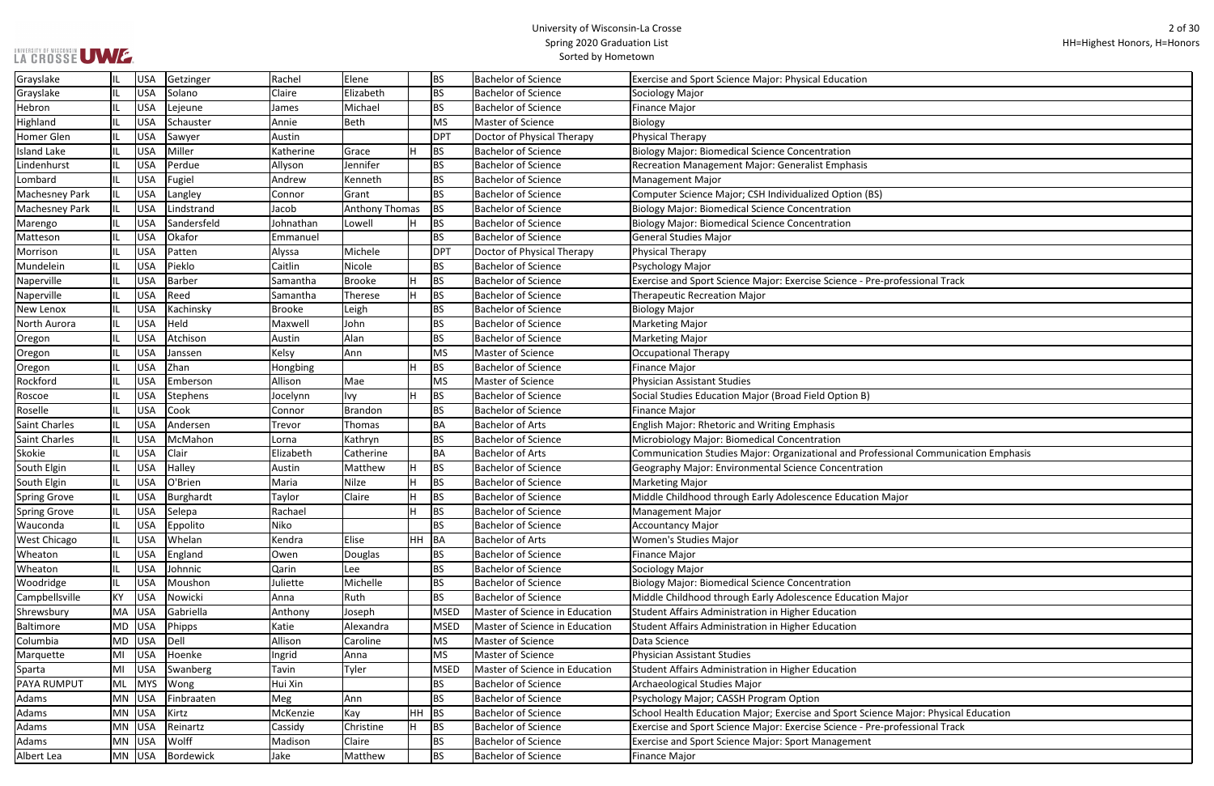| Grayslake | IL | USA | Getzinger | Rachel | Elene | | BS | Bachelor of Science | Exercise and Sport Science Major: Physical Education |
|---|---|---|---|---|---|---|---|---|---|
| Grayslake | IL | USA | Solano | Claire | Elizabeth | | BS | Bachelor of Science | Sociology Major |
| Hebron | IL | USA | Lejeune | James | Michael | | BS | Bachelor of Science | Finance Major |
| Highland | IL | USA | Schauster | Annie | Beth | | MS | Master of Science | Biology |
| Homer Glen | IL | USA | Sawyer | Austin | | | DPT | Doctor of Physical Therapy | Physical Therapy |
| Island Lake | IL | USA | Miller | Katherine | Grace | H | BS | Bachelor of Science | Biology Major: Biomedical Science Concentration |
| Lindenhurst | IL | USA | Perdue | Allyson | Jennifer | | BS | Bachelor of Science | Recreation Management Major: Generalist Emphasis |
| Lombard | IL | USA | Fugiel | Andrew | Kenneth | | BS | Bachelor of Science | Management Major |
| Machesney Park | IL | USA | Langley | Connor | Grant | | BS | Bachelor of Science | Computer Science Major; CSH Individualized Option (BS) |
| Machesney Park | IL | USA | Lindstrand | Jacob | Anthony Thomas | | BS | Bachelor of Science | Biology Major: Biomedical Science Concentration |
| Marengo | IL | USA | Sandersfeld | Johnathan | Lowell | H | BS | Bachelor of Science | Biology Major: Biomedical Science Concentration |
| Matteson | IL | USA | Okafor | Emmanuel | | | BS | Bachelor of Science | General Studies Major |
| Morrison | IL | USA | Patten | Alyssa | Michele | | DPT | Doctor of Physical Therapy | Physical Therapy |
| Mundelein | IL | USA | Pieklo | Caitlin | Nicole | | BS | Bachelor of Science | Psychology Major |
| Naperville | IL | USA | Barber | Samantha | Brooke | H | BS | Bachelor of Science | Exercise and Sport Science Major: Exercise Science - Pre-professional Track |
| Naperville | IL | USA | Reed | Samantha | Therese | H | BS | Bachelor of Science | Therapeutic Recreation Major |
| New Lenox | IL | USA | Kachinsky | Brooke | Leigh | | BS | Bachelor of Science | Biology Major |
| North Aurora | IL | USA | Held | Maxwell | John | | BS | Bachelor of Science | Marketing Major |
| Oregon | IL | USA | Atchison | Austin | Alan | | BS | Bachelor of Science | Marketing Major |
| Oregon | IL | USA | Janssen | Kelsy | Ann | | MS | Master of Science | Occupational Therapy |
| Oregon | IL | USA | Zhan | Hongbing | | H | BS | Bachelor of Science | Finance Major |
| Rockford | IL | USA | Emberson | Allison | Mae | | MS | Master of Science | Physician Assistant Studies |
| Roscoe | IL | USA | Stephens | Jocelynn | Ivy | H | BS | Bachelor of Science | Social Studies Education Major (Broad Field Option B) |
| Roselle | IL | USA | Cook | Connor | Brandon | | BS | Bachelor of Science | Finance Major |
| Saint Charles | IL | USA | Andersen | Trevor | Thomas | | BA | Bachelor of Arts | English Major: Rhetoric and Writing Emphasis |
| Saint Charles | IL | USA | McMahon | Lorna | Kathryn | | BS | Bachelor of Science | Microbiology Major: Biomedical Concentration |
| Skokie | IL | USA | Clair | Elizabeth | Catherine | | BA | Bachelor of Arts | Communication Studies Major: Organizational and Professional Communication Emphasis |
| South Elgin | IL | USA | Halley | Austin | Matthew | H | BS | Bachelor of Science | Geography Major: Environmental Science Concentration |
| South Elgin | IL | USA | O'Brien | Maria | Nilze | H | BS | Bachelor of Science | Marketing Major |
| Spring Grove | IL | USA | Burghardt | Taylor | Claire | H | BS | Bachelor of Science | Middle Childhood through Early Adolescence Education Major |
| Spring Grove | IL | USA | Selepa | Rachael | | H | BS | Bachelor of Science | Management Major |
| Wauconda | IL | USA | Eppolito | Niko | | | BS | Bachelor of Science | Accountancy Major |
| West Chicago | IL | USA | Whelan | Kendra | Elise | HH | BA | Bachelor of Arts | Women's Studies Major |
| Wheaton | IL | USA | England | Owen | Douglas | | BS | Bachelor of Science | Finance Major |
| Wheaton | IL | USA | Johnnic | Qarin | Lee | | BS | Bachelor of Science | Sociology Major |
| Woodridge | IL | USA | Moushon | Juliette | Michelle | | BS | Bachelor of Science | Biology Major: Biomedical Science Concentration |
| Campbellsville | KY | USA | Nowicki | Anna | Ruth | | BS | Bachelor of Science | Middle Childhood through Early Adolescence Education Major |
| Shrewsbury | MA | USA | Gabriella | Anthony | Joseph | | MSED | Master of Science in Education | Student Affairs Administration in Higher Education |
| Baltimore | MD | USA | Phipps | Katie | Alexandra | | MSED | Master of Science in Education | Student Affairs Administration in Higher Education |
| Columbia | MD | USA | Dell | Allison | Caroline | | MS | Master of Science | Data Science |
| Marquette | MI | USA | Hoenke | Ingrid | Anna | | MS | Master of Science | Physician Assistant Studies |
| Sparta | MI | USA | Swanberg | Tavin | Tyler | | MSED | Master of Science in Education | Student Affairs Administration in Higher Education |
| PAYA RUMPUT | ML | MYS | Wong | Hui Xin | | | BS | Bachelor of Science | Archaeological Studies Major |
| Adams | MN | USA | Finbraaten | Meg | Ann | | BS | Bachelor of Science | Psychology Major; CASSH Program Option |
| Adams | MN | USA | Kirtz | McKenzie | Kay | HH | BS | Bachelor of Science | School Health Education Major; Exercise and Sport Science Major: Physical Education |
| Adams | MN | USA | Reinartz | Cassidy | Christine | H | BS | Bachelor of Science | Exercise and Sport Science Major: Exercise Science - Pre-professional Track |
| Adams | MN | USA | Wolff | Madison | Claire | | BS | Bachelor of Science | Exercise and Sport Science Major: Sport Management |
| Albert Lea | MN | USA | Bordewick | Jake | Matthew | | BS | Bachelor of Science | Finance Major |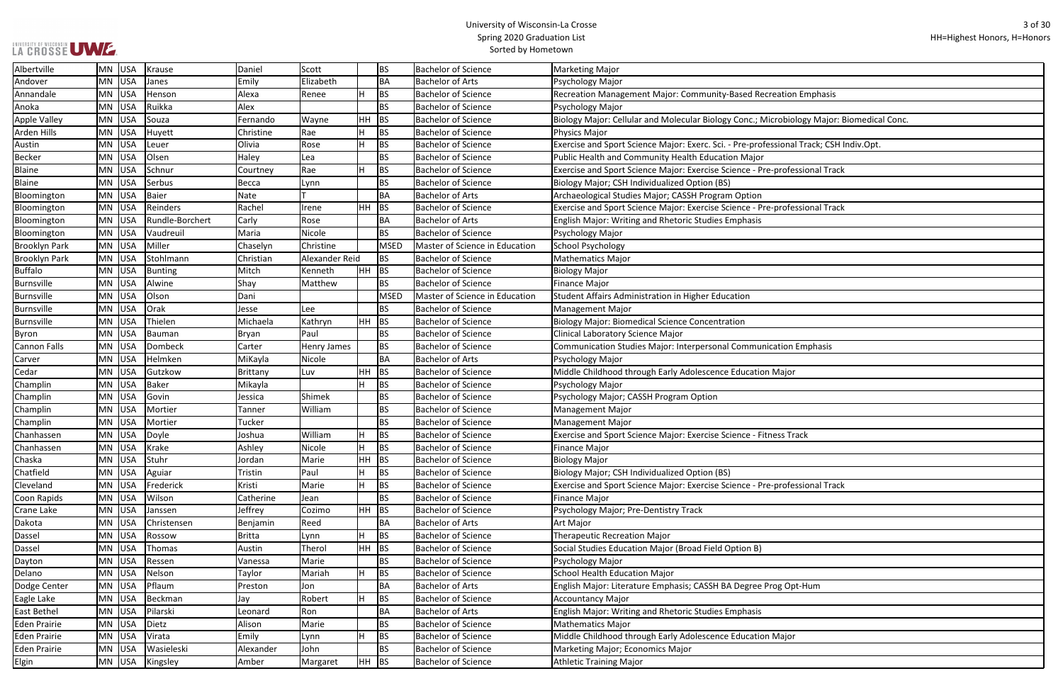# University of Wisconsin-La Crosse
## Spring 2020 Graduation List
### Sorted by Hometown

HH=Highest Honors, H=Honors

| Hometown | State | Country | Last Name | First Name | Middle Name | Honors | Degree | Degree Name | Major |
|---|---|---|---|---|---|---|---|---|---|
| Albertville | MN | USA | Krause | Daniel | Scott | | BS | Bachelor of Science | Marketing Major |
| Andover | MN | USA | Janes | Emily | Elizabeth | | BA | Bachelor of Arts | Psychology Major |
| Annandale | MN | USA | Henson | Alexa | Renee | H | BS | Bachelor of Science | Recreation Management Major: Community-Based Recreation Emphasis |
| Anoka | MN | USA | Ruikka | Alex | | | BS | Bachelor of Science | Psychology Major |
| Apple Valley | MN | USA | Souza | Fernando | Wayne | HH | BS | Bachelor of Science | Biology Major: Cellular and Molecular Biology Conc.; Microbiology Major: Biomedical Conc. |
| Arden Hills | MN | USA | Huyett | Christine | Rae | H | BS | Bachelor of Science | Physics Major |
| Austin | MN | USA | Leuer | Olivia | Rose | H | BS | Bachelor of Science | Exercise and Sport Science Major: Exerc. Sci. - Pre-professional Track; CSH Indiv.Opt. |
| Becker | MN | USA | Olsen | Haley | Lea | | BS | Bachelor of Science | Public Health and Community Health Education Major |
| Blaine | MN | USA | Schnur | Courtney | Rae | H | BS | Bachelor of Science | Exercise and Sport Science Major: Exercise Science - Pre-professional Track |
| Blaine | MN | USA | Serbus | Becca | Lynn | | BS | Bachelor of Science | Biology Major; CSH Individualized Option (BS) |
| Bloomington | MN | USA | Baier | Nate | T | | BA | Bachelor of Arts | Archaeological Studies Major; CASSH Program Option |
| Bloomington | MN | USA | Reinders | Rachel | Irene | HH | BS | Bachelor of Science | Exercise and Sport Science Major: Exercise Science - Pre-professional Track |
| Bloomington | MN | USA | Rundle-Borchert | Carly | Rose | | BA | Bachelor of Arts | English Major: Writing and Rhetoric Studies Emphasis |
| Bloomington | MN | USA | Vaudreuil | Maria | Nicole | | BS | Bachelor of Science | Psychology Major |
| Brooklyn Park | MN | USA | Miller | Chaselyn | Christine | | MSED | Master of Science in Education | School Psychology |
| Brooklyn Park | MN | USA | Stohlmann | Christian | Alexander Reid | | BS | Bachelor of Science | Mathematics Major |
| Buffalo | MN | USA | Bunting | Mitch | Kenneth | HH | BS | Bachelor of Science | Biology Major |
| Burnsville | MN | USA | Alwine | Shay | Matthew | | BS | Bachelor of Science | Finance Major |
| Burnsville | MN | USA | Olson | Dani | | | MSED | Master of Science in Education | Student Affairs Administration in Higher Education |
| Burnsville | MN | USA | Orak | Jesse | Lee | | BS | Bachelor of Science | Management Major |
| Burnsville | MN | USA | Thielen | Michaela | Kathryn | HH | BS | Bachelor of Science | Biology Major: Biomedical Science Concentration |
| Byron | MN | USA | Bauman | Bryan | Paul | | BS | Bachelor of Science | Clinical Laboratory Science Major |
| Cannon Falls | MN | USA | Dombeck | Carter | Henry James | | BS | Bachelor of Science | Communication Studies Major: Interpersonal Communication Emphasis |
| Carver | MN | USA | Helmken | MiKayla | Nicole | | BA | Bachelor of Arts | Psychology Major |
| Cedar | MN | USA | Gutzkow | Brittany | Luv | HH | BS | Bachelor of Science | Middle Childhood through Early Adolescence Education Major |
| Champlin | MN | USA | Baker | Mikayla | | H | BS | Bachelor of Science | Psychology Major |
| Champlin | MN | USA | Govin | Jessica | Shimek | | BS | Bachelor of Science | Psychology Major; CASSH Program Option |
| Champlin | MN | USA | Mortier | Tanner | William | | BS | Bachelor of Science | Management Major |
| Champlin | MN | USA | Mortier | Tucker | | | BS | Bachelor of Science | Management Major |
| Chanhassen | MN | USA | Doyle | Joshua | William | H | BS | Bachelor of Science | Exercise and Sport Science Major: Exercise Science - Fitness Track |
| Chanhassen | MN | USA | Krake | Ashley | Nicole | H | BS | Bachelor of Science | Finance Major |
| Chaska | MN | USA | Stuhr | Jordan | Marie | HH | BS | Bachelor of Science | Biology Major |
| Chatfield | MN | USA | Aguiar | Tristin | Paul | H | BS | Bachelor of Science | Biology Major; CSH Individualized Option (BS) |
| Cleveland | MN | USA | Frederick | Kristi | Marie | H | BS | Bachelor of Science | Exercise and Sport Science Major: Exercise Science - Pre-professional Track |
| Coon Rapids | MN | USA | Wilson | Catherine | Jean | | BS | Bachelor of Science | Finance Major |
| Crane Lake | MN | USA | Janssen | Jeffrey | Cozimo | HH | BS | Bachelor of Science | Psychology Major; Pre-Dentistry Track |
| Dakota | MN | USA | Christensen | Benjamin | Reed | | BA | Bachelor of Arts | Art Major |
| Dassel | MN | USA | Rossow | Britta | Lynn | H | BS | Bachelor of Science | Therapeutic Recreation Major |
| Dassel | MN | USA | Thomas | Austin | Therol | HH | BS | Bachelor of Science | Social Studies Education Major (Broad Field Option B) |
| Dayton | MN | USA | Ressen | Vanessa | Marie | | BS | Bachelor of Science | Psychology Major |
| Delano | MN | USA | Nelson | Taylor | Mariah | H | BS | Bachelor of Science | School Health Education Major |
| Dodge Center | MN | USA | Pflaum | Preston | Jon | | BA | Bachelor of Arts | English Major: Literature Emphasis; CASSH BA Degree Prog Opt-Hum |
| Eagle Lake | MN | USA | Beckman | Jay | Robert | H | BS | Bachelor of Science | Accountancy Major |
| East Bethel | MN | USA | Pilarski | Leonard | Ron | | BA | Bachelor of Arts | English Major: Writing and Rhetoric Studies Emphasis |
| Eden Prairie | MN | USA | Dietz | Alison | Marie | | BS | Bachelor of Science | Mathematics Major |
| Eden Prairie | MN | USA | Virata | Emily | Lynn | H | BS | Bachelor of Science | Middle Childhood through Early Adolescence Education Major |
| Eden Prairie | MN | USA | Wasieleski | Alexander | John | | BS | Bachelor of Science | Marketing Major; Economics Major |
| Elgin | MN | USA | Kingsley | Amber | Margaret | HH | BS | Bachelor of Science | Athletic Training Major |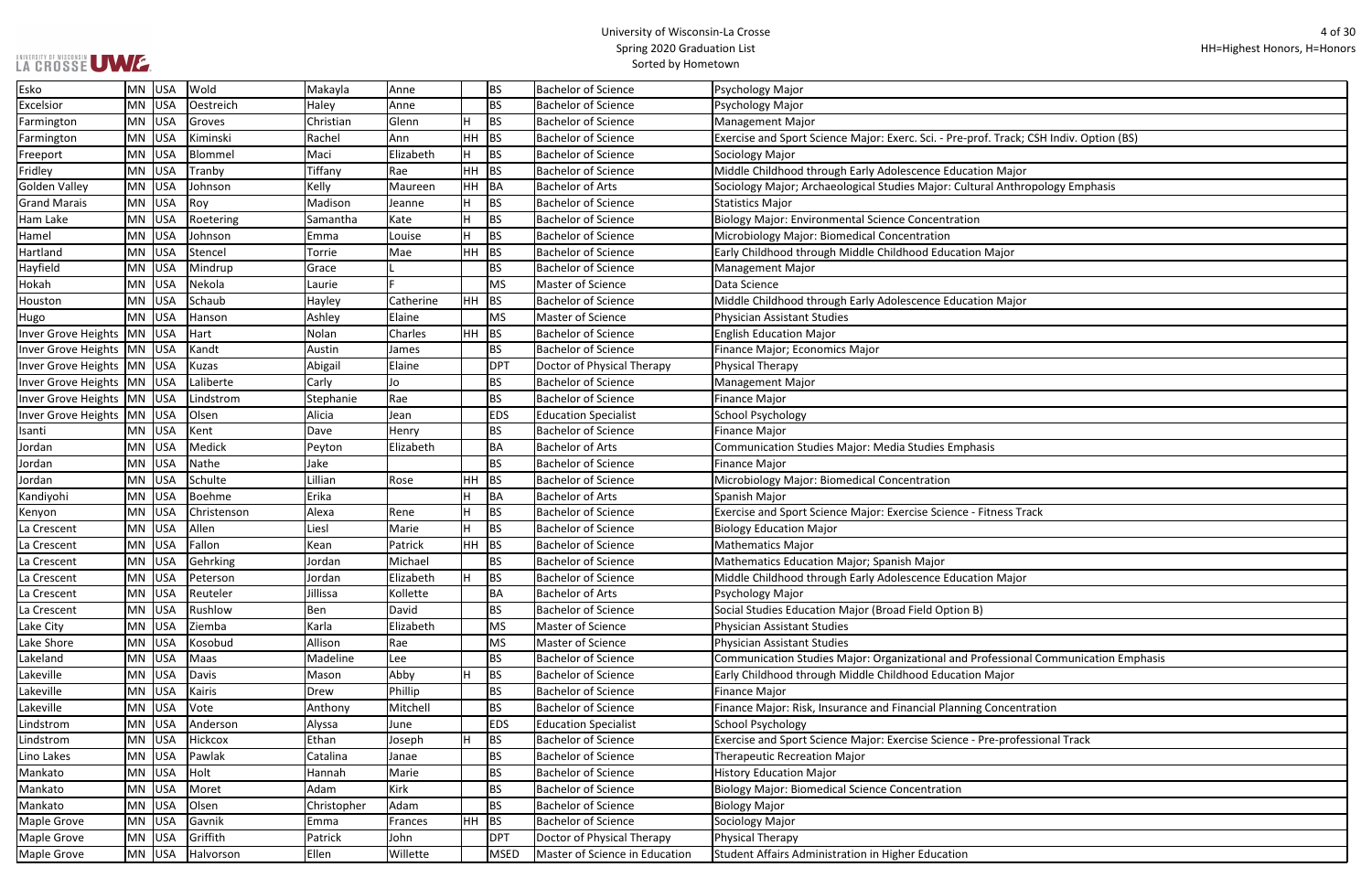| Esko | MN | USA | Wold | Makayla | Anne | | BS | Bachelor of Science | Psychology Major |
|---|---|---|---|---|---|---|---|---|---|
| Excelsior | MN | USA | Oestreich | Haley | Anne | | BS | Bachelor of Science | Psychology Major |
| Farmington | MN | USA | Groves | Christian | Glenn | H | BS | Bachelor of Science | Management Major |
| Farmington | MN | USA | Kiminski | Rachel | Ann | HH | BS | Bachelor of Science | Exercise and Sport Science Major: Exerc. Sci. - Pre-prof. Track; CSH Indiv. Option (BS) |
| Freeport | MN | USA | Blommel | Maci | Elizabeth | H | BS | Bachelor of Science | Sociology Major |
| Fridley | MN | USA | Tranby | Tiffany | Rae | HH | BS | Bachelor of Science | Middle Childhood through Early Adolescence Education Major |
| Golden Valley | MN | USA | Johnson | Kelly | Maureen | HH | BA | Bachelor of Arts | Sociology Major; Archaeological Studies Major: Cultural Anthropology Emphasis |
| Grand Marais | MN | USA | Roy | Madison | Jeanne | H | BS | Bachelor of Science | Statistics Major |
| Ham Lake | MN | USA | Roetering | Samantha | Kate | H | BS | Bachelor of Science | Biology Major: Environmental Science Concentration |
| Hamel | MN | USA | Johnson | Emma | Louise | H | BS | Bachelor of Science | Microbiology Major: Biomedical Concentration |
| Hartland | MN | USA | Stencel | Torrie | Mae | HH | BS | Bachelor of Science | Early Childhood through Middle Childhood Education Major |
| Hayfield | MN | USA | Mindrup | Grace | L | | BS | Bachelor of Science | Management Major |
| Hokah | MN | USA | Nekola | Laurie | F | | MS | Master of Science | Data Science |
| Houston | MN | USA | Schaub | Hayley | Catherine | HH | BS | Bachelor of Science | Middle Childhood through Early Adolescence Education Major |
| Hugo | MN | USA | Hanson | Ashley | Elaine | | MS | Master of Science | Physician Assistant Studies |
| Inver Grove Heights | MN | USA | Hart | Nolan | Charles | HH | BS | Bachelor of Science | English Education Major |
| Inver Grove Heights | MN | USA | Kandt | Austin | James | | BS | Bachelor of Science | Finance Major; Economics Major |
| Inver Grove Heights | MN | USA | Kuzas | Abigail | Elaine | | DPT | Doctor of Physical Therapy | Physical Therapy |
| Inver Grove Heights | MN | USA | Laliberte | Carly | Jo | | BS | Bachelor of Science | Management Major |
| Inver Grove Heights | MN | USA | Lindstrom | Stephanie | Rae | | BS | Bachelor of Science | Finance Major |
| Inver Grove Heights | MN | USA | Olsen | Alicia | Jean | | EDS | Education Specialist | School Psychology |
| Isanti | MN | USA | Kent | Dave | Henry | | BS | Bachelor of Science | Finance Major |
| Jordan | MN | USA | Medick | Peyton | Elizabeth | | BA | Bachelor of Arts | Communication Studies Major: Media Studies Emphasis |
| Jordan | MN | USA | Nathe | Jake | | | BS | Bachelor of Science | Finance Major |
| Jordan | MN | USA | Schulte | Lillian | Rose | HH | BS | Bachelor of Science | Microbiology Major: Biomedical Concentration |
| Kandiyohi | MN | USA | Boehme | Erika | | H | BA | Bachelor of Arts | Spanish Major |
| Kenyon | MN | USA | Christenson | Alexa | Rene | H | BS | Bachelor of Science | Exercise and Sport Science Major: Exercise Science - Fitness Track |
| La Crescent | MN | USA | Allen | Liesl | Marie | H | BS | Bachelor of Science | Biology Education Major |
| La Crescent | MN | USA | Fallon | Kean | Patrick | HH | BS | Bachelor of Science | Mathematics Major |
| La Crescent | MN | USA | Gehrking | Jordan | Michael | | BS | Bachelor of Science | Mathematics Education Major; Spanish Major |
| La Crescent | MN | USA | Peterson | Jordan | Elizabeth | H | BS | Bachelor of Science | Middle Childhood through Early Adolescence Education Major |
| La Crescent | MN | USA | Reuteler | Jillissa | Kollette | | BA | Bachelor of Arts | Psychology Major |
| La Crescent | MN | USA | Rushlow | Ben | David | | BS | Bachelor of Science | Social Studies Education Major (Broad Field Option B) |
| Lake City | MN | USA | Ziemba | Karla | Elizabeth | | MS | Master of Science | Physician Assistant Studies |
| Lake Shore | MN | USA | Kosobud | Allison | Rae | | MS | Master of Science | Physician Assistant Studies |
| Lakeland | MN | USA | Maas | Madeline | Lee | | BS | Bachelor of Science | Communication Studies Major: Organizational and Professional Communication Emphasis |
| Lakeville | MN | USA | Davis | Mason | Abby | H | BS | Bachelor of Science | Early Childhood through Middle Childhood Education Major |
| Lakeville | MN | USA | Kairis | Drew | Phillip | | BS | Bachelor of Science | Finance Major |
| Lakeville | MN | USA | Vote | Anthony | Mitchell | | BS | Bachelor of Science | Finance Major: Risk, Insurance and Financial Planning Concentration |
| Lindstrom | MN | USA | Anderson | Alyssa | June | | EDS | Education Specialist | School Psychology |
| Lindstrom | MN | USA | Hickcox | Ethan | Joseph | H | BS | Bachelor of Science | Exercise and Sport Science Major: Exercise Science - Pre-professional Track |
| Lino Lakes | MN | USA | Pawlak | Catalina | Janae | | BS | Bachelor of Science | Therapeutic Recreation Major |
| Mankato | MN | USA | Holt | Hannah | Marie | | BS | Bachelor of Science | History Education Major |
| Mankato | MN | USA | Moret | Adam | Kirk | | BS | Bachelor of Science | Biology Major: Biomedical Science Concentration |
| Mankato | MN | USA | Olsen | Christopher | Adam | | BS | Bachelor of Science | Biology Major |
| Maple Grove | MN | USA | Gavnik | Emma | Frances | HH | BS | Bachelor of Science | Sociology Major |
| Maple Grove | MN | USA | Griffith | Patrick | John | | DPT | Doctor of Physical Therapy | Physical Therapy |
| Maple Grove | MN | USA | Halvorson | Ellen | Willette | | MSED | Master of Science in Education | Student Affairs Administration in Higher Education |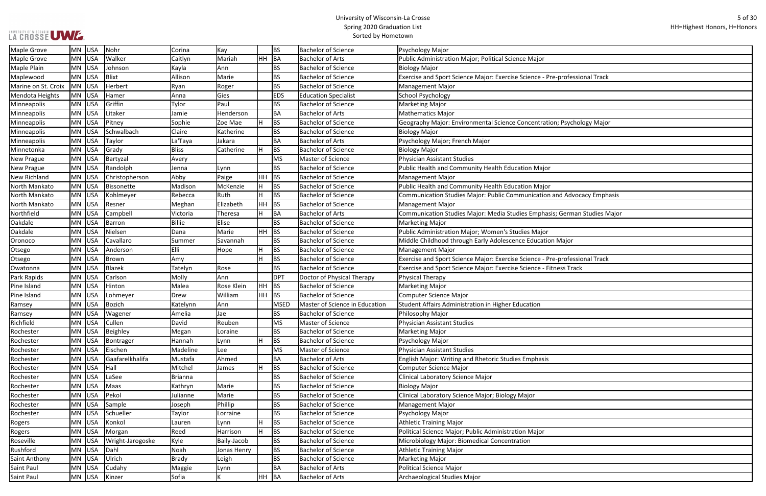# University of Wisconsin-La Crosse
## Spring 2020 Graduation List
### Sorted by Hometown

HH=Highest Honors, H=Honors

| Hometown | State | Country | Last Name | First Name | Middle Name | Honors | Degree | Degree Name | Major |
|---|---|---|---|---|---|---|---|---|---|
| Maple Grove | MN | USA | Nohr | Corina | Kay | | BS | Bachelor of Science | Psychology Major |
| Maple Grove | MN | USA | Walker | Caitlyn | Mariah | HH | BA | Bachelor of Arts | Public Administration Major; Political Science Major |
| Maple Plain | MN | USA | Johnson | Kayla | Ann | | BS | Bachelor of Science | Biology Major |
| Maplewood | MN | USA | Blixt | Allison | Marie | | BS | Bachelor of Science | Exercise and Sport Science Major: Exercise Science - Pre-professional Track |
| Marine on St. Croix | MN | USA | Herbert | Ryan | Roger | | BS | Bachelor of Science | Management Major |
| Mendota Heights | MN | USA | Hamer | Anna | Gies | | EDS | Education Specialist | School Psychology |
| Minneapolis | MN | USA | Griffin | Tylor | Paul | | BS | Bachelor of Science | Marketing Major |
| Minneapolis | MN | USA | Litaker | Jamie | Henderson | | BA | Bachelor of Arts | Mathematics Major |
| Minneapolis | MN | USA | Pitney | Sophie | Zoe Mae | H | BS | Bachelor of Science | Geography Major: Environmental Science Concentration; Psychology Major |
| Minneapolis | MN | USA | Schwalbach | Claire | Katherine | | BS | Bachelor of Science | Biology Major |
| Minneapolis | MN | USA | Taylor | La'Taya | Jakara | | BA | Bachelor of Arts | Psychology Major; French Major |
| Minnetonka | MN | USA | Grady | Bliss | Catherine | H | BS | Bachelor of Science | Biology Major |
| New Prague | MN | USA | Bartyzal | Avery | | | MS | Master of Science | Physician Assistant Studies |
| New Prague | MN | USA | Randolph | Jenna | Lynn | | BS | Bachelor of Science | Public Health and Community Health Education Major |
| New Richland | MN | USA | Christopherson | Abby | Paige | HH | BS | Bachelor of Science | Management Major |
| North Mankato | MN | USA | Bissonette | Madison | McKenzie | H | BS | Bachelor of Science | Public Health and Community Health Education Major |
| North Mankato | MN | USA | Kohlmeyer | Rebecca | Ruth | H | BS | Bachelor of Science | Communication Studies Major: Public Communication and Advocacy Emphasis |
| North Mankato | MN | USA | Resner | Meghan | Elizabeth | HH | BS | Bachelor of Science | Management Major |
| Northfield | MN | USA | Campbell | Victoria | Theresa | H | BA | Bachelor of Arts | Communication Studies Major: Media Studies Emphasis; German Studies Major |
| Oakdale | MN | USA | Barron | Billie | Elise | | BS | Bachelor of Science | Marketing Major |
| Oakdale | MN | USA | Nielsen | Dana | Marie | HH | BS | Bachelor of Science | Public Administration Major; Women's Studies Major |
| Oronoco | MN | USA | Cavallaro | Summer | Savannah | | BS | Bachelor of Science | Middle Childhood through Early Adolescence Education Major |
| Otsego | MN | USA | Anderson | Elli | Hope | H | BS | Bachelor of Science | Management Major |
| Otsego | MN | USA | Brown | Amy | | H | BS | Bachelor of Science | Exercise and Sport Science Major: Exercise Science - Pre-professional Track |
| Owatonna | MN | USA | Blazek | Tatelyn | Rose | | BS | Bachelor of Science | Exercise and Sport Science Major: Exercise Science - Fitness Track |
| Park Rapids | MN | USA | Carlson | Molly | Ann | | DPT | Doctor of Physical Therapy | Physical Therapy |
| Pine Island | MN | USA | Hinton | Malea | Rose Klein | HH | BS | Bachelor of Science | Marketing Major |
| Pine Island | MN | USA | Lohmeyer | Drew | William | HH | BS | Bachelor of Science | Computer Science Major |
| Ramsey | MN | USA | Bozich | Katelynn | Ann | | MSED | Master of Science in Education | Student Affairs Administration in Higher Education |
| Ramsey | MN | USA | Wagener | Amelia | Jae | | BS | Bachelor of Science | Philosophy Major |
| Richfield | MN | USA | Cullen | David | Reuben | | MS | Master of Science | Physician Assistant Studies |
| Rochester | MN | USA | Beighley | Megan | Loraine | | BS | Bachelor of Science | Marketing Major |
| Rochester | MN | USA | Bontrager | Hannah | Lynn | H | BS | Bachelor of Science | Psychology Major |
| Rochester | MN | USA | Eischen | Madeline | Lee | | MS | Master of Science | Physician Assistant Studies |
| Rochester | MN | USA | Gaafarelkhalifa | Mustafa | Ahmed | | BA | Bachelor of Arts | English Major: Writing and Rhetoric Studies Emphasis |
| Rochester | MN | USA | Hall | Mitchel | James | H | BS | Bachelor of Science | Computer Science Major |
| Rochester | MN | USA | LaSee | Brianna | | | BS | Bachelor of Science | Clinical Laboratory Science Major |
| Rochester | MN | USA | Maas | Kathryn | Marie | | BS | Bachelor of Science | Biology Major |
| Rochester | MN | USA | Pekol | Julianne | Marie | | BS | Bachelor of Science | Clinical Laboratory Science Major; Biology Major |
| Rochester | MN | USA | Sample | Joseph | Phillip | | BS | Bachelor of Science | Management Major |
| Rochester | MN | USA | Schueller | Taylor | Lorraine | | BS | Bachelor of Science | Psychology Major |
| Rogers | MN | USA | Konkol | Lauren | Lynn | H | BS | Bachelor of Science | Athletic Training Major |
| Rogers | MN | USA | Morgan | Reed | Harrison | H | BS | Bachelor of Science | Political Science Major; Public Administration Major |
| Roseville | MN | USA | Wright-Jarogoske | Kyle | Baily-Jacob | | BS | Bachelor of Science | Microbiology Major: Biomedical Concentration |
| Rushford | MN | USA | Dahl | Noah | Jonas Henry | | BS | Bachelor of Science | Athletic Training Major |
| Saint Anthony | MN | USA | Ulrich | Brady | Leigh | | BS | Bachelor of Science | Marketing Major |
| Saint Paul | MN | USA | Cudahy | Maggie | Lynn | | BA | Bachelor of Arts | Political Science Major |
| Saint Paul | MN | USA | Kinzer | Sofia | K | HH | BA | Bachelor of Arts | Archaeological Studies Major |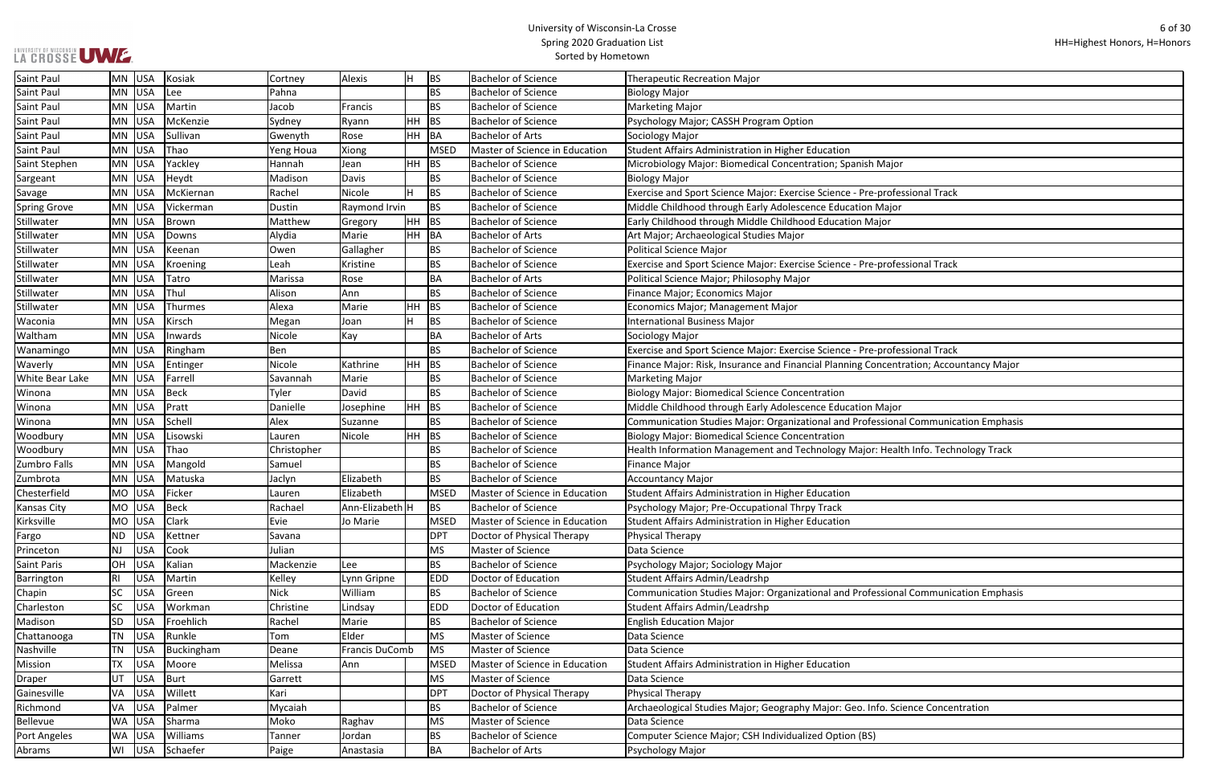# University of Wisconsin-La Crosse
## Spring 2020 Graduation List
### Sorted by Hometown

HH=Highest Honors, H=Honors

| Hometown | State | Country | Last Name | First Name | Middle Name | Honors | Degree | Degree Description | Major/Program |
|---|---|---|---|---|---|---|---|---|---|
| Saint Paul | MN | USA | Kosiak | Cortney | Alexis | H | BS | Bachelor of Science | Therapeutic Recreation Major |
| Saint Paul | MN | USA | Lee | Pahna | | | BS | Bachelor of Science | Biology Major |
| Saint Paul | MN | USA | Martin | Jacob | Francis | | BS | Bachelor of Science | Marketing Major |
| Saint Paul | MN | USA | McKenzie | Sydney | Ryann | HH | BS | Bachelor of Science | Psychology Major; CASSH Program Option |
| Saint Paul | MN | USA | Sullivan | Gwenyth | Rose | HH | BA | Bachelor of Arts | Sociology Major |
| Saint Paul | MN | USA | Thao | Yeng Houa | Xiong | | MSED | Master of Science in Education | Student Affairs Administration in Higher Education |
| Saint Stephen | MN | USA | Yackley | Hannah | Jean | HH | BS | Bachelor of Science | Microbiology Major: Biomedical Concentration; Spanish Major |
| Sargeant | MN | USA | Heydt | Madison | Davis | | BS | Bachelor of Science | Biology Major |
| Savage | MN | USA | McKiernan | Rachel | Nicole | H | BS | Bachelor of Science | Exercise and Sport Science Major: Exercise Science - Pre-professional Track |
| Spring Grove | MN | USA | Vickerman | Dustin | Raymond Irvin | | BS | Bachelor of Science | Middle Childhood through Early Adolescence Education Major |
| Stillwater | MN | USA | Brown | Matthew | Gregory | HH | BS | Bachelor of Science | Early Childhood through Middle Childhood Education Major |
| Stillwater | MN | USA | Downs | Alydia | Marie | HH | BA | Bachelor of Arts | Art Major; Archaeological Studies Major |
| Stillwater | MN | USA | Keenan | Owen | Gallagher | | BS | Bachelor of Science | Political Science Major |
| Stillwater | MN | USA | Kroening | Leah | Kristine | | BS | Bachelor of Science | Exercise and Sport Science Major: Exercise Science - Pre-professional Track |
| Stillwater | MN | USA | Tatro | Marissa | Rose | | BA | Bachelor of Arts | Political Science Major; Philosophy Major |
| Stillwater | MN | USA | Thul | Alison | Ann | | BS | Bachelor of Science | Finance Major; Economics Major |
| Stillwater | MN | USA | Thurmes | Alexa | Marie | HH | BS | Bachelor of Science | Economics Major; Management Major |
| Waconia | MN | USA | Kirsch | Megan | Joan | H | BS | Bachelor of Science | International Business Major |
| Waltham | MN | USA | Inwards | Nicole | Kay | | BA | Bachelor of Arts | Sociology Major |
| Wanamingo | MN | USA | Ringham | Ben | | | BS | Bachelor of Science | Exercise and Sport Science Major: Exercise Science - Pre-professional Track |
| Waverly | MN | USA | Entinger | Nicole | Kathrine | HH | BS | Bachelor of Science | Finance Major: Risk, Insurance and Financial Planning Concentration; Accountancy Major |
| White Bear Lake | MN | USA | Farrell | Savannah | Marie | | BS | Bachelor of Science | Marketing Major |
| Winona | MN | USA | Beck | Tyler | David | | BS | Bachelor of Science | Biology Major: Biomedical Science Concentration |
| Winona | MN | USA | Pratt | Danielle | Josephine | HH | BS | Bachelor of Science | Middle Childhood through Early Adolescence Education Major |
| Winona | MN | USA | Schell | Alex | Suzanne | | BS | Bachelor of Science | Communication Studies Major: Organizational and Professional Communication Emphasis |
| Woodbury | MN | USA | Lisowski | Lauren | Nicole | HH | BS | Bachelor of Science | Biology Major: Biomedical Science Concentration |
| Woodbury | MN | USA | Thao | Christopher | | | BS | Bachelor of Science | Health Information Management and Technology Major: Health Info. Technology Track |
| Zumbro Falls | MN | USA | Mangold | Samuel | | | BS | Bachelor of Science | Finance Major |
| Zumbrota | MN | USA | Matuska | Jaclyn | Elizabeth | | BS | Bachelor of Science | Accountancy Major |
| Chesterfield | MO | USA | Ficker | Lauren | Elizabeth | | MSED | Master of Science in Education | Student Affairs Administration in Higher Education |
| Kansas City | MO | USA | Beck | Rachael | Ann-Elizabeth | H | BS | Bachelor of Science | Psychology Major; Pre-Occupational Thrpy Track |
| Kirksville | MO | USA | Clark | Evie | Jo Marie | | MSED | Master of Science in Education | Student Affairs Administration in Higher Education |
| Fargo | ND | USA | Kettner | Savana | | | DPT | Doctor of Physical Therapy | Physical Therapy |
| Princeton | NJ | USA | Cook | Julian | | | MS | Master of Science | Data Science |
| Saint Paris | OH | USA | Kalian | Mackenzie | Lee | | BS | Bachelor of Science | Psychology Major; Sociology Major |
| Barrington | RI | USA | Martin | Kelley | Lynn Gripne | | EDD | Doctor of Education | Student Affairs Admin/Leadrshp |
| Chapin | SC | USA | Green | Nick | William | | BS | Bachelor of Science | Communication Studies Major: Organizational and Professional Communication Emphasis |
| Charleston | SC | USA | Workman | Christine | Lindsay | | EDD | Doctor of Education | Student Affairs Admin/Leadrshp |
| Madison | SD | USA | Froehlich | Rachel | Marie | | BS | Bachelor of Science | English Education Major |
| Chattanooga | TN | USA | Runkle | Tom | Elder | | MS | Master of Science | Data Science |
| Nashville | TN | USA | Buckingham | Deane | Francis DuComb | | MS | Master of Science | Data Science |
| Mission | TX | USA | Moore | Melissa | Ann | | MSED | Master of Science in Education | Student Affairs Administration in Higher Education |
| Draper | UT | USA | Burt | Garrett | | | MS | Master of Science | Data Science |
| Gainesville | VA | USA | Willett | Kari | | | DPT | Doctor of Physical Therapy | Physical Therapy |
| Richmond | VA | USA | Palmer | Mycaiah | | | BS | Bachelor of Science | Archaeological Studies Major; Geography Major: Geo. Info. Science Concentration |
| Bellevue | WA | USA | Sharma | Moko | Raghav | | MS | Master of Science | Data Science |
| Port Angeles | WA | USA | Williams | Tanner | Jordan | | BS | Bachelor of Science | Computer Science Major; CSH Individualized Option (BS) |
| Abrams | WI | USA | Schaefer | Paige | Anastasia | | BA | Bachelor of Arts | Psychology Major |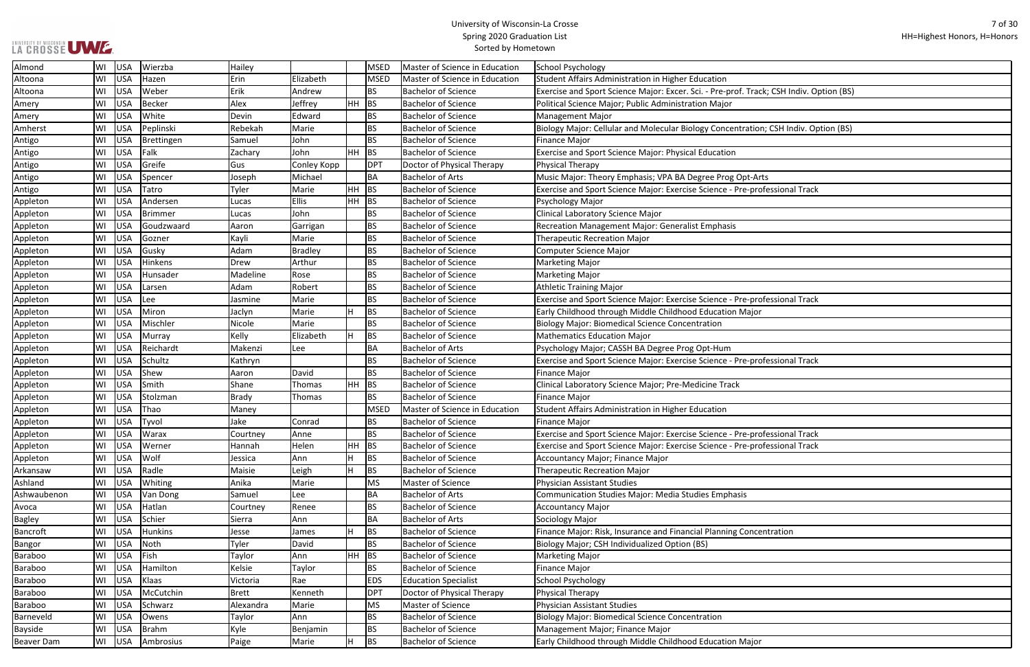University of Wisconsin-La Crosse
Spring 2020 Graduation List
Sorted by Hometown

HH=Highest Honors, H=Honors

| Hometown | State | Country | Last Name | First Name | Middle Name | Honors | Degree | Degree Name | Major/Program |
|---|---|---|---|---|---|---|---|---|---|
| Almond | WI | USA | Wierzba | Hailey | | | MSED | Master of Science in Education | School Psychology |
| Altoona | WI | USA | Hazen | Erin | Elizabeth | | MSED | Master of Science in Education | Student Affairs Administration in Higher Education |
| Altoona | WI | USA | Weber | Erik | Andrew | | BS | Bachelor of Science | Exercise and Sport Science Major: Excer. Sci. - Pre-prof. Track; CSH Indiv. Option (BS) |
| Amery | WI | USA | Becker | Alex | Jeffrey | HH | BS | Bachelor of Science | Political Science Major; Public Administration Major |
| Amery | WI | USA | White | Devin | Edward | | BS | Bachelor of Science | Management Major |
| Amherst | WI | USA | Peplinski | Rebekah | Marie | | BS | Bachelor of Science | Biology Major: Cellular and Molecular Biology Concentration; CSH Indiv. Option (BS) |
| Antigo | WI | USA | Brettingen | Samuel | John | | BS | Bachelor of Science | Finance Major |
| Antigo | WI | USA | Falk | Zachary | John | HH | BS | Bachelor of Science | Exercise and Sport Science Major: Physical Education |
| Antigo | WI | USA | Greife | Gus | Conley Kopp | | DPT | Doctor of Physical Therapy | Physical Therapy |
| Antigo | WI | USA | Spencer | Joseph | Michael | | BA | Bachelor of Arts | Music Major: Theory Emphasis; VPA BA Degree Prog Opt-Arts |
| Antigo | WI | USA | Tatro | Tyler | Marie | HH | BS | Bachelor of Science | Exercise and Sport Science Major: Exercise Science - Pre-professional Track |
| Appleton | WI | USA | Andersen | Lucas | Ellis | HH | BS | Bachelor of Science | Psychology Major |
| Appleton | WI | USA | Brimmer | Lucas | John | | BS | Bachelor of Science | Clinical Laboratory Science Major |
| Appleton | WI | USA | Goudzwaard | Aaron | Garrigan | | BS | Bachelor of Science | Recreation Management Major: Generalist Emphasis |
| Appleton | WI | USA | Gozner | Kayli | Marie | | BS | Bachelor of Science | Therapeutic Recreation Major |
| Appleton | WI | USA | Gusky | Adam | Bradley | | BS | Bachelor of Science | Computer Science Major |
| Appleton | WI | USA | Hinkens | Drew | Arthur | | BS | Bachelor of Science | Marketing Major |
| Appleton | WI | USA | Hunsader | Madeline | Rose | | BS | Bachelor of Science | Marketing Major |
| Appleton | WI | USA | Larsen | Adam | Robert | | BS | Bachelor of Science | Athletic Training Major |
| Appleton | WI | USA | Lee | Jasmine | Marie | | BS | Bachelor of Science | Exercise and Sport Science Major: Exercise Science - Pre-professional Track |
| Appleton | WI | USA | Miron | Jaclyn | Marie | H | BS | Bachelor of Science | Early Childhood through Middle Childhood Education Major |
| Appleton | WI | USA | Mischler | Nicole | Marie | | BS | Bachelor of Science | Biology Major: Biomedical Science Concentration |
| Appleton | WI | USA | Murray | Kelly | Elizabeth | H | BS | Bachelor of Science | Mathematics Education Major |
| Appleton | WI | USA | Reichardt | Makenzi | Lee | | BA | Bachelor of Arts | Psychology Major; CASSH BA Degree Prog Opt-Hum |
| Appleton | WI | USA | Schultz | Kathryn | | | BS | Bachelor of Science | Exercise and Sport Science Major: Exercise Science - Pre-professional Track |
| Appleton | WI | USA | Shew | Aaron | David | | BS | Bachelor of Science | Finance Major |
| Appleton | WI | USA | Smith | Shane | Thomas | HH | BS | Bachelor of Science | Clinical Laboratory Science Major; Pre-Medicine Track |
| Appleton | WI | USA | Stolzman | Brady | Thomas | | BS | Bachelor of Science | Finance Major |
| Appleton | WI | USA | Thao | Maney | | | MSED | Master of Science in Education | Student Affairs Administration in Higher Education |
| Appleton | WI | USA | Tyvol | Jake | Conrad | | BS | Bachelor of Science | Finance Major |
| Appleton | WI | USA | Warax | Courtney | Anne | | BS | Bachelor of Science | Exercise and Sport Science Major: Exercise Science - Pre-professional Track |
| Appleton | WI | USA | Werner | Hannah | Helen | HH | BS | Bachelor of Science | Exercise and Sport Science Major: Exercise Science - Pre-professional Track |
| Appleton | WI | USA | Wolf | Jessica | Ann | H | BS | Bachelor of Science | Accountancy Major; Finance Major |
| Arkansaw | WI | USA | Radle | Maisie | Leigh | H | BS | Bachelor of Science | Therapeutic Recreation Major |
| Ashland | WI | USA | Whiting | Anika | Marie | | MS | Master of Science | Physician Assistant Studies |
| Ashwaubenon | WI | USA | Van Dong | Samuel | Lee | | BA | Bachelor of Arts | Communication Studies Major: Media Studies Emphasis |
| Avoca | WI | USA | Hatlan | Courtney | Renee | | BS | Bachelor of Science | Accountancy Major |
| Bagley | WI | USA | Schier | Sierra | Ann | | BA | Bachelor of Arts | Sociology Major |
| Bancroft | WI | USA | Hunkins | Jesse | James | H | BS | Bachelor of Science | Finance Major: Risk, Insurance and Financial Planning Concentration |
| Bangor | WI | USA | Noth | Tyler | David | | BS | Bachelor of Science | Biology Major; CSH Individualized Option (BS) |
| Baraboo | WI | USA | Fish | Taylor | Ann | HH | BS | Bachelor of Science | Marketing Major |
| Baraboo | WI | USA | Hamilton | Kelsie | Taylor | | BS | Bachelor of Science | Finance Major |
| Baraboo | WI | USA | Klaas | Victoria | Rae | | EDS | Education Specialist | School Psychology |
| Baraboo | WI | USA | McCutchin | Brett | Kenneth | | DPT | Doctor of Physical Therapy | Physical Therapy |
| Baraboo | WI | USA | Schwarz | Alexandra | Marie | | MS | Master of Science | Physician Assistant Studies |
| Barneveld | WI | USA | Owens | Taylor | Ann | | BS | Bachelor of Science | Biology Major: Biomedical Science Concentration |
| Bayside | WI | USA | Brahm | Kyle | Benjamin | | BS | Bachelor of Science | Management Major; Finance Major |
| Beaver Dam | WI | USA | Ambrosius | Paige | Marie | H | BS | Bachelor of Science | Early Childhood through Middle Childhood Education Major |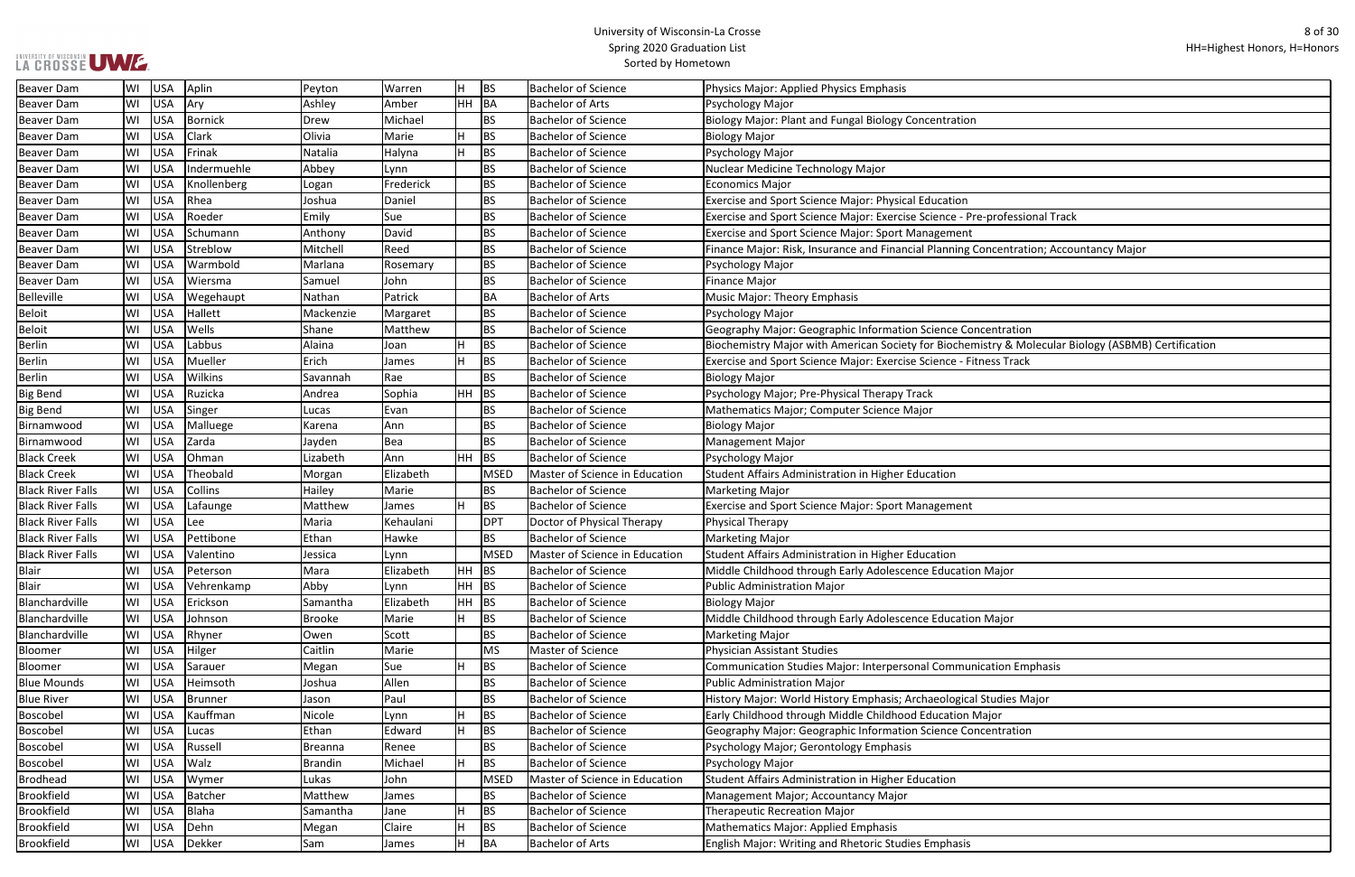| | | | | | | | | | |
|---|---|---|---|---|---|---|---|---|---|
| Beaver Dam | WI | USA | Aplin | Peyton | Warren | H | BS | Bachelor of Science | Physics Major: Applied Physics Emphasis |
| Beaver Dam | WI | USA | Ary | Ashley | Amber | HH | BA | Bachelor of Arts | Psychology Major |
| Beaver Dam | WI | USA | Bornick | Drew | Michael | | BS | Bachelor of Science | Biology Major: Plant and Fungal Biology Concentration |
| Beaver Dam | WI | USA | Clark | Olivia | Marie | H | BS | Bachelor of Science | Biology Major |
| Beaver Dam | WI | USA | Frinak | Natalia | Halyna | H | BS | Bachelor of Science | Psychology Major |
| Beaver Dam | WI | USA | Indermuehle | Abbey | Lynn | | BS | Bachelor of Science | Nuclear Medicine Technology Major |
| Beaver Dam | WI | USA | Knollenberg | Logan | Frederick | | BS | Bachelor of Science | Economics Major |
| Beaver Dam | WI | USA | Rhea | Joshua | Daniel | | BS | Bachelor of Science | Exercise and Sport Science Major: Physical Education |
| Beaver Dam | WI | USA | Roeder | Emily | Sue | | BS | Bachelor of Science | Exercise and Sport Science Major: Exercise Science - Pre-professional Track |
| Beaver Dam | WI | USA | Schumann | Anthony | David | | BS | Bachelor of Science | Exercise and Sport Science Major: Sport Management |
| Beaver Dam | WI | USA | Streblow | Mitchell | Reed | | BS | Bachelor of Science | Finance Major: Risk, Insurance and Financial Planning Concentration; Accountancy Major |
| Beaver Dam | WI | USA | Warmbold | Marlana | Rosemary | | BS | Bachelor of Science | Psychology Major |
| Beaver Dam | WI | USA | Wiersma | Samuel | John | | BS | Bachelor of Science | Finance Major |
| Belleville | WI | USA | Wegehaupt | Nathan | Patrick | | BA | Bachelor of Arts | Music Major: Theory Emphasis |
| Beloit | WI | USA | Hallett | Mackenzie | Margaret | | BS | Bachelor of Science | Psychology Major |
| Beloit | WI | USA | Wells | Shane | Matthew | | BS | Bachelor of Science | Geography Major: Geographic Information Science Concentration |
| Berlin | WI | USA | Labbus | Alaina | Joan | H | BS | Bachelor of Science | Biochemistry Major with American Society for Biochemistry & Molecular Biology (ASBMB) Certification |
| Berlin | WI | USA | Mueller | Erich | James | H | BS | Bachelor of Science | Exercise and Sport Science Major: Exercise Science - Fitness Track |
| Berlin | WI | USA | Wilkins | Savannah | Rae | | BS | Bachelor of Science | Biology Major |
| Big Bend | WI | USA | Ruzicka | Andrea | Sophia | HH | BS | Bachelor of Science | Psychology Major; Pre-Physical Therapy Track |
| Big Bend | WI | USA | Singer | Lucas | Evan | | BS | Bachelor of Science | Mathematics Major; Computer Science Major |
| Birnamwood | WI | USA | Malluege | Karena | Ann | | BS | Bachelor of Science | Biology Major |
| Birnamwood | WI | USA | Zarda | Jayden | Bea | | BS | Bachelor of Science | Management Major |
| Black Creek | WI | USA | Ohman | Lizabeth | Ann | HH | BS | Bachelor of Science | Psychology Major |
| Black Creek | WI | USA | Theobald | Morgan | Elizabeth | | MSED | Master of Science in Education | Student Affairs Administration in Higher Education |
| Black River Falls | WI | USA | Collins | Hailey | Marie | | BS | Bachelor of Science | Marketing Major |
| Black River Falls | WI | USA | Lafaunge | Matthew | James | H | BS | Bachelor of Science | Exercise and Sport Science Major: Sport Management |
| Black River Falls | WI | USA | Lee | Maria | Kehaulani | | DPT | Doctor of Physical Therapy | Physical Therapy |
| Black River Falls | WI | USA | Pettibone | Ethan | Hawke | | BS | Bachelor of Science | Marketing Major |
| Black River Falls | WI | USA | Valentino | Jessica | Lynn | | MSED | Master of Science in Education | Student Affairs Administration in Higher Education |
| Blair | WI | USA | Peterson | Mara | Elizabeth | HH | BS | Bachelor of Science | Middle Childhood through Early Adolescence Education Major |
| Blair | WI | USA | Vehrenkamp | Abby | Lynn | HH | BS | Bachelor of Science | Public Administration Major |
| Blanchardville | WI | USA | Erickson | Samantha | Elizabeth | HH | BS | Bachelor of Science | Biology Major |
| Blanchardville | WI | USA | Johnson | Brooke | Marie | H | BS | Bachelor of Science | Middle Childhood through Early Adolescence Education Major |
| Blanchardville | WI | USA | Rhyner | Owen | Scott | | BS | Bachelor of Science | Marketing Major |
| Bloomer | WI | USA | Hilger | Caitlin | Marie | | MS | Master of Science | Physician Assistant Studies |
| Bloomer | WI | USA | Sarauer | Megan | Sue | H | BS | Bachelor of Science | Communication Studies Major: Interpersonal Communication Emphasis |
| Blue Mounds | WI | USA | Heimsoth | Joshua | Allen | | BS | Bachelor of Science | Public Administration Major |
| Blue River | WI | USA | Brunner | Jason | Paul | | BS | Bachelor of Science | History Major: World History Emphasis; Archaeological Studies Major |
| Boscobel | WI | USA | Kauffman | Nicole | Lynn | H | BS | Bachelor of Science | Early Childhood through Middle Childhood Education Major |
| Boscobel | WI | USA | Lucas | Ethan | Edward | H | BS | Bachelor of Science | Geography Major: Geographic Information Science Concentration |
| Boscobel | WI | USA | Russell | Breanna | Renee | | BS | Bachelor of Science | Psychology Major; Gerontology Emphasis |
| Boscobel | WI | USA | Walz | Brandin | Michael | H | BS | Bachelor of Science | Psychology Major |
| Brodhead | WI | USA | Wymer | Lukas | John | | MSED | Master of Science in Education | Student Affairs Administration in Higher Education |
| Brookfield | WI | USA | Batcher | Matthew | James | | BS | Bachelor of Science | Management Major; Accountancy Major |
| Brookfield | WI | USA | Blaha | Samantha | Jane | H | BS | Bachelor of Science | Therapeutic Recreation Major |
| Brookfield | WI | USA | Dehn | Megan | Claire | H | BS | Bachelor of Science | Mathematics Major: Applied Emphasis |
| Brookfield | WI | USA | Dekker | Sam | James | H | BA | Bachelor of Arts | English Major: Writing and Rhetoric Studies Emphasis |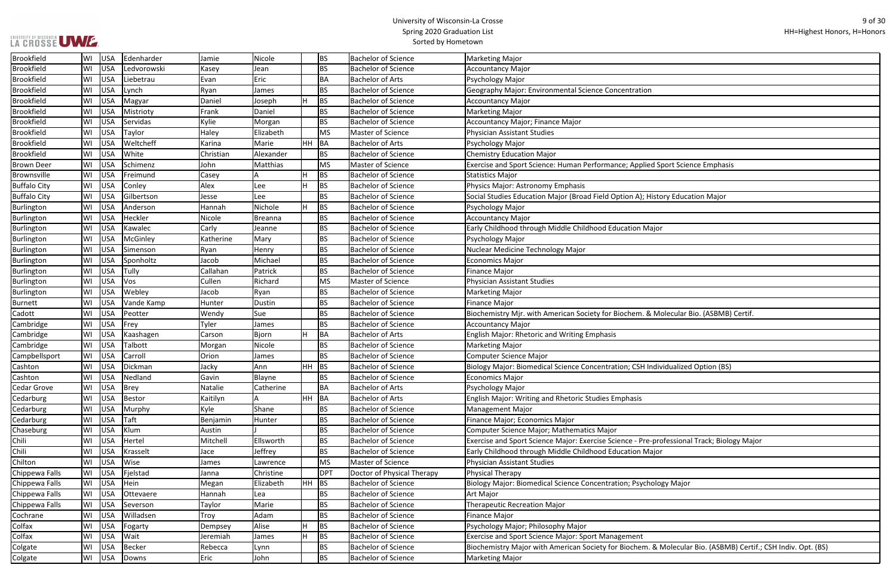| Brookfield | WI | USA | Edenharder | Jamie | Nicole | | BS | Bachelor of Science | Marketing Major |
|---|---|---|---|---|---|---|---|---|---|
| Brookfield | WI | USA | Ledvorowski | Kasey | Jean | | BS | Bachelor of Science | Accountancy Major |
| Brookfield | WI | USA | Liebetrau | Evan | Eric | | BA | Bachelor of Arts | Psychology Major |
| Brookfield | WI | USA | Lynch | Ryan | James | | BS | Bachelor of Science | Geography Major: Environmental Science Concentration |
| Brookfield | WI | USA | Magyar | Daniel | Joseph | H | BS | Bachelor of Science | Accountancy Major |
| Brookfield | WI | USA | Mistrioty | Frank | Daniel | | BS | Bachelor of Science | Marketing Major |
| Brookfield | WI | USA | Servidas | Kylie | Morgan | | BS | Bachelor of Science | Accountancy Major; Finance Major |
| Brookfield | WI | USA | Taylor | Haley | Elizabeth | | MS | Master of Science | Physician Assistant Studies |
| Brookfield | WI | USA | Weltcheff | Karina | Marie | HH | BA | Bachelor of Arts | Psychology Major |
| Brookfield | WI | USA | White | Christian | Alexander | | BS | Bachelor of Science | Chemistry Education Major |
| Brown Deer | WI | USA | Schimenz | John | Matthias | | MS | Master of Science | Exercise and Sport Science: Human Performance; Applied Sport Science Emphasis |
| Brownsville | WI | USA | Freimund | Casey | A | H | BS | Bachelor of Science | Statistics Major |
| Buffalo City | WI | USA | Conley | Alex | Lee | H | BS | Bachelor of Science | Physics Major: Astronomy Emphasis |
| Buffalo City | WI | USA | Gilbertson | Jesse | Lee | | BS | Bachelor of Science | Social Studies Education Major (Broad Field Option A); History Education Major |
| Burlington | WI | USA | Anderson | Hannah | Nichole | H | BS | Bachelor of Science | Psychology Major |
| Burlington | WI | USA | Heckler | Nicole | Breanna | | BS | Bachelor of Science | Accountancy Major |
| Burlington | WI | USA | Kawalec | Carly | Jeanne | | BS | Bachelor of Science | Early Childhood through Middle Childhood Education Major |
| Burlington | WI | USA | McGinley | Katherine | Mary | | BS | Bachelor of Science | Psychology Major |
| Burlington | WI | USA | Simenson | Ryan | Henry | | BS | Bachelor of Science | Nuclear Medicine Technology Major |
| Burlington | WI | USA | Sponholtz | Jacob | Michael | | BS | Bachelor of Science | Economics Major |
| Burlington | WI | USA | Tully | Callahan | Patrick | | BS | Bachelor of Science | Finance Major |
| Burlington | WI | USA | Vos | Cullen | Richard | | MS | Master of Science | Physician Assistant Studies |
| Burlington | WI | USA | Webley | Jacob | Ryan | | BS | Bachelor of Science | Marketing Major |
| Burnett | WI | USA | Vande Kamp | Hunter | Dustin | | BS | Bachelor of Science | Finance Major |
| Cadott | WI | USA | Peotter | Wendy | Sue | | BS | Bachelor of Science | Biochemistry Mjr. with American Society for Biochem. & Molecular Bio. (ASBMB) Certif. |
| Cambridge | WI | USA | Frey | Tyler | James | | BS | Bachelor of Science | Accountancy Major |
| Cambridge | WI | USA | Kaashagen | Carson | Bjorn | H | BA | Bachelor of Arts | English Major: Rhetoric and Writing Emphasis |
| Cambridge | WI | USA | Talbott | Morgan | Nicole | | BS | Bachelor of Science | Marketing Major |
| Campbellsport | WI | USA | Carroll | Orion | James | | BS | Bachelor of Science | Computer Science Major |
| Cashton | WI | USA | Dickman | Jacky | Ann | HH | BS | Bachelor of Science | Biology Major: Biomedical Science Concentration; CSH Individualized Option (BS) |
| Cashton | WI | USA | Nedland | Gavin | Blayne | | BS | Bachelor of Science | Economics Major |
| Cedar Grove | WI | USA | Brey | Natalie | Catherine | | BA | Bachelor of Arts | Psychology Major |
| Cedarburg | WI | USA | Bestor | Kaitilyn | A | HH | BA | Bachelor of Arts | English Major: Writing and Rhetoric Studies Emphasis |
| Cedarburg | WI | USA | Murphy | Kyle | Shane | | BS | Bachelor of Science | Management Major |
| Cedarburg | WI | USA | Taft | Benjamin | Hunter | | BS | Bachelor of Science | Finance Major; Economics Major |
| Chaseburg | WI | USA | Klum | Austin | J | | BS | Bachelor of Science | Computer Science Major; Mathematics Major |
| Chili | WI | USA | Hertel | Mitchell | Ellsworth | | BS | Bachelor of Science | Exercise and Sport Science Major: Exercise Science - Pre-professional Track; Biology Major |
| Chili | WI | USA | Krasselt | Jace | Jeffrey | | BS | Bachelor of Science | Early Childhood through Middle Childhood Education Major |
| Chilton | WI | USA | Wise | James | Lawrence | | MS | Master of Science | Physician Assistant Studies |
| Chippewa Falls | WI | USA | Fjelstad | Janna | Christine | | DPT | Doctor of Physical Therapy | Physical Therapy |
| Chippewa Falls | WI | USA | Hein | Megan | Elizabeth | HH | BS | Bachelor of Science | Biology Major: Biomedical Science Concentration; Psychology Major |
| Chippewa Falls | WI | USA | Ottevaere | Hannah | Lea | | BS | Bachelor of Science | Art Major |
| Chippewa Falls | WI | USA | Severson | Taylor | Marie | | BS | Bachelor of Science | Therapeutic Recreation Major |
| Cochrane | WI | USA | Willadsen | Troy | Adam | | BS | Bachelor of Science | Finance Major |
| Colfax | WI | USA | Fogarty | Dempsey | Alise | H | BS | Bachelor of Science | Psychology Major; Philosophy Major |
| Colfax | WI | USA | Wait | Jeremiah | James | H | BS | Bachelor of Science | Exercise and Sport Science Major: Sport Management |
| Colgate | WI | USA | Becker | Rebecca | Lynn | | BS | Bachelor of Science | Biochemistry Major with American Society for Biochem. & Molecular Bio. (ASBMB) Certif.; CSH Indiv. Opt. (BS) |
| Colgate | WI | USA | Downs | Eric | John | | BS | Bachelor of Science | Marketing Major |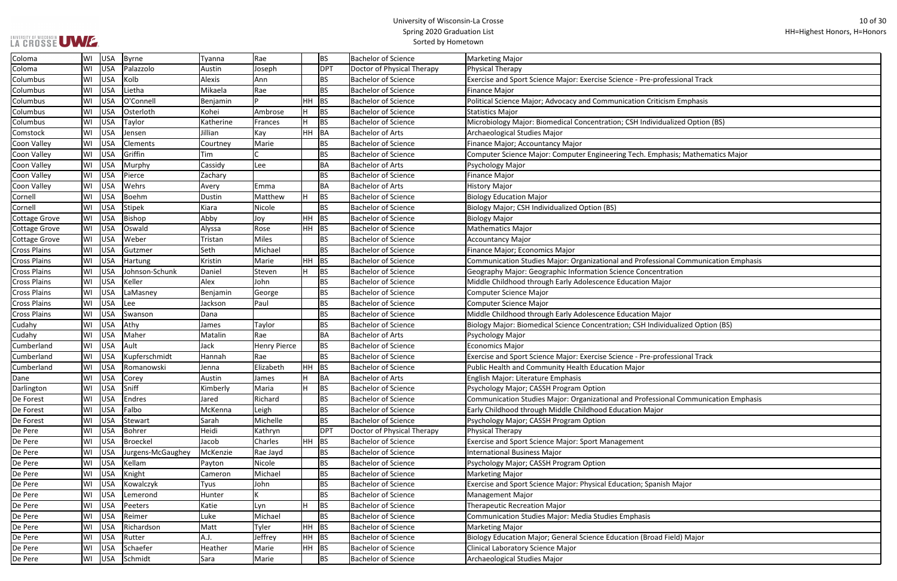# University of Wisconsin-La Crosse
## Spring 2020 Graduation List
### Sorted by Hometown

HH=Highest Honors, H=Honors

| Hometown | State | Country | Last Name | First Name | Middle Name | Honors | Degree | Degree Name | Major |
|---|---|---|---|---|---|---|---|---|---|
| Coloma | WI | USA | Byrne | Tyanna | Rae | | BS | Bachelor of Science | Marketing Major |
| Coloma | WI | USA | Palazzolo | Austin | Joseph | | DPT | Doctor of Physical Therapy | Physical Therapy |
| Columbus | WI | USA | Kolb | Alexis | Ann | | BS | Bachelor of Science | Exercise and Sport Science Major: Exercise Science - Pre-professional Track |
| Columbus | WI | USA | Lietha | Mikaela | Rae | | BS | Bachelor of Science | Finance Major |
| Columbus | WI | USA | O'Connell | Benjamin | P | HH | BS | Bachelor of Science | Political Science Major; Advocacy and Communication Criticism Emphasis |
| Columbus | WI | USA | Osterloth | Kohei | Ambrose | H | BS | Bachelor of Science | Statistics Major |
| Columbus | WI | USA | Taylor | Katherine | Frances | H | BS | Bachelor of Science | Microbiology Major: Biomedical Concentration; CSH Individualized Option (BS) |
| Comstock | WI | USA | Jensen | Jillian | Kay | HH | BA | Bachelor of Arts | Archaeological Studies Major |
| Coon Valley | WI | USA | Clements | Courtney | Marie | | BS | Bachelor of Science | Finance Major; Accountancy Major |
| Coon Valley | WI | USA | Griffin | Tim | C | | BS | Bachelor of Science | Computer Science Major: Computer Engineering Tech. Emphasis; Mathematics Major |
| Coon Valley | WI | USA | Murphy | Cassidy | Lee | | BA | Bachelor of Arts | Psychology Major |
| Coon Valley | WI | USA | Pierce | Zachary | | | BS | Bachelor of Science | Finance Major |
| Coon Valley | WI | USA | Wehrs | Avery | Emma | | BA | Bachelor of Arts | History Major |
| Cornell | WI | USA | Boehm | Dustin | Matthew | H | BS | Bachelor of Science | Biology Education Major |
| Cornell | WI | USA | Stipek | Kiara | Nicole | | BS | Bachelor of Science | Biology Major; CSH Individualized Option (BS) |
| Cottage Grove | WI | USA | Bishop | Abby | Joy | HH | BS | Bachelor of Science | Biology Major |
| Cottage Grove | WI | USA | Oswald | Alyssa | Rose | HH | BS | Bachelor of Science | Mathematics Major |
| Cottage Grove | WI | USA | Weber | Tristan | Miles | | BS | Bachelor of Science | Accountancy Major |
| Cross Plains | WI | USA | Gutzmer | Seth | Michael | | BS | Bachelor of Science | Finance Major; Economics Major |
| Cross Plains | WI | USA | Hartung | Kristin | Marie | HH | BS | Bachelor of Science | Communication Studies Major: Organizational and Professional Communication Emphasis |
| Cross Plains | WI | USA | Johnson-Schunk | Daniel | Steven | H | BS | Bachelor of Science | Geography Major: Geographic Information Science Concentration |
| Cross Plains | WI | USA | Keller | Alex | John | | BS | Bachelor of Science | Middle Childhood through Early Adolescence Education Major |
| Cross Plains | WI | USA | LaMasney | Benjamin | George | | BS | Bachelor of Science | Computer Science Major |
| Cross Plains | WI | USA | Lee | Jackson | Paul | | BS | Bachelor of Science | Computer Science Major |
| Cross Plains | WI | USA | Swanson | Dana | | | BS | Bachelor of Science | Middle Childhood through Early Adolescence Education Major |
| Cudahy | WI | USA | Athy | James | Taylor | | BS | Bachelor of Science | Biology Major: Biomedical Science Concentration; CSH Individualized Option (BS) |
| Cudahy | WI | USA | Maher | Matalin | Rae | | BA | Bachelor of Arts | Psychology Major |
| Cumberland | WI | USA | Ault | Jack | Henry Pierce | | BS | Bachelor of Science | Economics Major |
| Cumberland | WI | USA | Kupferschmidt | Hannah | Rae | | BS | Bachelor of Science | Exercise and Sport Science Major: Exercise Science - Pre-professional Track |
| Cumberland | WI | USA | Romanowski | Jenna | Elizabeth | HH | BS | Bachelor of Science | Public Health and Community Health Education Major |
| Dane | WI | USA | Corey | Austin | James | H | BA | Bachelor of Arts | English Major: Literature Emphasis |
| Darlington | WI | USA | Sniff | Kimberly | Maria | H | BS | Bachelor of Science | Psychology Major; CASSH Program Option |
| De Forest | WI | USA | Endres | Jared | Richard | | BS | Bachelor of Science | Communication Studies Major: Organizational and Professional Communication Emphasis |
| De Forest | WI | USA | Falbo | McKenna | Leigh | | BS | Bachelor of Science | Early Childhood through Middle Childhood Education Major |
| De Forest | WI | USA | Stewart | Sarah | Michelle | | BS | Bachelor of Science | Psychology Major; CASSH Program Option |
| De Pere | WI | USA | Bohrer | Heidi | Kathryn | | DPT | Doctor of Physical Therapy | Physical Therapy |
| De Pere | WI | USA | Broeckel | Jacob | Charles | HH | BS | Bachelor of Science | Exercise and Sport Science Major: Sport Management |
| De Pere | WI | USA | Jurgens-McGaughey | McKenzie | Rae Jayd | | BS | Bachelor of Science | International Business Major |
| De Pere | WI | USA | Kellam | Payton | Nicole | | BS | Bachelor of Science | Psychology Major; CASSH Program Option |
| De Pere | WI | USA | Knight | Cameron | Michael | | BS | Bachelor of Science | Marketing Major |
| De Pere | WI | USA | Kowalczyk | Tyus | John | | BS | Bachelor of Science | Exercise and Sport Science Major: Physical Education; Spanish Major |
| De Pere | WI | USA | Lemerond | Hunter | K | | BS | Bachelor of Science | Management Major |
| De Pere | WI | USA | Peeters | Katie | Lyn | H | BS | Bachelor of Science | Therapeutic Recreation Major |
| De Pere | WI | USA | Reimer | Luke | Michael | | BS | Bachelor of Science | Communication Studies Major: Media Studies Emphasis |
| De Pere | WI | USA | Richardson | Matt | Tyler | HH | BS | Bachelor of Science | Marketing Major |
| De Pere | WI | USA | Rutter | A.J. | Jeffrey | HH | BS | Bachelor of Science | Biology Education Major; General Science Education (Broad Field) Major |
| De Pere | WI | USA | Schaefer | Heather | Marie | HH | BS | Bachelor of Science | Clinical Laboratory Science Major |
| De Pere | WI | USA | Schmidt | Sara | Marie | | BS | Bachelor of Science | Archaeological Studies Major |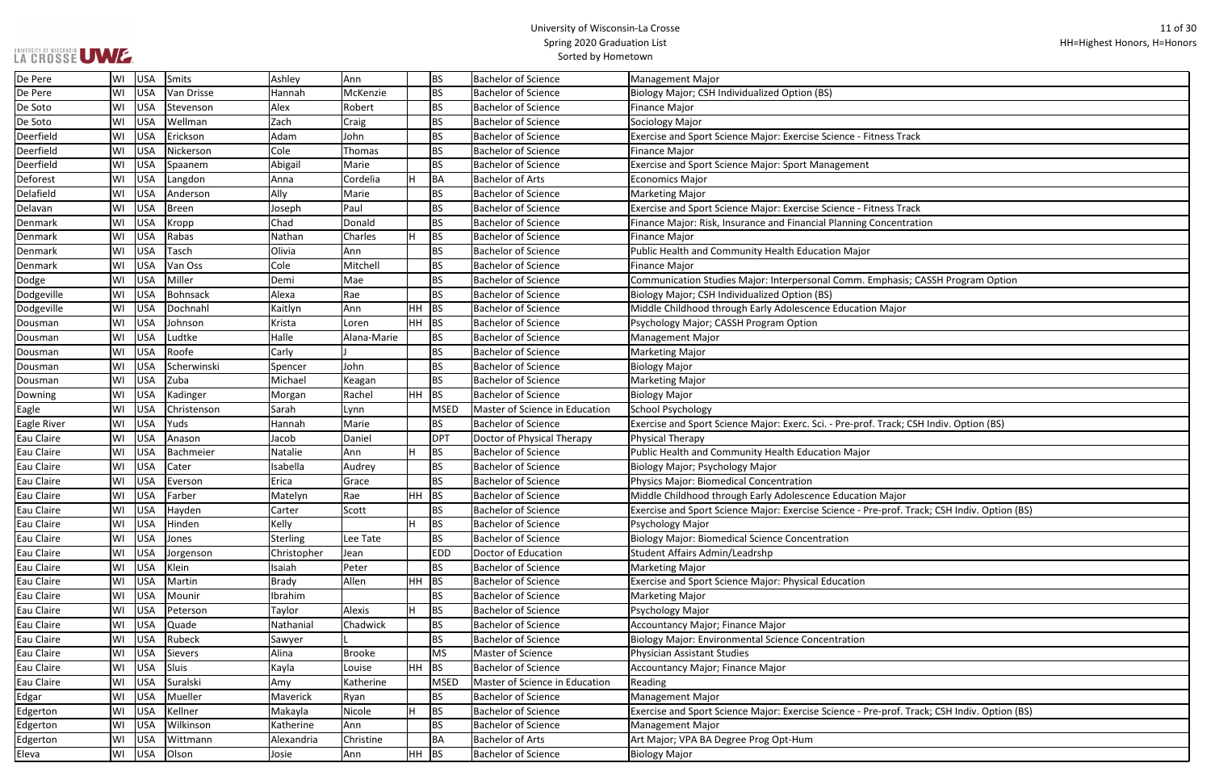# University of Wisconsin-La Crosse
## Spring 2020 Graduation List
### Sorted by Hometown

HH=Highest Honors, H=Honors

| | | | | | | | | | |
|---|---|---|---|---|---|---|---|---|---|
| De Pere | WI | USA | Smits | Ashley | Ann | | BS | Bachelor of Science | Management Major |
| De Pere | WI | USA | Van Drisse | Hannah | McKenzie | | BS | Bachelor of Science | Biology Major; CSH Individualized Option (BS) |
| De Soto | WI | USA | Stevenson | Alex | Robert | | BS | Bachelor of Science | Finance Major |
| De Soto | WI | USA | Wellman | Zach | Craig | | BS | Bachelor of Science | Sociology Major |
| Deerfield | WI | USA | Erickson | Adam | John | | BS | Bachelor of Science | Exercise and Sport Science Major: Exercise Science - Fitness Track |
| Deerfield | WI | USA | Nickerson | Cole | Thomas | | BS | Bachelor of Science | Finance Major |
| Deerfield | WI | USA | Spaanem | Abigail | Marie | | BS | Bachelor of Science | Exercise and Sport Science Major: Sport Management |
| Deforest | WI | USA | Langdon | Anna | Cordelia | H | BA | Bachelor of Arts | Economics Major |
| Delafield | WI | USA | Anderson | Ally | Marie | | BS | Bachelor of Science | Marketing Major |
| Delavan | WI | USA | Breen | Joseph | Paul | | BS | Bachelor of Science | Exercise and Sport Science Major: Exercise Science - Fitness Track |
| Denmark | WI | USA | Kropp | Chad | Donald | | BS | Bachelor of Science | Finance Major: Risk, Insurance and Financial Planning Concentration |
| Denmark | WI | USA | Rabas | Nathan | Charles | H | BS | Bachelor of Science | Finance Major |
| Denmark | WI | USA | Tasch | Olivia | Ann | | BS | Bachelor of Science | Public Health and Community Health Education Major |
| Denmark | WI | USA | Van Oss | Cole | Mitchell | | BS | Bachelor of Science | Finance Major |
| Dodge | WI | USA | Miller | Demi | Mae | | BS | Bachelor of Science | Communication Studies Major: Interpersonal Comm. Emphasis; CASSH Program Option |
| Dodgeville | WI | USA | Bohnsack | Alexa | Rae | | BS | Bachelor of Science | Biology Major; CSH Individualized Option (BS) |
| Dodgeville | WI | USA | Dochnahl | Kaitlyn | Ann | HH | BS | Bachelor of Science | Middle Childhood through Early Adolescence Education Major |
| Dousman | WI | USA | Johnson | Krista | Loren | HH | BS | Bachelor of Science | Psychology Major; CASSH Program Option |
| Dousman | WI | USA | Ludtke | Halle | Alana-Marie | | BS | Bachelor of Science | Management Major |
| Dousman | WI | USA | Roofe | Carly | J | | BS | Bachelor of Science | Marketing Major |
| Dousman | WI | USA | Scherwinski | Spencer | John | | BS | Bachelor of Science | Biology Major |
| Dousman | WI | USA | Zuba | Michael | Keagan | | BS | Bachelor of Science | Marketing Major |
| Downing | WI | USA | Kadinger | Morgan | Rachel | HH | BS | Bachelor of Science | Biology Major |
| Eagle | WI | USA | Christenson | Sarah | Lynn | | MSED | Master of Science in Education | School Psychology |
| Eagle River | WI | USA | Yuds | Hannah | Marie | | BS | Bachelor of Science | Exercise and Sport Science Major: Exerc. Sci. - Pre-prof. Track; CSH Indiv. Option (BS) |
| Eau Claire | WI | USA | Anason | Jacob | Daniel | | DPT | Doctor of Physical Therapy | Physical Therapy |
| Eau Claire | WI | USA | Bachmeier | Natalie | Ann | H | BS | Bachelor of Science | Public Health and Community Health Education Major |
| Eau Claire | WI | USA | Cater | Isabella | Audrey | | BS | Bachelor of Science | Biology Major; Psychology Major |
| Eau Claire | WI | USA | Everson | Erica | Grace | | BS | Bachelor of Science | Physics Major: Biomedical Concentration |
| Eau Claire | WI | USA | Farber | Matelyn | Rae | HH | BS | Bachelor of Science | Middle Childhood through Early Adolescence Education Major |
| Eau Claire | WI | USA | Hayden | Carter | Scott | | BS | Bachelor of Science | Exercise and Sport Science Major: Exercise Science - Pre-prof. Track; CSH Indiv. Option (BS) |
| Eau Claire | WI | USA | Hinden | Kelly | | H | BS | Bachelor of Science | Psychology Major |
| Eau Claire | WI | USA | Jones | Sterling | Lee Tate | | BS | Bachelor of Science | Biology Major: Biomedical Science Concentration |
| Eau Claire | WI | USA | Jorgenson | Christopher | Jean | | EDD | Doctor of Education | Student Affairs Admin/Leadrshp |
| Eau Claire | WI | USA | Klein | Isaiah | Peter | | BS | Bachelor of Science | Marketing Major |
| Eau Claire | WI | USA | Martin | Brady | Allen | HH | BS | Bachelor of Science | Exercise and Sport Science Major: Physical Education |
| Eau Claire | WI | USA | Mounir | Ibrahim | | | BS | Bachelor of Science | Marketing Major |
| Eau Claire | WI | USA | Peterson | Taylor | Alexis | H | BS | Bachelor of Science | Psychology Major |
| Eau Claire | WI | USA | Quade | Nathanial | Chadwick | | BS | Bachelor of Science | Accountancy Major; Finance Major |
| Eau Claire | WI | USA | Rubeck | Sawyer | L | | BS | Bachelor of Science | Biology Major: Environmental Science Concentration |
| Eau Claire | WI | USA | Sievers | Alina | Brooke | | MS | Master of Science | Physician Assistant Studies |
| Eau Claire | WI | USA | Sluis | Kayla | Louise | HH | BS | Bachelor of Science | Accountancy Major; Finance Major |
| Eau Claire | WI | USA | Suralski | Amy | Katherine | | MSED | Master of Science in Education | Reading |
| Edgar | WI | USA | Mueller | Maverick | Ryan | | BS | Bachelor of Science | Management Major |
| Edgerton | WI | USA | Kellner | Makayla | Nicole | H | BS | Bachelor of Science | Exercise and Sport Science Major: Exercise Science - Pre-prof. Track; CSH Indiv. Option (BS) |
| Edgerton | WI | USA | Wilkinson | Katherine | Ann | | BS | Bachelor of Science | Management Major |
| Edgerton | WI | USA | Wittmann | Alexandria | Christine | | BA | Bachelor of Arts | Art Major; VPA BA Degree Prog Opt-Hum |
| Eleva | WI | USA | Olson | Josie | Ann | HH | BS | Bachelor of Science | Biology Major |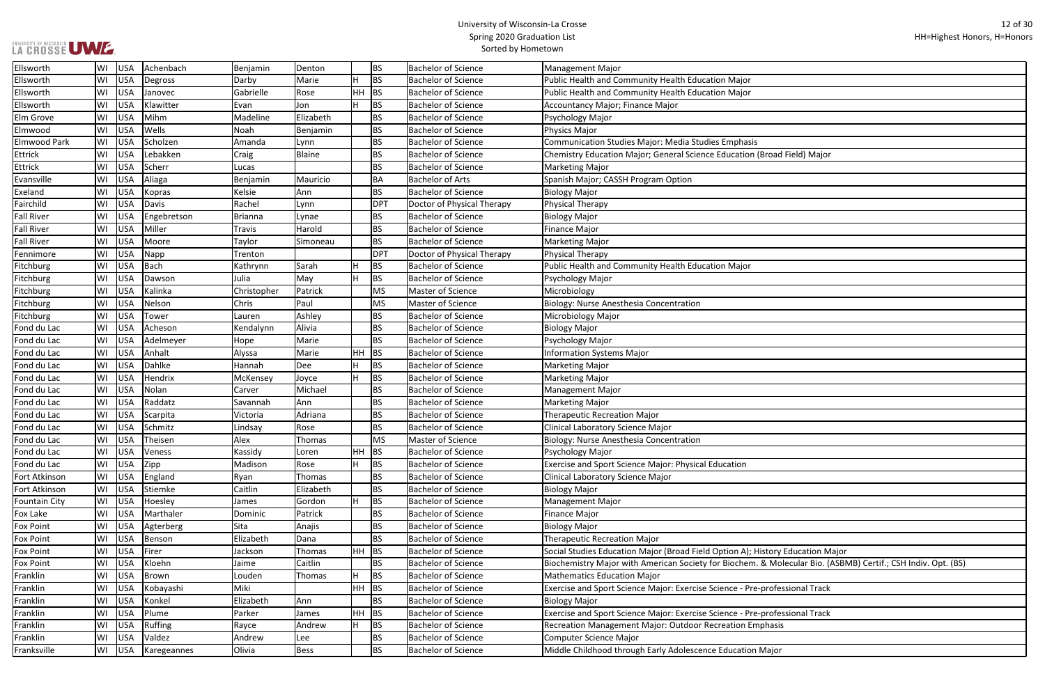# University of Wisconsin-La Crosse
## Spring 2020 Graduation List
### Sorted by Hometown

HH=Highest Honors, H=Honors

| Hometown | State | Country | Last Name | First Name | Middle Name | Honors | Degree | Degree Name | Major |
|---|---|---|---|---|---|---|---|---|---|
| Ellsworth | WI | USA | Achenbach | Benjamin | Denton | | BS | Bachelor of Science | Management Major |
| Ellsworth | WI | USA | Degross | Darby | Marie | H | BS | Bachelor of Science | Public Health and Community Health Education Major |
| Ellsworth | WI | USA | Janovec | Gabrielle | Rose | HH | BS | Bachelor of Science | Public Health and Community Health Education Major |
| Ellsworth | WI | USA | Klawitter | Evan | Jon | H | BS | Bachelor of Science | Accountancy Major; Finance Major |
| Elm Grove | WI | USA | Mihm | Madeline | Elizabeth | | BS | Bachelor of Science | Psychology Major |
| Elmwood | WI | USA | Wells | Noah | Benjamin | | BS | Bachelor of Science | Physics Major |
| Elmwood Park | WI | USA | Scholzen | Amanda | Lynn | | BS | Bachelor of Science | Communication Studies Major: Media Studies Emphasis |
| Ettrick | WI | USA | Lebakken | Craig | Blaine | | BS | Bachelor of Science | Chemistry Education Major; General Science Education (Broad Field) Major |
| Ettrick | WI | USA | Scherr | Lucas | | | BS | Bachelor of Science | Marketing Major |
| Evansville | WI | USA | Aliaga | Benjamin | Mauricio | | BA | Bachelor of Arts | Spanish Major; CASSH Program Option |
| Exeland | WI | USA | Kopras | Kelsie | Ann | | BS | Bachelor of Science | Biology Major |
| Fairchild | WI | USA | Davis | Rachel | Lynn | | DPT | Doctor of Physical Therapy | Physical Therapy |
| Fall River | WI | USA | Engebretson | Brianna | Lynae | | BS | Bachelor of Science | Biology Major |
| Fall River | WI | USA | Miller | Travis | Harold | | BS | Bachelor of Science | Finance Major |
| Fall River | WI | USA | Moore | Taylor | Simoneau | | BS | Bachelor of Science | Marketing Major |
| Fennimore | WI | USA | Napp | Trenton | | | DPT | Doctor of Physical Therapy | Physical Therapy |
| Fitchburg | WI | USA | Bach | Kathrynn | Sarah | H | BS | Bachelor of Science | Public Health and Community Health Education Major |
| Fitchburg | WI | USA | Dawson | Julia | May | H | BS | Bachelor of Science | Psychology Major |
| Fitchburg | WI | USA | Kalinka | Christopher | Patrick | | MS | Master of Science | Microbiology |
| Fitchburg | WI | USA | Nelson | Chris | Paul | | MS | Master of Science | Biology: Nurse Anesthesia Concentration |
| Fitchburg | WI | USA | Tower | Lauren | Ashley | | BS | Bachelor of Science | Microbiology Major |
| Fond du Lac | WI | USA | Acheson | Kendalynn | Alivia | | BS | Bachelor of Science | Biology Major |
| Fond du Lac | WI | USA | Adelmeyer | Hope | Marie | | BS | Bachelor of Science | Psychology Major |
| Fond du Lac | WI | USA | Anhalt | Alyssa | Marie | HH | BS | Bachelor of Science | Information Systems Major |
| Fond du Lac | WI | USA | Dahlke | Hannah | Dee | H | BS | Bachelor of Science | Marketing Major |
| Fond du Lac | WI | USA | Hendrix | McKensey | Joyce | H | BS | Bachelor of Science | Marketing Major |
| Fond du Lac | WI | USA | Nolan | Carver | Michael | | BS | Bachelor of Science | Management Major |
| Fond du Lac | WI | USA | Raddatz | Savannah | Ann | | BS | Bachelor of Science | Marketing Major |
| Fond du Lac | WI | USA | Scarpita | Victoria | Adriana | | BS | Bachelor of Science | Therapeutic Recreation Major |
| Fond du Lac | WI | USA | Schmitz | Lindsay | Rose | | BS | Bachelor of Science | Clinical Laboratory Science Major |
| Fond du Lac | WI | USA | Theisen | Alex | Thomas | | MS | Master of Science | Biology: Nurse Anesthesia Concentration |
| Fond du Lac | WI | USA | Veness | Kassidy | Loren | HH | BS | Bachelor of Science | Psychology Major |
| Fond du Lac | WI | USA | Zipp | Madison | Rose | H | BS | Bachelor of Science | Exercise and Sport Science Major: Physical Education |
| Fort Atkinson | WI | USA | England | Ryan | Thomas | | BS | Bachelor of Science | Clinical Laboratory Science Major |
| Fort Atkinson | WI | USA | Stiemke | Caitlin | Elizabeth | | BS | Bachelor of Science | Biology Major |
| Fountain City | WI | USA | Hoesley | James | Gordon | H | BS | Bachelor of Science | Management Major |
| Fox Lake | WI | USA | Marthaler | Dominic | Patrick | | BS | Bachelor of Science | Finance Major |
| Fox Point | WI | USA | Agterberg | Sita | Anajis | | BS | Bachelor of Science | Biology Major |
| Fox Point | WI | USA | Benson | Elizabeth | Dana | | BS | Bachelor of Science | Therapeutic Recreation Major |
| Fox Point | WI | USA | Firer | Jackson | Thomas | HH | BS | Bachelor of Science | Social Studies Education Major (Broad Field Option A); History Education Major |
| Fox Point | WI | USA | Kloehn | Jaime | Caitlin | | BS | Bachelor of Science | Biochemistry Major with American Society for Biochem. & Molecular Bio. (ASBMB) Certif.; CSH Indiv. Opt. (BS) |
| Franklin | WI | USA | Brown | Louden | Thomas | H | BS | Bachelor of Science | Mathematics Education Major |
| Franklin | WI | USA | Kobayashi | Miki | | HH | BS | Bachelor of Science | Exercise and Sport Science Major: Exercise Science - Pre-professional Track |
| Franklin | WI | USA | Konkel | Elizabeth | Ann | | BS | Bachelor of Science | Biology Major |
| Franklin | WI | USA | Plume | Parker | James | HH | BS | Bachelor of Science | Exercise and Sport Science Major: Exercise Science - Pre-professional Track |
| Franklin | WI | USA | Ruffing | Rayce | Andrew | H | BS | Bachelor of Science | Recreation Management Major: Outdoor Recreation Emphasis |
| Franklin | WI | USA | Valdez | Andrew | Lee | | BS | Bachelor of Science | Computer Science Major |
| Franksville | WI | USA | Karegeannes | Olivia | Bess | | BS | Bachelor of Science | Middle Childhood through Early Adolescence Education Major |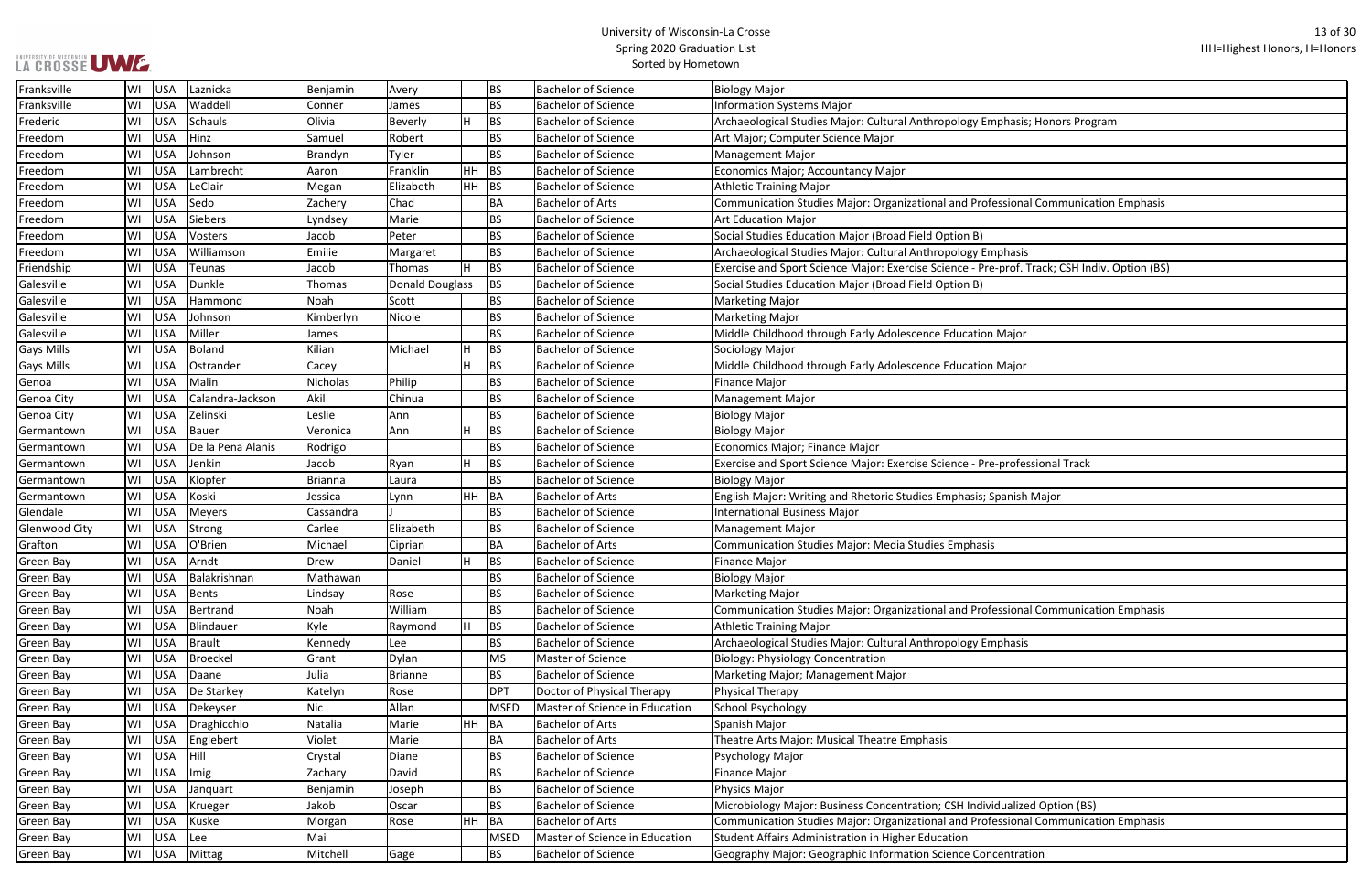| Franksville | WI | USA | Laznicka | Benjamin | Avery | | BS | Bachelor of Science | Biology Major |
|---|---|---|---|---|---|---|---|---|---|
| Franksville | WI | USA | Waddell | Conner | James | | BS | Bachelor of Science | Information Systems Major |
| Frederic | WI | USA | Schauls | Olivia | Beverly | H | BS | Bachelor of Science | Archaeological Studies Major: Cultural Anthropology Emphasis; Honors Program |
| Freedom | WI | USA | Hinz | Samuel | Robert | | BS | Bachelor of Science | Art Major; Computer Science Major |
| Freedom | WI | USA | Johnson | Brandyn | Tyler | | BS | Bachelor of Science | Management Major |
| Freedom | WI | USA | Lambrecht | Aaron | Franklin | HH | BS | Bachelor of Science | Economics Major; Accountancy Major |
| Freedom | WI | USA | LeClair | Megan | Elizabeth | HH | BS | Bachelor of Science | Athletic Training Major |
| Freedom | WI | USA | Sedo | Zachery | Chad | | BA | Bachelor of Arts | Communication Studies Major: Organizational and Professional Communication Emphasis |
| Freedom | WI | USA | Siebers | Lyndsey | Marie | | BS | Bachelor of Science | Art Education Major |
| Freedom | WI | USA | Vosters | Jacob | Peter | | BS | Bachelor of Science | Social Studies Education Major (Broad Field Option B) |
| Freedom | WI | USA | Williamson | Emilie | Margaret | | BS | Bachelor of Science | Archaeological Studies Major: Cultural Anthropology Emphasis |
| Friendship | WI | USA | Teunas | Jacob | Thomas | H | BS | Bachelor of Science | Exercise and Sport Science Major: Exercise Science - Pre-prof. Track; CSH Indiv. Option (BS) |
| Galesville | WI | USA | Dunkle | Thomas | Donald Douglass | | BS | Bachelor of Science | Social Studies Education Major (Broad Field Option B) |
| Galesville | WI | USA | Hammond | Noah | Scott | | BS | Bachelor of Science | Marketing Major |
| Galesville | WI | USA | Johnson | Kimberlyn | Nicole | | BS | Bachelor of Science | Marketing Major |
| Galesville | WI | USA | Miller | James | | | BS | Bachelor of Science | Middle Childhood through Early Adolescence Education Major |
| Gays Mills | WI | USA | Boland | Kilian | Michael | H | BS | Bachelor of Science | Sociology Major |
| Gays Mills | WI | USA | Ostrander | Cacey | | H | BS | Bachelor of Science | Middle Childhood through Early Adolescence Education Major |
| Genoa | WI | USA | Malin | Nicholas | Philip | | BS | Bachelor of Science | Finance Major |
| Genoa City | WI | USA | Calandra-Jackson | Akil | Chinua | | BS | Bachelor of Science | Management Major |
| Genoa City | WI | USA | Zelinski | Leslie | Ann | | BS | Bachelor of Science | Biology Major |
| Germantown | WI | USA | Bauer | Veronica | Ann | H | BS | Bachelor of Science | Biology Major |
| Germantown | WI | USA | De la Pena Alanis | Rodrigo | | | BS | Bachelor of Science | Economics Major; Finance Major |
| Germantown | WI | USA | Jenkin | Jacob | Ryan | H | BS | Bachelor of Science | Exercise and Sport Science Major: Exercise Science - Pre-professional Track |
| Germantown | WI | USA | Klopfer | Brianna | Laura | | BS | Bachelor of Science | Biology Major |
| Germantown | WI | USA | Koski | Jessica | Lynn | HH | BA | Bachelor of Arts | English Major: Writing and Rhetoric Studies Emphasis; Spanish Major |
| Glendale | WI | USA | Meyers | Cassandra | J | | BS | Bachelor of Science | International Business Major |
| Glenwood City | WI | USA | Strong | Carlee | Elizabeth | | BS | Bachelor of Science | Management Major |
| Grafton | WI | USA | O'Brien | Michael | Ciprian | | BA | Bachelor of Arts | Communication Studies Major: Media Studies Emphasis |
| Green Bay | WI | USA | Arndt | Drew | Daniel | H | BS | Bachelor of Science | Finance Major |
| Green Bay | WI | USA | Balakrishnan | Mathawan | | | BS | Bachelor of Science | Biology Major |
| Green Bay | WI | USA | Bents | Lindsay | Rose | | BS | Bachelor of Science | Marketing Major |
| Green Bay | WI | USA | Bertrand | Noah | William | | BS | Bachelor of Science | Communication Studies Major: Organizational and Professional Communication Emphasis |
| Green Bay | WI | USA | Blindauer | Kyle | Raymond | H | BS | Bachelor of Science | Athletic Training Major |
| Green Bay | WI | USA | Brault | Kennedy | Lee | | BS | Bachelor of Science | Archaeological Studies Major: Cultural Anthropology Emphasis |
| Green Bay | WI | USA | Broeckel | Grant | Dylan | | MS | Master of Science | Biology: Physiology Concentration |
| Green Bay | WI | USA | Daane | Julia | Brianne | | BS | Bachelor of Science | Marketing Major; Management Major |
| Green Bay | WI | USA | De Starkey | Katelyn | Rose | | DPT | Doctor of Physical Therapy | Physical Therapy |
| Green Bay | WI | USA | Dekeyser | Nic | Allan | | MSED | Master of Science in Education | School Psychology |
| Green Bay | WI | USA | Draghicchio | Natalia | Marie | HH | BA | Bachelor of Arts | Spanish Major |
| Green Bay | WI | USA | Englebert | Violet | Marie | | BA | Bachelor of Arts | Theatre Arts Major: Musical Theatre Emphasis |
| Green Bay | WI | USA | Hill | Crystal | Diane | | BS | Bachelor of Science | Psychology Major |
| Green Bay | WI | USA | Imig | Zachary | David | | BS | Bachelor of Science | Finance Major |
| Green Bay | WI | USA | Janquart | Benjamin | Joseph | | BS | Bachelor of Science | Physics Major |
| Green Bay | WI | USA | Krueger | Jakob | Oscar | | BS | Bachelor of Science | Microbiology Major: Business Concentration; CSH Individualized Option (BS) |
| Green Bay | WI | USA | Kuske | Morgan | Rose | HH | BA | Bachelor of Arts | Communication Studies Major: Organizational and Professional Communication Emphasis |
| Green Bay | WI | USA | Lee | Mai | | | MSED | Master of Science in Education | Student Affairs Administration in Higher Education |
| Green Bay | WI | USA | Mittag | Mitchell | Gage | | BS | Bachelor of Science | Geography Major: Geographic Information Science Concentration |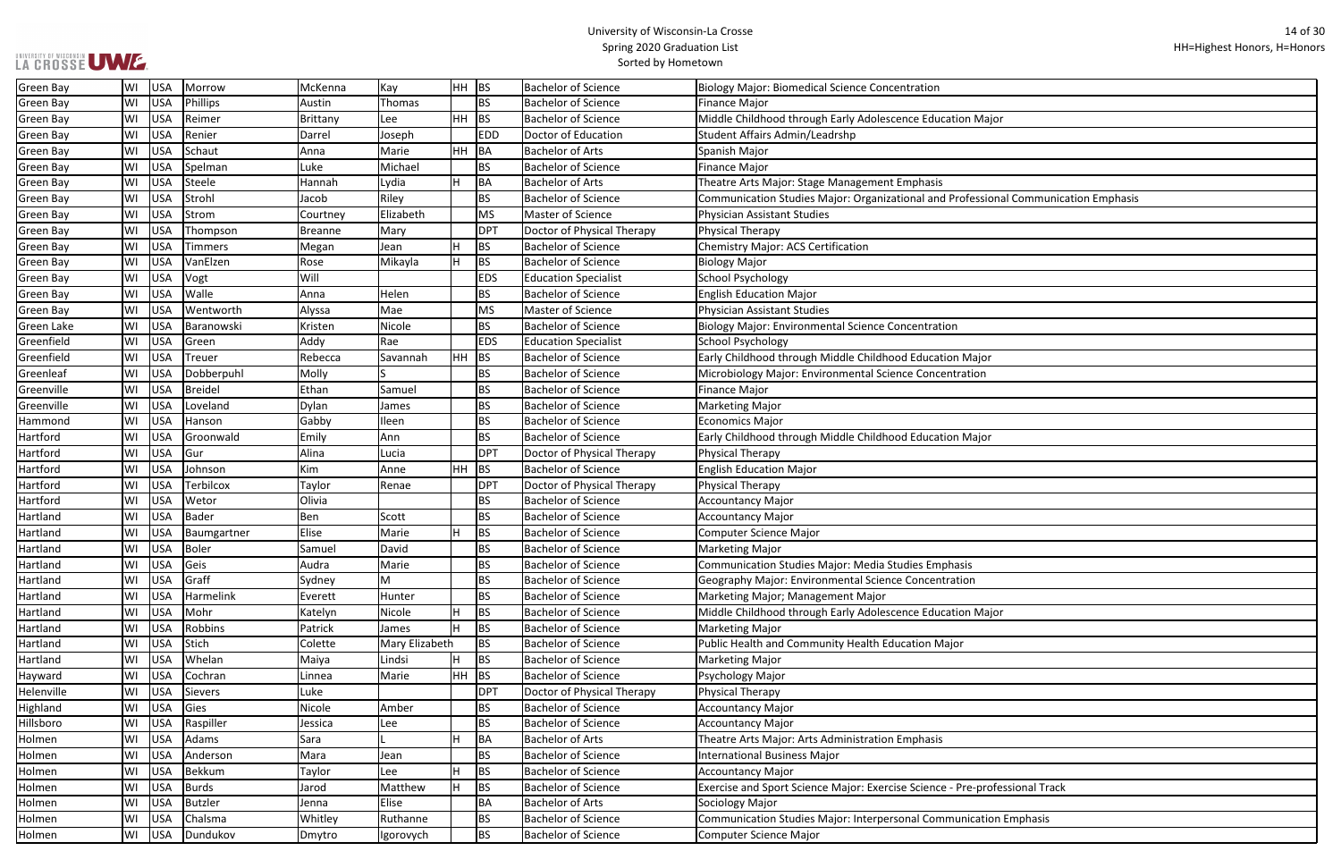University of Wisconsin-La Crosse
Spring 2020 Graduation List
Sorted by Hometown

HH=Highest Honors, H=Honors

| Hometown | State | Country | Last Name | First Name | Middle Name | Honors | Degree | Degree Name | Major |
|---|---|---|---|---|---|---|---|---|---|
| Green Bay | WI | USA | Morrow | McKenna | Kay | HH | BS | Bachelor of Science | Biology Major: Biomedical Science Concentration |
| Green Bay | WI | USA | Phillips | Austin | Thomas | | BS | Bachelor of Science | Finance Major |
| Green Bay | WI | USA | Reimer | Brittany | Lee | HH | BS | Bachelor of Science | Middle Childhood through Early Adolescence Education Major |
| Green Bay | WI | USA | Renier | Darrel | Joseph | | EDD | Doctor of Education | Student Affairs Admin/Leadrshp |
| Green Bay | WI | USA | Schaut | Anna | Marie | HH | BA | Bachelor of Arts | Spanish Major |
| Green Bay | WI | USA | Spelman | Luke | Michael | | BS | Bachelor of Science | Finance Major |
| Green Bay | WI | USA | Steele | Hannah | Lydia | H | BA | Bachelor of Arts | Theatre Arts Major: Stage Management Emphasis |
| Green Bay | WI | USA | Strohl | Jacob | Riley | | BS | Bachelor of Science | Communication Studies Major: Organizational and Professional Communication Emphasis |
| Green Bay | WI | USA | Strom | Courtney | Elizabeth | | MS | Master of Science | Physician Assistant Studies |
| Green Bay | WI | USA | Thompson | Breanne | Mary | | DPT | Doctor of Physical Therapy | Physical Therapy |
| Green Bay | WI | USA | Timmers | Megan | Jean | H | BS | Bachelor of Science | Chemistry Major: ACS Certification |
| Green Bay | WI | USA | VanElzen | Rose | Mikayla | H | BS | Bachelor of Science | Biology Major |
| Green Bay | WI | USA | Vogt | Will | | | EDS | Education Specialist | School Psychology |
| Green Bay | WI | USA | Walle | Anna | Helen | | BS | Bachelor of Science | English Education Major |
| Green Bay | WI | USA | Wentworth | Alyssa | Mae | | MS | Master of Science | Physician Assistant Studies |
| Green Lake | WI | USA | Baranowski | Kristen | Nicole | | BS | Bachelor of Science | Biology Major: Environmental Science Concentration |
| Greenfield | WI | USA | Green | Addy | Rae | | EDS | Education Specialist | School Psychology |
| Greenfield | WI | USA | Treuer | Rebecca | Savannah | HH | BS | Bachelor of Science | Early Childhood through Middle Childhood Education Major |
| Greenleaf | WI | USA | Dobberpuhl | Molly | S | | BS | Bachelor of Science | Microbiology Major: Environmental Science Concentration |
| Greenville | WI | USA | Breidel | Ethan | Samuel | | BS | Bachelor of Science | Finance Major |
| Greenville | WI | USA | Loveland | Dylan | James | | BS | Bachelor of Science | Marketing Major |
| Hammond | WI | USA | Hanson | Gabby | Ileen | | BS | Bachelor of Science | Economics Major |
| Hartford | WI | USA | Groonwald | Emily | Ann | | BS | Bachelor of Science | Early Childhood through Middle Childhood Education Major |
| Hartford | WI | USA | Gur | Alina | Lucia | | DPT | Doctor of Physical Therapy | Physical Therapy |
| Hartford | WI | USA | Johnson | Kim | Anne | HH | BS | Bachelor of Science | English Education Major |
| Hartford | WI | USA | Terbilcox | Taylor | Renae | | DPT | Doctor of Physical Therapy | Physical Therapy |
| Hartford | WI | USA | Wetor | Olivia | | | BS | Bachelor of Science | Accountancy Major |
| Hartland | WI | USA | Bader | Ben | Scott | | BS | Bachelor of Science | Accountancy Major |
| Hartland | WI | USA | Baumgartner | Elise | Marie | H | BS | Bachelor of Science | Computer Science Major |
| Hartland | WI | USA | Boler | Samuel | David | | BS | Bachelor of Science | Marketing Major |
| Hartland | WI | USA | Geis | Audra | Marie | | BS | Bachelor of Science | Communication Studies Major: Media Studies Emphasis |
| Hartland | WI | USA | Graff | Sydney | M | | BS | Bachelor of Science | Geography Major: Environmental Science Concentration |
| Hartland | WI | USA | Harmelink | Everett | Hunter | | BS | Bachelor of Science | Marketing Major; Management Major |
| Hartland | WI | USA | Mohr | Katelyn | Nicole | H | BS | Bachelor of Science | Middle Childhood through Early Adolescence Education Major |
| Hartland | WI | USA | Robbins | Patrick | James | H | BS | Bachelor of Science | Marketing Major |
| Hartland | WI | USA | Stich | Colette | Mary Elizabeth | | BS | Bachelor of Science | Public Health and Community Health Education Major |
| Hartland | WI | USA | Whelan | Maiya | Lindsi | H | BS | Bachelor of Science | Marketing Major |
| Hayward | WI | USA | Cochran | Linnea | Marie | HH | BS | Bachelor of Science | Psychology Major |
| Helenville | WI | USA | Sievers | Luke | | | DPT | Doctor of Physical Therapy | Physical Therapy |
| Highland | WI | USA | Gies | Nicole | Amber | | BS | Bachelor of Science | Accountancy Major |
| Hillsboro | WI | USA | Raspiller | Jessica | Lee | | BS | Bachelor of Science | Accountancy Major |
| Holmen | WI | USA | Adams | Sara | L | H | BA | Bachelor of Arts | Theatre Arts Major: Arts Administration Emphasis |
| Holmen | WI | USA | Anderson | Mara | Jean | | BS | Bachelor of Science | International Business Major |
| Holmen | WI | USA | Bekkum | Taylor | Lee | H | BS | Bachelor of Science | Accountancy Major |
| Holmen | WI | USA | Burds | Jarod | Matthew | H | BS | Bachelor of Science | Exercise and Sport Science Major: Exercise Science - Pre-professional Track |
| Holmen | WI | USA | Butzler | Jenna | Elise | | BA | Bachelor of Arts | Sociology Major |
| Holmen | WI | USA | Chalsma | Whitley | Ruthanne | | BS | Bachelor of Science | Communication Studies Major: Interpersonal Communication Emphasis |
| Holmen | WI | USA | Dundukov | Dmytro | Igorovych | | BS | Bachelor of Science | Computer Science Major |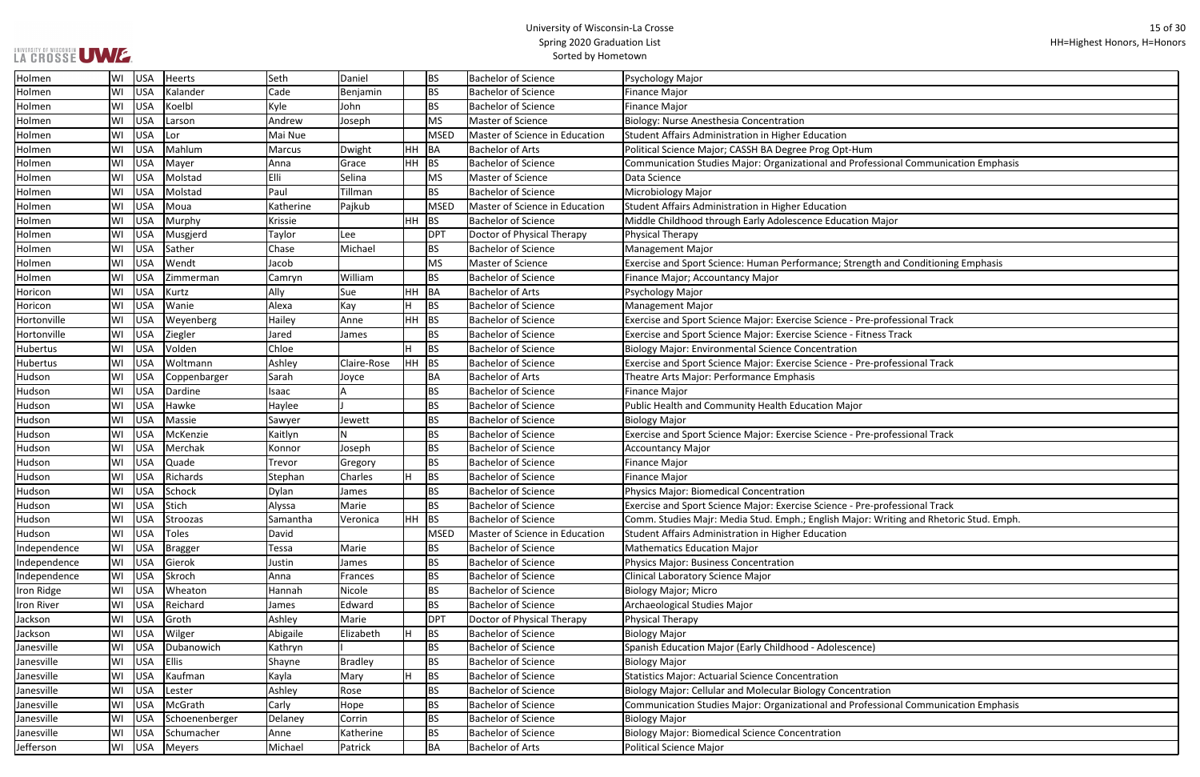| Holmen | WI | USA | Heerts | Seth | Daniel | | BS | Bachelor of Science | Psychology Major |
|---|---|---|---|---|---|---|---|---|---|
| Holmen | WI | USA | Kalander | Cade | Benjamin | | BS | Bachelor of Science | Finance Major |
| Holmen | WI | USA | Koelbl | Kyle | John | | BS | Bachelor of Science | Finance Major |
| Holmen | WI | USA | Larson | Andrew | Joseph | | MS | Master of Science | Biology: Nurse Anesthesia Concentration |
| Holmen | WI | USA | Lor | Mai Nue | | | MSED | Master of Science in Education | Student Affairs Administration in Higher Education |
| Holmen | WI | USA | Mahlum | Marcus | Dwight | HH | BA | Bachelor of Arts | Political Science Major; CASSH BA Degree Prog Opt-Hum |
| Holmen | WI | USA | Mayer | Anna | Grace | HH | BS | Bachelor of Science | Communication Studies Major: Organizational and Professional Communication Emphasis |
| Holmen | WI | USA | Molstad | Elli | Selina | | MS | Master of Science | Data Science |
| Holmen | WI | USA | Molstad | Paul | Tillman | | BS | Bachelor of Science | Microbiology Major |
| Holmen | WI | USA | Moua | Katherine | Pajkub | | MSED | Master of Science in Education | Student Affairs Administration in Higher Education |
| Holmen | WI | USA | Murphy | Krissie | | HH | BS | Bachelor of Science | Middle Childhood through Early Adolescence Education Major |
| Holmen | WI | USA | Musgjerd | Taylor | Lee | | DPT | Doctor of Physical Therapy | Physical Therapy |
| Holmen | WI | USA | Sather | Chase | Michael | | BS | Bachelor of Science | Management Major |
| Holmen | WI | USA | Wendt | Jacob | | | MS | Master of Science | Exercise and Sport Science: Human Performance; Strength and Conditioning Emphasis |
| Holmen | WI | USA | Zimmerman | Camryn | William | | BS | Bachelor of Science | Finance Major; Accountancy Major |
| Horicon | WI | USA | Kurtz | Ally | Sue | HH | BA | Bachelor of Arts | Psychology Major |
| Horicon | WI | USA | Wanie | Alexa | Kay | H | BS | Bachelor of Science | Management Major |
| Hortonville | WI | USA | Weyenberg | Hailey | Anne | HH | BS | Bachelor of Science | Exercise and Sport Science Major: Exercise Science - Pre-professional Track |
| Hortonville | WI | USA | Ziegler | Jared | James | | BS | Bachelor of Science | Exercise and Sport Science Major: Exercise Science - Fitness Track |
| Hubertus | WI | USA | Volden | Chloe | | H | BS | Bachelor of Science | Biology Major: Environmental Science Concentration |
| Hubertus | WI | USA | Woltmann | Ashley | Claire-Rose | HH | BS | Bachelor of Science | Exercise and Sport Science Major: Exercise Science - Pre-professional Track |
| Hudson | WI | USA | Coppenbarger | Sarah | Joyce | | BA | Bachelor of Arts | Theatre Arts Major: Performance Emphasis |
| Hudson | WI | USA | Dardine | Isaac | A | | BS | Bachelor of Science | Finance Major |
| Hudson | WI | USA | Hawke | Haylee | J | | BS | Bachelor of Science | Public Health and Community Health Education Major |
| Hudson | WI | USA | Massie | Sawyer | Jewett | | BS | Bachelor of Science | Biology Major |
| Hudson | WI | USA | McKenzie | Kaitlyn | N | | BS | Bachelor of Science | Exercise and Sport Science Major: Exercise Science - Pre-professional Track |
| Hudson | WI | USA | Merchak | Konnor | Joseph | | BS | Bachelor of Science | Accountancy Major |
| Hudson | WI | USA | Quade | Trevor | Gregory | | BS | Bachelor of Science | Finance Major |
| Hudson | WI | USA | Richards | Stephan | Charles | H | BS | Bachelor of Science | Finance Major |
| Hudson | WI | USA | Schock | Dylan | James | | BS | Bachelor of Science | Physics Major: Biomedical Concentration |
| Hudson | WI | USA | Stich | Alyssa | Marie | | BS | Bachelor of Science | Exercise and Sport Science Major: Exercise Science - Pre-professional Track |
| Hudson | WI | USA | Stroozas | Samantha | Veronica | HH | BS | Bachelor of Science | Comm. Studies Majr: Media Stud. Emph.; English Major: Writing and Rhetoric Stud. Emph. |
| Hudson | WI | USA | Toles | David | | | MSED | Master of Science in Education | Student Affairs Administration in Higher Education |
| Independence | WI | USA | Bragger | Tessa | Marie | | BS | Bachelor of Science | Mathematics Education Major |
| Independence | WI | USA | Gierok | Justin | James | | BS | Bachelor of Science | Physics Major: Business Concentration |
| Independence | WI | USA | Skroch | Anna | Frances | | BS | Bachelor of Science | Clinical Laboratory Science Major |
| Iron Ridge | WI | USA | Wheaton | Hannah | Nicole | | BS | Bachelor of Science | Biology Major; Micro |
| Iron River | WI | USA | Reichard | James | Edward | | BS | Bachelor of Science | Archaeological Studies Major |
| Jackson | WI | USA | Groth | Ashley | Marie | | DPT | Doctor of Physical Therapy | Physical Therapy |
| Jackson | WI | USA | Wilger | Abigaile | Elizabeth | H | BS | Bachelor of Science | Biology Major |
| Janesville | WI | USA | Dubanowich | Kathryn | I | | BS | Bachelor of Science | Spanish Education Major (Early Childhood - Adolescence) |
| Janesville | WI | USA | Ellis | Shayne | Bradley | | BS | Bachelor of Science | Biology Major |
| Janesville | WI | USA | Kaufman | Kayla | Mary | H | BS | Bachelor of Science | Statistics Major: Actuarial Science Concentration |
| Janesville | WI | USA | Lester | Ashley | Rose | | BS | Bachelor of Science | Biology Major: Cellular and Molecular Biology Concentration |
| Janesville | WI | USA | McGrath | Carly | Hope | | BS | Bachelor of Science | Communication Studies Major: Organizational and Professional Communication Emphasis |
| Janesville | WI | USA | Schoenenberger | Delaney | Corrin | | BS | Bachelor of Science | Biology Major |
| Janesville | WI | USA | Schumacher | Anne | Katherine | | BS | Bachelor of Science | Biology Major: Biomedical Science Concentration |
| Jefferson | WI | USA | Meyers | Michael | Patrick | | BA | Bachelor of Arts | Political Science Major |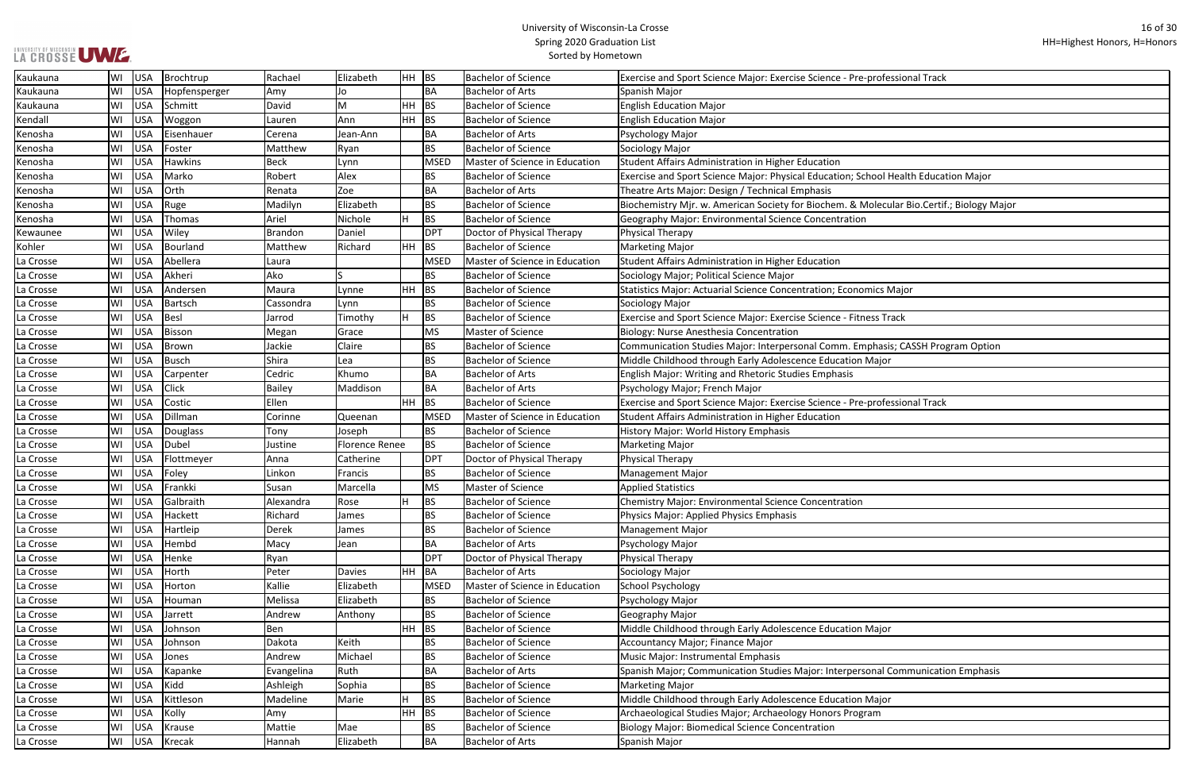# University of Wisconsin-La Crosse
## Spring 2020 Graduation List
### Sorted by Hometown

HH=Highest Honors, H=Honors

| Kaukauna | WI | USA | Brochtrup | Rachael | Elizabeth | HH | BS | Bachelor of Science | Exercise and Sport Science Major: Exercise Science - Pre-professional Track |
|---|---|---|---|---|---|---|---|---|---|
| Kaukauna | WI | USA | Hopfensperger | Amy | Jo | | BA | Bachelor of Arts | Spanish Major |
| Kaukauna | WI | USA | Schmitt | David | M | HH | BS | Bachelor of Science | English Education Major |
| Kendall | WI | USA | Woggon | Lauren | Ann | HH | BS | Bachelor of Science | English Education Major |
| Kenosha | WI | USA | Eisenhauer | Cerena | Jean-Ann | | BA | Bachelor of Arts | Psychology Major |
| Kenosha | WI | USA | Foster | Matthew | Ryan | | BS | Bachelor of Science | Sociology Major |
| Kenosha | WI | USA | Hawkins | Beck | Lynn | | MSED | Master of Science in Education | Student Affairs Administration in Higher Education |
| Kenosha | WI | USA | Marko | Robert | Alex | | BS | Bachelor of Science | Exercise and Sport Science Major: Physical Education; School Health Education Major |
| Kenosha | WI | USA | Orth | Renata | Zoe | | BA | Bachelor of Arts | Theatre Arts Major: Design / Technical Emphasis |
| Kenosha | WI | USA | Ruge | Madilyn | Elizabeth | | BS | Bachelor of Science | Biochemistry Mjr. w. American Society for Biochem. & Molecular Bio.Certif.; Biology Major |
| Kenosha | WI | USA | Thomas | Ariel | Nichole | H | BS | Bachelor of Science | Geography Major: Environmental Science Concentration |
| Kewaunee | WI | USA | Wiley | Brandon | Daniel | | DPT | Doctor of Physical Therapy | Physical Therapy |
| Kohler | WI | USA | Bourland | Matthew | Richard | HH | BS | Bachelor of Science | Marketing Major |
| La Crosse | WI | USA | Abellera | Laura | | | MSED | Master of Science in Education | Student Affairs Administration in Higher Education |
| La Crosse | WI | USA | Akheri | Ako | S | | BS | Bachelor of Science | Sociology Major; Political Science Major |
| La Crosse | WI | USA | Andersen | Maura | Lynne | HH | BS | Bachelor of Science | Statistics Major: Actuarial Science Concentration; Economics Major |
| La Crosse | WI | USA | Bartsch | Cassondra | Lynn | | BS | Bachelor of Science | Sociology Major |
| La Crosse | WI | USA | Besl | Jarrod | Timothy | H | BS | Bachelor of Science | Exercise and Sport Science Major: Exercise Science - Fitness Track |
| La Crosse | WI | USA | Bisson | Megan | Grace | | MS | Master of Science | Biology: Nurse Anesthesia Concentration |
| La Crosse | WI | USA | Brown | Jackie | Claire | | BS | Bachelor of Science | Communication Studies Major: Interpersonal Comm. Emphasis; CASSH Program Option |
| La Crosse | WI | USA | Busch | Shira | Lea | | BS | Bachelor of Science | Middle Childhood through Early Adolescence Education Major |
| La Crosse | WI | USA | Carpenter | Cedric | Khumo | | BA | Bachelor of Arts | English Major: Writing and Rhetoric Studies Emphasis |
| La Crosse | WI | USA | Click | Bailey | Maddison | | BA | Bachelor of Arts | Psychology Major; French Major |
| La Crosse | WI | USA | Costic | Ellen | | HH | BS | Bachelor of Science | Exercise and Sport Science Major: Exercise Science - Pre-professional Track |
| La Crosse | WI | USA | Dillman | Corinne | Queenan | | MSED | Master of Science in Education | Student Affairs Administration in Higher Education |
| La Crosse | WI | USA | Douglass | Tony | Joseph | | BS | Bachelor of Science | History Major: World History Emphasis |
| La Crosse | WI | USA | Dubel | Justine | Florence Renee | | BS | Bachelor of Science | Marketing Major |
| La Crosse | WI | USA | Flottmeyer | Anna | Catherine | | DPT | Doctor of Physical Therapy | Physical Therapy |
| La Crosse | WI | USA | Foley | Linkon | Francis | | BS | Bachelor of Science | Management Major |
| La Crosse | WI | USA | Frankki | Susan | Marcella | | MS | Master of Science | Applied Statistics |
| La Crosse | WI | USA | Galbraith | Alexandra | Rose | H | BS | Bachelor of Science | Chemistry Major: Environmental Science Concentration |
| La Crosse | WI | USA | Hackett | Richard | James | | BS | Bachelor of Science | Physics Major: Applied Physics Emphasis |
| La Crosse | WI | USA | Hartleip | Derek | James | | BS | Bachelor of Science | Management Major |
| La Crosse | WI | USA | Hembd | Macy | Jean | | BA | Bachelor of Arts | Psychology Major |
| La Crosse | WI | USA | Henke | Ryan | | | DPT | Doctor of Physical Therapy | Physical Therapy |
| La Crosse | WI | USA | Horth | Peter | Davies | HH | BA | Bachelor of Arts | Sociology Major |
| La Crosse | WI | USA | Horton | Kallie | Elizabeth | | MSED | Master of Science in Education | School Psychology |
| La Crosse | WI | USA | Houman | Melissa | Elizabeth | | BS | Bachelor of Science | Psychology Major |
| La Crosse | WI | USA | Jarrett | Andrew | Anthony | | BS | Bachelor of Science | Geography Major |
| La Crosse | WI | USA | Johnson | Ben | | HH | BS | Bachelor of Science | Middle Childhood through Early Adolescence Education Major |
| La Crosse | WI | USA | Johnson | Dakota | Keith | | BS | Bachelor of Science | Accountancy Major; Finance Major |
| La Crosse | WI | USA | Jones | Andrew | Michael | | BS | Bachelor of Science | Music Major: Instrumental Emphasis |
| La Crosse | WI | USA | Kapanke | Evangelina | Ruth | | BA | Bachelor of Arts | Spanish Major; Communication Studies Major: Interpersonal Communication Emphasis |
| La Crosse | WI | USA | Kidd | Ashleigh | Sophia | | BS | Bachelor of Science | Marketing Major |
| La Crosse | WI | USA | Kittleson | Madeline | Marie | H | BS | Bachelor of Science | Middle Childhood through Early Adolescence Education Major |
| La Crosse | WI | USA | Kolly | Amy | | HH | BS | Bachelor of Science | Archaeological Studies Major; Archaeology Honors Program |
| La Crosse | WI | USA | Krause | Mattie | Mae | | BS | Bachelor of Science | Biology Major: Biomedical Science Concentration |
| La Crosse | WI | USA | Krecak | Hannah | Elizabeth | | BA | Bachelor of Arts | Spanish Major |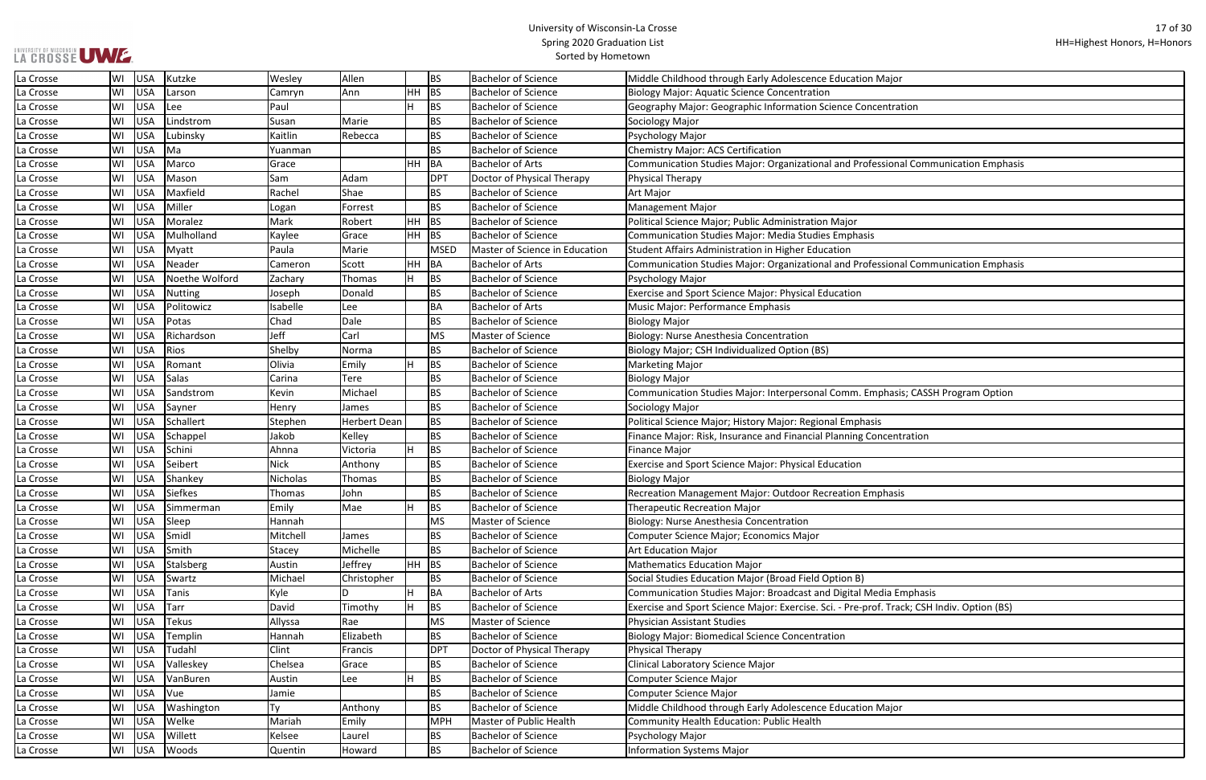# University of Wisconsin-La Crosse
## Spring 2020 Graduation List
Sorted by Hometown

HH=Highest Honors, H=Honors

| | | | | | | | | | |
|---|---|---|---|---|---|---|---|---|---|
| La Crosse | WI | USA | Kutzke | Wesley | Allen | | BS | Bachelor of Science | Middle Childhood through Early Adolescence Education Major |
| La Crosse | WI | USA | Larson | Camryn | Ann | HH | BS | Bachelor of Science | Biology Major: Aquatic Science Concentration |
| La Crosse | WI | USA | Lee | Paul | | H | BS | Bachelor of Science | Geography Major: Geographic Information Science Concentration |
| La Crosse | WI | USA | Lindstrom | Susan | Marie | | BS | Bachelor of Science | Sociology Major |
| La Crosse | WI | USA | Lubinsky | Kaitlin | Rebecca | | BS | Bachelor of Science | Psychology Major |
| La Crosse | WI | USA | Ma | Yuanman | | | BS | Bachelor of Science | Chemistry Major: ACS Certification |
| La Crosse | WI | USA | Marco | Grace | | HH | BA | Bachelor of Arts | Communication Studies Major: Organizational and Professional Communication Emphasis |
| La Crosse | WI | USA | Mason | Sam | Adam | | DPT | Doctor of Physical Therapy | Physical Therapy |
| La Crosse | WI | USA | Maxfield | Rachel | Shae | | BS | Bachelor of Science | Art Major |
| La Crosse | WI | USA | Miller | Logan | Forrest | | BS | Bachelor of Science | Management Major |
| La Crosse | WI | USA | Moralez | Mark | Robert | HH | BS | Bachelor of Science | Political Science Major; Public Administration Major |
| La Crosse | WI | USA | Mulholland | Kaylee | Grace | HH | BS | Bachelor of Science | Communication Studies Major: Media Studies Emphasis |
| La Crosse | WI | USA | Myatt | Paula | Marie | | MSED | Master of Science in Education | Student Affairs Administration in Higher Education |
| La Crosse | WI | USA | Neader | Cameron | Scott | HH | BA | Bachelor of Arts | Communication Studies Major: Organizational and Professional Communication Emphasis |
| La Crosse | WI | USA | Noethe Wolford | Zachary | Thomas | H | BS | Bachelor of Science | Psychology Major |
| La Crosse | WI | USA | Nutting | Joseph | Donald | | BS | Bachelor of Science | Exercise and Sport Science Major: Physical Education |
| La Crosse | WI | USA | Politowicz | Isabelle | Lee | | BA | Bachelor of Arts | Music Major: Performance Emphasis |
| La Crosse | WI | USA | Potas | Chad | Dale | | BS | Bachelor of Science | Biology Major |
| La Crosse | WI | USA | Richardson | Jeff | Carl | | MS | Master of Science | Biology: Nurse Anesthesia Concentration |
| La Crosse | WI | USA | Rios | Shelby | Norma | | BS | Bachelor of Science | Biology Major; CSH Individualized Option (BS) |
| La Crosse | WI | USA | Romant | Olivia | Emily | H | BS | Bachelor of Science | Marketing Major |
| La Crosse | WI | USA | Salas | Carina | Tere | | BS | Bachelor of Science | Biology Major |
| La Crosse | WI | USA | Sandstrom | Kevin | Michael | | BS | Bachelor of Science | Communication Studies Major: Interpersonal Comm. Emphasis; CASSH Program Option |
| La Crosse | WI | USA | Sayner | Henry | James | | BS | Bachelor of Science | Sociology Major |
| La Crosse | WI | USA | Schallert | Stephen | Herbert Dean | | BS | Bachelor of Science | Political Science Major; History Major: Regional Emphasis |
| La Crosse | WI | USA | Schappel | Jakob | Kelley | | BS | Bachelor of Science | Finance Major: Risk, Insurance and Financial Planning Concentration |
| La Crosse | WI | USA | Schini | Ahnna | Victoria | H | BS | Bachelor of Science | Finance Major |
| La Crosse | WI | USA | Seibert | Nick | Anthony | | BS | Bachelor of Science | Exercise and Sport Science Major: Physical Education |
| La Crosse | WI | USA | Shankey | Nicholas | Thomas | | BS | Bachelor of Science | Biology Major |
| La Crosse | WI | USA | Siefkes | Thomas | John | | BS | Bachelor of Science | Recreation Management Major: Outdoor Recreation Emphasis |
| La Crosse | WI | USA | Simmerman | Emily | Mae | H | BS | Bachelor of Science | Therapeutic Recreation Major |
| La Crosse | WI | USA | Sleep | Hannah | | | MS | Master of Science | Biology: Nurse Anesthesia Concentration |
| La Crosse | WI | USA | Smidl | Mitchell | James | | BS | Bachelor of Science | Computer Science Major; Economics Major |
| La Crosse | WI | USA | Smith | Stacey | Michelle | | BS | Bachelor of Science | Art Education Major |
| La Crosse | WI | USA | Stalsberg | Austin | Jeffrey | HH | BS | Bachelor of Science | Mathematics Education Major |
| La Crosse | WI | USA | Swartz | Michael | Christopher | | BS | Bachelor of Science | Social Studies Education Major (Broad Field Option B) |
| La Crosse | WI | USA | Tanis | Kyle | D | H | BA | Bachelor of Arts | Communication Studies Major: Broadcast and Digital Media Emphasis |
| La Crosse | WI | USA | Tarr | David | Timothy | H | BS | Bachelor of Science | Exercise and Sport Science Major: Exercise. Sci. - Pre-prof. Track; CSH Indiv. Option (BS) |
| La Crosse | WI | USA | Tekus | Allyssa | Rae | | MS | Master of Science | Physician Assistant Studies |
| La Crosse | WI | USA | Templin | Hannah | Elizabeth | | BS | Bachelor of Science | Biology Major: Biomedical Science Concentration |
| La Crosse | WI | USA | Tudahl | Clint | Francis | | DPT | Doctor of Physical Therapy | Physical Therapy |
| La Crosse | WI | USA | Valleskey | Chelsea | Grace | | BS | Bachelor of Science | Clinical Laboratory Science Major |
| La Crosse | WI | USA | VanBuren | Austin | Lee | H | BS | Bachelor of Science | Computer Science Major |
| La Crosse | WI | USA | Vue | Jamie | | | BS | Bachelor of Science | Computer Science Major |
| La Crosse | WI | USA | Washington | Ty | Anthony | | BS | Bachelor of Science | Middle Childhood through Early Adolescence Education Major |
| La Crosse | WI | USA | Welke | Mariah | Emily | | MPH | Master of Public Health | Community Health Education: Public Health |
| La Crosse | WI | USA | Willett | Kelsee | Laurel | | BS | Bachelor of Science | Psychology Major |
| La Crosse | WI | USA | Woods | Quentin | Howard | | BS | Bachelor of Science | Information Systems Major |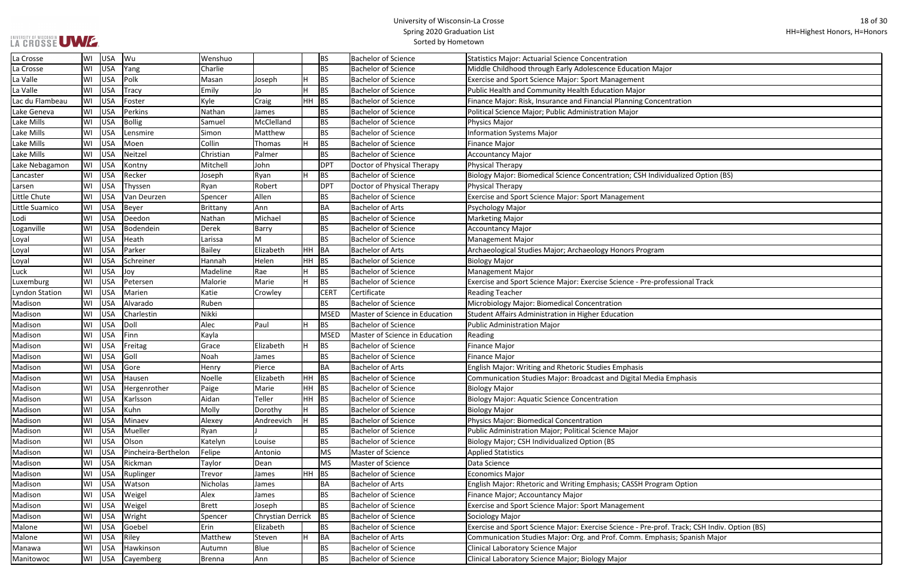# University of Wisconsin-La Crosse
## Spring 2020 Graduation List
### Sorted by Hometown

HH=Highest Honors, H=Honors

| Hometown | State | Country | Last Name | First Name | Middle Name | Honors | Degree | Degree Name | Major |
|---|---|---|---|---|---|---|---|---|---|
| La Crosse | WI | USA | Wu | Wenshuo | | | BS | Bachelor of Science | Statistics Major: Actuarial Science Concentration |
| La Crosse | WI | USA | Yang | Charlie | | | BS | Bachelor of Science | Middle Childhood through Early Adolescence Education Major |
| La Valle | WI | USA | Polk | Masan | Joseph | H | BS | Bachelor of Science | Exercise and Sport Science Major: Sport Management |
| La Valle | WI | USA | Tracy | Emily | Jo | H | BS | Bachelor of Science | Public Health and Community Health Education Major |
| Lac du Flambeau | WI | USA | Foster | Kyle | Craig | HH | BS | Bachelor of Science | Finance Major: Risk, Insurance and Financial Planning Concentration |
| Lake Geneva | WI | USA | Perkins | Nathan | James | | BS | Bachelor of Science | Political Science Major; Public Administration Major |
| Lake Mills | WI | USA | Bollig | Samuel | McClelland | | BS | Bachelor of Science | Physics Major |
| Lake Mills | WI | USA | Lensmire | Simon | Matthew | | BS | Bachelor of Science | Information Systems Major |
| Lake Mills | WI | USA | Moen | Collin | Thomas | H | BS | Bachelor of Science | Finance Major |
| Lake Mills | WI | USA | Neitzel | Christian | Palmer | | BS | Bachelor of Science | Accountancy Major |
| Lake Nebagamon | WI | USA | Kontny | Mitchell | John | | DPT | Doctor of Physical Therapy | Physical Therapy |
| Lancaster | WI | USA | Recker | Joseph | Ryan | H | BS | Bachelor of Science | Biology Major: Biomedical Science Concentration; CSH Individualized Option (BS) |
| Larsen | WI | USA | Thyssen | Ryan | Robert | | DPT | Doctor of Physical Therapy | Physical Therapy |
| Little Chute | WI | USA | Van Deurzen | Spencer | Allen | | BS | Bachelor of Science | Exercise and Sport Science Major: Sport Management |
| Little Suamico | WI | USA | Beyer | Brittany | Ann | | BA | Bachelor of Arts | Psychology Major |
| Lodi | WI | USA | Deedon | Nathan | Michael | | BS | Bachelor of Science | Marketing Major |
| Loganville | WI | USA | Bodendein | Derek | Barry | | BS | Bachelor of Science | Accountancy Major |
| Loyal | WI | USA | Heath | Larissa | M | | BS | Bachelor of Science | Management Major |
| Loyal | WI | USA | Parker | Bailey | Elizabeth | HH | BA | Bachelor of Arts | Archaeological Studies Major; Archaeology Honors Program |
| Loyal | WI | USA | Schreiner | Hannah | Helen | HH | BS | Bachelor of Science | Biology Major |
| Luck | WI | USA | Joy | Madeline | Rae | H | BS | Bachelor of Science | Management Major |
| Luxemburg | WI | USA | Petersen | Malorie | Marie | H | BS | Bachelor of Science | Exercise and Sport Science Major: Exercise Science - Pre-professional Track |
| Lyndon Station | WI | USA | Marien | Katie | Crowley | | CERT | Certificate | Reading Teacher |
| Madison | WI | USA | Alvarado | Ruben | | | BS | Bachelor of Science | Microbiology Major: Biomedical Concentration |
| Madison | WI | USA | Charlestin | Nikki | | | MSED | Master of Science in Education | Student Affairs Administration in Higher Education |
| Madison | WI | USA | Doll | Alec | Paul | H | BS | Bachelor of Science | Public Administration Major |
| Madison | WI | USA | Finn | Kayla | | | MSED | Master of Science in Education | Reading |
| Madison | WI | USA | Freitag | Grace | Elizabeth | H | BS | Bachelor of Science | Finance Major |
| Madison | WI | USA | Goll | Noah | James | | BS | Bachelor of Science | Finance Major |
| Madison | WI | USA | Gore | Henry | Pierce | | BA | Bachelor of Arts | English Major: Writing and Rhetoric Studies Emphasis |
| Madison | WI | USA | Hausen | Noelle | Elizabeth | HH | BS | Bachelor of Science | Communication Studies Major: Broadcast and Digital Media Emphasis |
| Madison | WI | USA | Hergenrother | Paige | Marie | HH | BS | Bachelor of Science | Biology Major |
| Madison | WI | USA | Karlsson | Aidan | Teller | HH | BS | Bachelor of Science | Biology Major: Aquatic Science Concentration |
| Madison | WI | USA | Kuhn | Molly | Dorothy | H | BS | Bachelor of Science | Biology Major |
| Madison | WI | USA | Minaev | Alexey | Andreevich | H | BS | Bachelor of Science | Physics Major: Biomedical Concentration |
| Madison | WI | USA | Mueller | Ryan | J | | BS | Bachelor of Science | Public Administration Major; Political Science Major |
| Madison | WI | USA | Olson | Katelyn | Louise | | BS | Bachelor of Science | Biology Major; CSH Individualized Option (BS |
| Madison | WI | USA | Pincheira-Berthelon | Felipe | Antonio | | MS | Master of Science | Applied Statistics |
| Madison | WI | USA | Rickman | Taylor | Dean | | MS | Master of Science | Data Science |
| Madison | WI | USA | Ruplinger | Trevor | James | HH | BS | Bachelor of Science | Economics Major |
| Madison | WI | USA | Watson | Nicholas | James | | BA | Bachelor of Arts | English Major: Rhetoric and Writing Emphasis; CASSH Program Option |
| Madison | WI | USA | Weigel | Alex | James | | BS | Bachelor of Science | Finance Major; Accountancy Major |
| Madison | WI | USA | Weigel | Brett | Joseph | | BS | Bachelor of Science | Exercise and Sport Science Major: Sport Management |
| Madison | WI | USA | Wright | Spencer | Chrystian Derrick | | BS | Bachelor of Science | Sociology Major |
| Malone | WI | USA | Goebel | Erin | Elizabeth | | BS | Bachelor of Science | Exercise and Sport Science Major: Exercise Science - Pre-prof. Track; CSH Indiv. Option (BS) |
| Malone | WI | USA | Riley | Matthew | Steven | H | BA | Bachelor of Arts | Communication Studies Major: Org. and Prof. Comm. Emphasis; Spanish Major |
| Manawa | WI | USA | Hawkinson | Autumn | Blue | | BS | Bachelor of Science | Clinical Laboratory Science Major |
| Manitowoc | WI | USA | Cayemberg | Brenna | Ann | | BS | Bachelor of Science | Clinical Laboratory Science Major; Biology Major |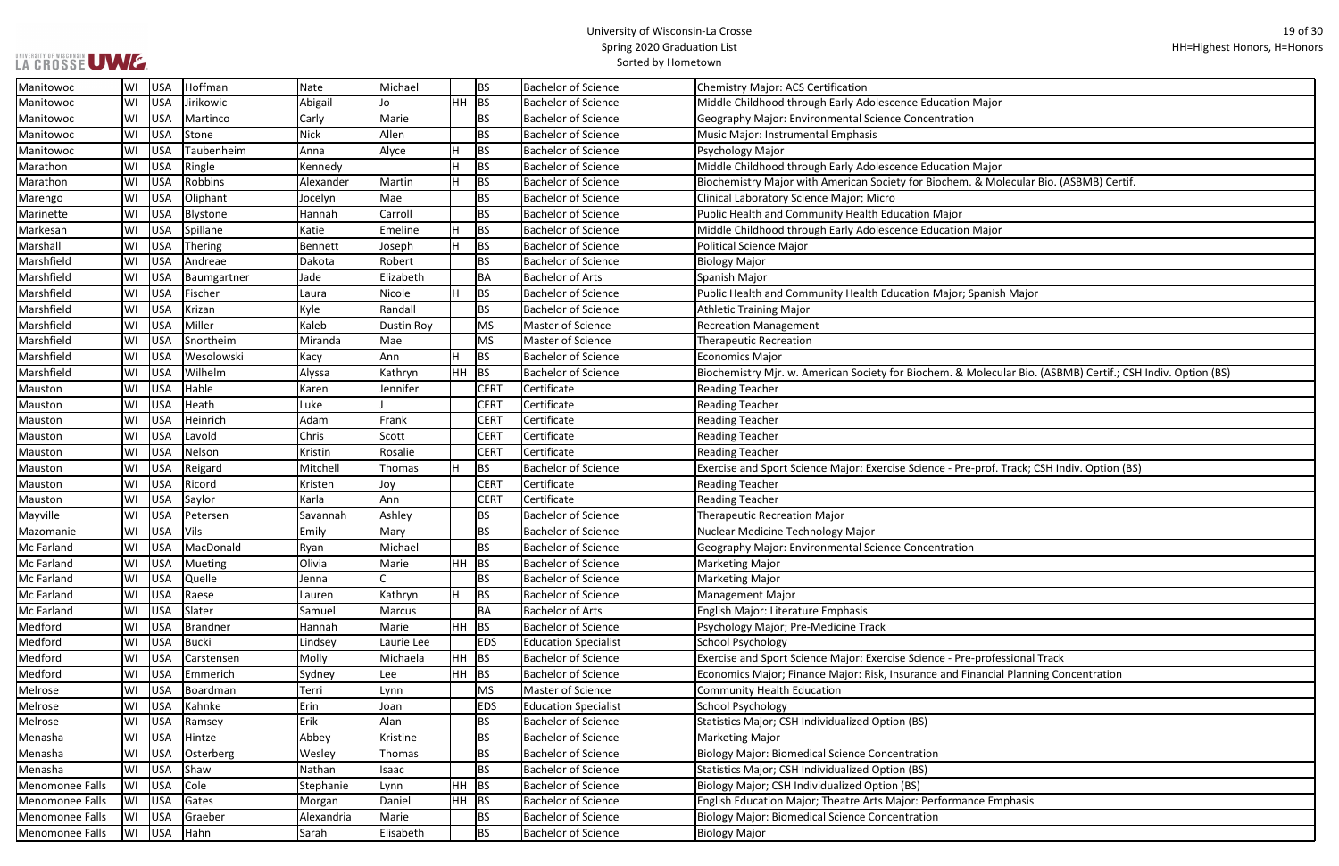# University of Wisconsin-La Crosse
## Spring 2020 Graduation List
### Sorted by Hometown

HH=Highest Honors, H=Honors

| | | | | | | | | | |
|---|---|---|---|---|---|---|---|---|---|
| Manitowoc | WI | USA | Hoffman | Nate | Michael | | BS | Bachelor of Science | Chemistry Major: ACS Certification |
| Manitowoc | WI | USA | Jirikowic | Abigail | Jo | HH | BS | Bachelor of Science | Middle Childhood through Early Adolescence Education Major |
| Manitowoc | WI | USA | Martinco | Carly | Marie | | BS | Bachelor of Science | Geography Major: Environmental Science Concentration |
| Manitowoc | WI | USA | Stone | Nick | Allen | | BS | Bachelor of Science | Music Major: Instrumental Emphasis |
| Manitowoc | WI | USA | Taubenheim | Anna | Alyce | H | BS | Bachelor of Science | Psychology Major |
| Marathon | WI | USA | Ringle | Kennedy | | H | BS | Bachelor of Science | Middle Childhood through Early Adolescence Education Major |
| Marathon | WI | USA | Robbins | Alexander | Martin | H | BS | Bachelor of Science | Biochemistry Major with American Society for Biochem. & Molecular Bio. (ASBMB) Certif. |
| Marengo | WI | USA | Oliphant | Jocelyn | Mae | | BS | Bachelor of Science | Clinical Laboratory Science Major; Micro |
| Marinette | WI | USA | Blystone | Hannah | Carroll | | BS | Bachelor of Science | Public Health and Community Health Education Major |
| Markesan | WI | USA | Spillane | Katie | Emeline | H | BS | Bachelor of Science | Middle Childhood through Early Adolescence Education Major |
| Marshall | WI | USA | Thering | Bennett | Joseph | H | BS | Bachelor of Science | Political Science Major |
| Marshfield | WI | USA | Andreae | Dakota | Robert | | BS | Bachelor of Science | Biology Major |
| Marshfield | WI | USA | Baumgartner | Jade | Elizabeth | | BA | Bachelor of Arts | Spanish Major |
| Marshfield | WI | USA | Fischer | Laura | Nicole | H | BS | Bachelor of Science | Public Health and Community Health Education Major; Spanish Major |
| Marshfield | WI | USA | Krizan | Kyle | Randall | | BS | Bachelor of Science | Athletic Training Major |
| Marshfield | WI | USA | Miller | Kaleb | Dustin Roy | | MS | Master of Science | Recreation Management |
| Marshfield | WI | USA | Snortheim | Miranda | Mae | | MS | Master of Science | Therapeutic Recreation |
| Marshfield | WI | USA | Wesolowski | Kacy | Ann | H | BS | Bachelor of Science | Economics Major |
| Marshfield | WI | USA | Wilhelm | Alyssa | Kathryn | HH | BS | Bachelor of Science | Biochemistry Mjr. w. American Society for Biochem. & Molecular Bio. (ASBMB) Certif.; CSH Indiv. Option (BS) |
| Mauston | WI | USA | Hable | Karen | Jennifer | | CERT | Certificate | Reading Teacher |
| Mauston | WI | USA | Heath | Luke | J | | CERT | Certificate | Reading Teacher |
| Mauston | WI | USA | Heinrich | Adam | Frank | | CERT | Certificate | Reading Teacher |
| Mauston | WI | USA | Lavold | Chris | Scott | | CERT | Certificate | Reading Teacher |
| Mauston | WI | USA | Nelson | Kristin | Rosalie | | CERT | Certificate | Reading Teacher |
| Mauston | WI | USA | Reigard | Mitchell | Thomas | H | BS | Bachelor of Science | Exercise and Sport Science Major: Exercise Science - Pre-prof. Track; CSH Indiv. Option (BS) |
| Mauston | WI | USA | Ricord | Kristen | Joy | | CERT | Certificate | Reading Teacher |
| Mauston | WI | USA | Saylor | Karla | Ann | | CERT | Certificate | Reading Teacher |
| Mayville | WI | USA | Petersen | Savannah | Ashley | | BS | Bachelor of Science | Therapeutic Recreation Major |
| Mazomanie | WI | USA | Vils | Emily | Mary | | BS | Bachelor of Science | Nuclear Medicine Technology Major |
| Mc Farland | WI | USA | MacDonald | Ryan | Michael | | BS | Bachelor of Science | Geography Major: Environmental Science Concentration |
| Mc Farland | WI | USA | Mueting | Olivia | Marie | HH | BS | Bachelor of Science | Marketing Major |
| Mc Farland | WI | USA | Quelle | Jenna | C | | BS | Bachelor of Science | Marketing Major |
| Mc Farland | WI | USA | Raese | Lauren | Kathryn | H | BS | Bachelor of Science | Management Major |
| Mc Farland | WI | USA | Slater | Samuel | Marcus | | BA | Bachelor of Arts | English Major: Literature Emphasis |
| Medford | WI | USA | Brandner | Hannah | Marie | HH | BS | Bachelor of Science | Psychology Major; Pre-Medicine Track |
| Medford | WI | USA | Bucki | Lindsey | Laurie Lee | | EDS | Education Specialist | School Psychology |
| Medford | WI | USA | Carstensen | Molly | Michaela | HH | BS | Bachelor of Science | Exercise and Sport Science Major: Exercise Science - Pre-professional Track |
| Medford | WI | USA | Emmerich | Sydney | Lee | HH | BS | Bachelor of Science | Economics Major; Finance Major: Risk, Insurance and Financial Planning Concentration |
| Melrose | WI | USA | Boardman | Terri | Lynn | | MS | Master of Science | Community Health Education |
| Melrose | WI | USA | Kahnke | Erin | Joan | | EDS | Education Specialist | School Psychology |
| Melrose | WI | USA | Ramsey | Erik | Alan | | BS | Bachelor of Science | Statistics Major; CSH Individualized Option (BS) |
| Menasha | WI | USA | Hintze | Abbey | Kristine | | BS | Bachelor of Science | Marketing Major |
| Menasha | WI | USA | Osterberg | Wesley | Thomas | | BS | Bachelor of Science | Biology Major: Biomedical Science Concentration |
| Menasha | WI | USA | Shaw | Nathan | Isaac | | BS | Bachelor of Science | Statistics Major; CSH Individualized Option (BS) |
| Menomonee Falls | WI | USA | Cole | Stephanie | Lynn | HH | BS | Bachelor of Science | Biology Major; CSH Individualized Option (BS) |
| Menomonee Falls | WI | USA | Gates | Morgan | Daniel | HH | BS | Bachelor of Science | English Education Major; Theatre Arts Major: Performance Emphasis |
| Menomonee Falls | WI | USA | Graeber | Alexandria | Marie | | BS | Bachelor of Science | Biology Major: Biomedical Science Concentration |
| Menomonee Falls | WI | USA | Hahn | Sarah | Elisabeth | | BS | Bachelor of Science | Biology Major |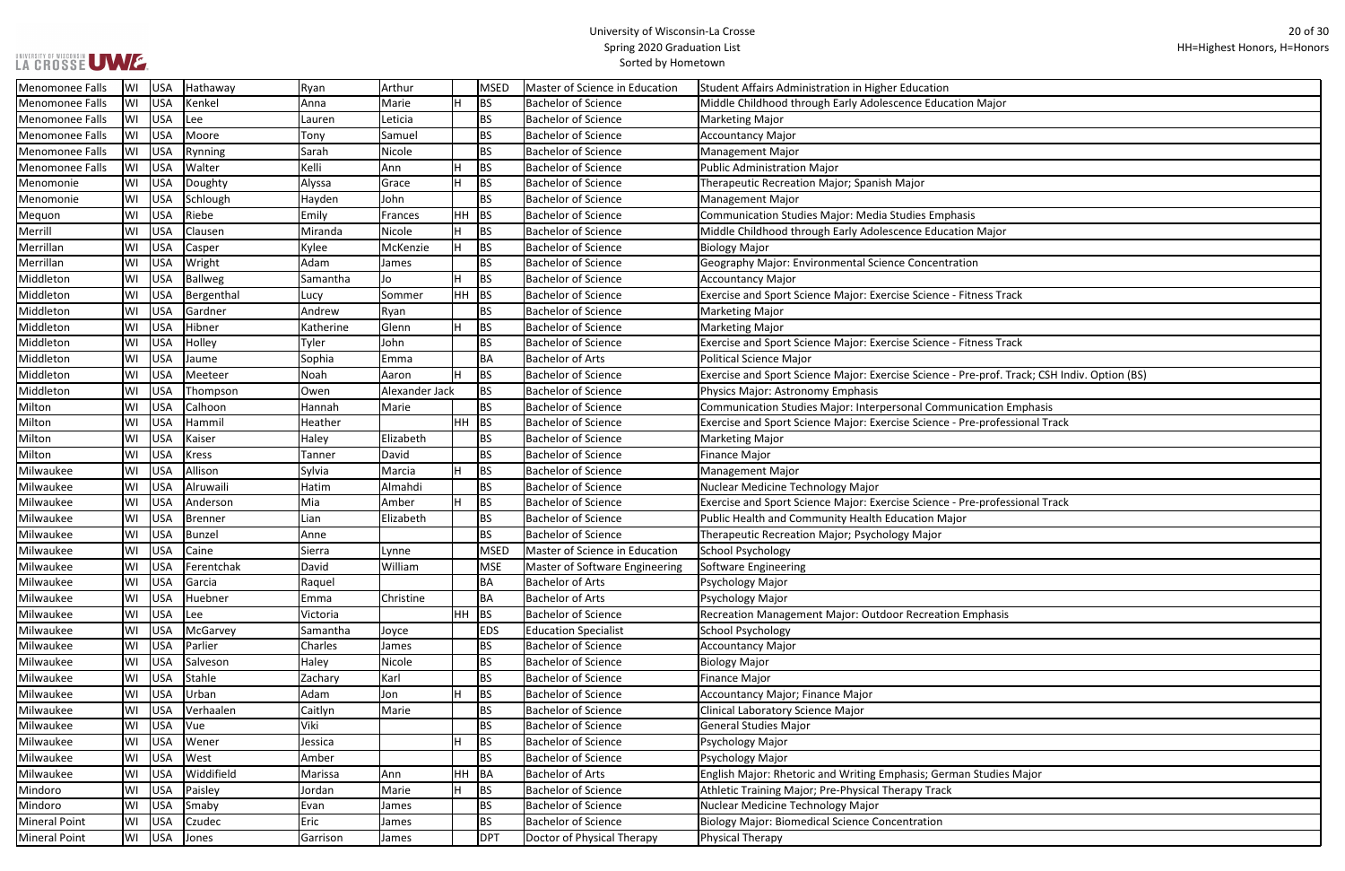# University of Wisconsin-La Crosse
## Spring 2020 Graduation List
Sorted by Hometown

HH=Highest Honors, H=Honors

| Hometown | State | Country | Last Name | First Name | Middle Name | Honors | Degree | Degree Name | Major |
|---|---|---|---|---|---|---|---|---|---|
| Menomonee Falls | WI | USA | Hathaway | Ryan | Arthur | | MSED | Master of Science in Education | Student Affairs Administration in Higher Education |
| Menomonee Falls | WI | USA | Kenkel | Anna | Marie | H | BS | Bachelor of Science | Middle Childhood through Early Adolescence Education Major |
| Menomonee Falls | WI | USA | Lee | Lauren | Leticia | | BS | Bachelor of Science | Marketing Major |
| Menomonee Falls | WI | USA | Moore | Tony | Samuel | | BS | Bachelor of Science | Accountancy Major |
| Menomonee Falls | WI | USA | Rynning | Sarah | Nicole | | BS | Bachelor of Science | Management Major |
| Menomonee Falls | WI | USA | Walter | Kelli | Ann | H | BS | Bachelor of Science | Public Administration Major |
| Menomonie | WI | USA | Doughty | Alyssa | Grace | H | BS | Bachelor of Science | Therapeutic Recreation Major; Spanish Major |
| Menomonie | WI | USA | Schlough | Hayden | John | | BS | Bachelor of Science | Management Major |
| Mequon | WI | USA | Riebe | Emily | Frances | HH | BS | Bachelor of Science | Communication Studies Major: Media Studies Emphasis |
| Merrill | WI | USA | Clausen | Miranda | Nicole | H | BS | Bachelor of Science | Middle Childhood through Early Adolescence Education Major |
| Merrillan | WI | USA | Casper | Kylee | McKenzie | H | BS | Bachelor of Science | Biology Major |
| Merrillan | WI | USA | Wright | Adam | James | | BS | Bachelor of Science | Geography Major: Environmental Science Concentration |
| Middleton | WI | USA | Ballweg | Samantha | Jo | H | BS | Bachelor of Science | Accountancy Major |
| Middleton | WI | USA | Bergenthal | Lucy | Sommer | HH | BS | Bachelor of Science | Exercise and Sport Science Major: Exercise Science - Fitness Track |
| Middleton | WI | USA | Gardner | Andrew | Ryan | | BS | Bachelor of Science | Marketing Major |
| Middleton | WI | USA | Hibner | Katherine | Glenn | H | BS | Bachelor of Science | Marketing Major |
| Middleton | WI | USA | Holley | Tyler | John | | BS | Bachelor of Science | Exercise and Sport Science Major: Exercise Science - Fitness Track |
| Middleton | WI | USA | Jaume | Sophia | Emma | | BA | Bachelor of Arts | Political Science Major |
| Middleton | WI | USA | Meeteer | Noah | Aaron | H | BS | Bachelor of Science | Exercise and Sport Science Major: Exercise Science - Pre-prof. Track; CSH Indiv. Option (BS) |
| Middleton | WI | USA | Thompson | Owen | Alexander Jack | | BS | Bachelor of Science | Physics Major: Astronomy Emphasis |
| Milton | WI | USA | Calhoon | Hannah | Marie | | BS | Bachelor of Science | Communication Studies Major: Interpersonal Communication Emphasis |
| Milton | WI | USA | Hammil | Heather | | HH | BS | Bachelor of Science | Exercise and Sport Science Major: Exercise Science - Pre-professional Track |
| Milton | WI | USA | Kaiser | Haley | Elizabeth | | BS | Bachelor of Science | Marketing Major |
| Milton | WI | USA | Kress | Tanner | David | | BS | Bachelor of Science | Finance Major |
| Milwaukee | WI | USA | Allison | Sylvia | Marcia | H | BS | Bachelor of Science | Management Major |
| Milwaukee | WI | USA | Alruwaili | Hatim | Almahdi | | BS | Bachelor of Science | Nuclear Medicine Technology Major |
| Milwaukee | WI | USA | Anderson | Mia | Amber | H | BS | Bachelor of Science | Exercise and Sport Science Major: Exercise Science - Pre-professional Track |
| Milwaukee | WI | USA | Brenner | Lian | Elizabeth | | BS | Bachelor of Science | Public Health and Community Health Education Major |
| Milwaukee | WI | USA | Bunzel | Anne | | | BS | Bachelor of Science | Therapeutic Recreation Major; Psychology Major |
| Milwaukee | WI | USA | Caine | Sierra | Lynne | | MSED | Master of Science in Education | School Psychology |
| Milwaukee | WI | USA | Ferentchak | David | William | | MSE | Master of Software Engineering | Software Engineering |
| Milwaukee | WI | USA | Garcia | Raquel | | | BA | Bachelor of Arts | Psychology Major |
| Milwaukee | WI | USA | Huebner | Emma | Christine | | BA | Bachelor of Arts | Psychology Major |
| Milwaukee | WI | USA | Lee | Victoria | | HH | BS | Bachelor of Science | Recreation Management Major: Outdoor Recreation Emphasis |
| Milwaukee | WI | USA | McGarvey | Samantha | Joyce | | EDS | Education Specialist | School Psychology |
| Milwaukee | WI | USA | Parlier | Charles | James | | BS | Bachelor of Science | Accountancy Major |
| Milwaukee | WI | USA | Salveson | Haley | Nicole | | BS | Bachelor of Science | Biology Major |
| Milwaukee | WI | USA | Stahle | Zachary | Karl | | BS | Bachelor of Science | Finance Major |
| Milwaukee | WI | USA | Urban | Adam | Jon | H | BS | Bachelor of Science | Accountancy Major; Finance Major |
| Milwaukee | WI | USA | Verhaalen | Caitlyn | Marie | | BS | Bachelor of Science | Clinical Laboratory Science Major |
| Milwaukee | WI | USA | Vue | Viki | | | BS | Bachelor of Science | General Studies Major |
| Milwaukee | WI | USA | Wener | Jessica | | H | BS | Bachelor of Science | Psychology Major |
| Milwaukee | WI | USA | West | Amber | | | BS | Bachelor of Science | Psychology Major |
| Milwaukee | WI | USA | Widdifield | Marissa | Ann | HH | BA | Bachelor of Arts | English Major: Rhetoric and Writing Emphasis; German Studies Major |
| Mindoro | WI | USA | Paisley | Jordan | Marie | H | BS | Bachelor of Science | Athletic Training Major; Pre-Physical Therapy Track |
| Mindoro | WI | USA | Smaby | Evan | James | | BS | Bachelor of Science | Nuclear Medicine Technology Major |
| Mineral Point | WI | USA | Czudec | Eric | James | | BS | Bachelor of Science | Biology Major: Biomedical Science Concentration |
| Mineral Point | WI | USA | Jones | Garrison | James | | DPT | Doctor of Physical Therapy | Physical Therapy |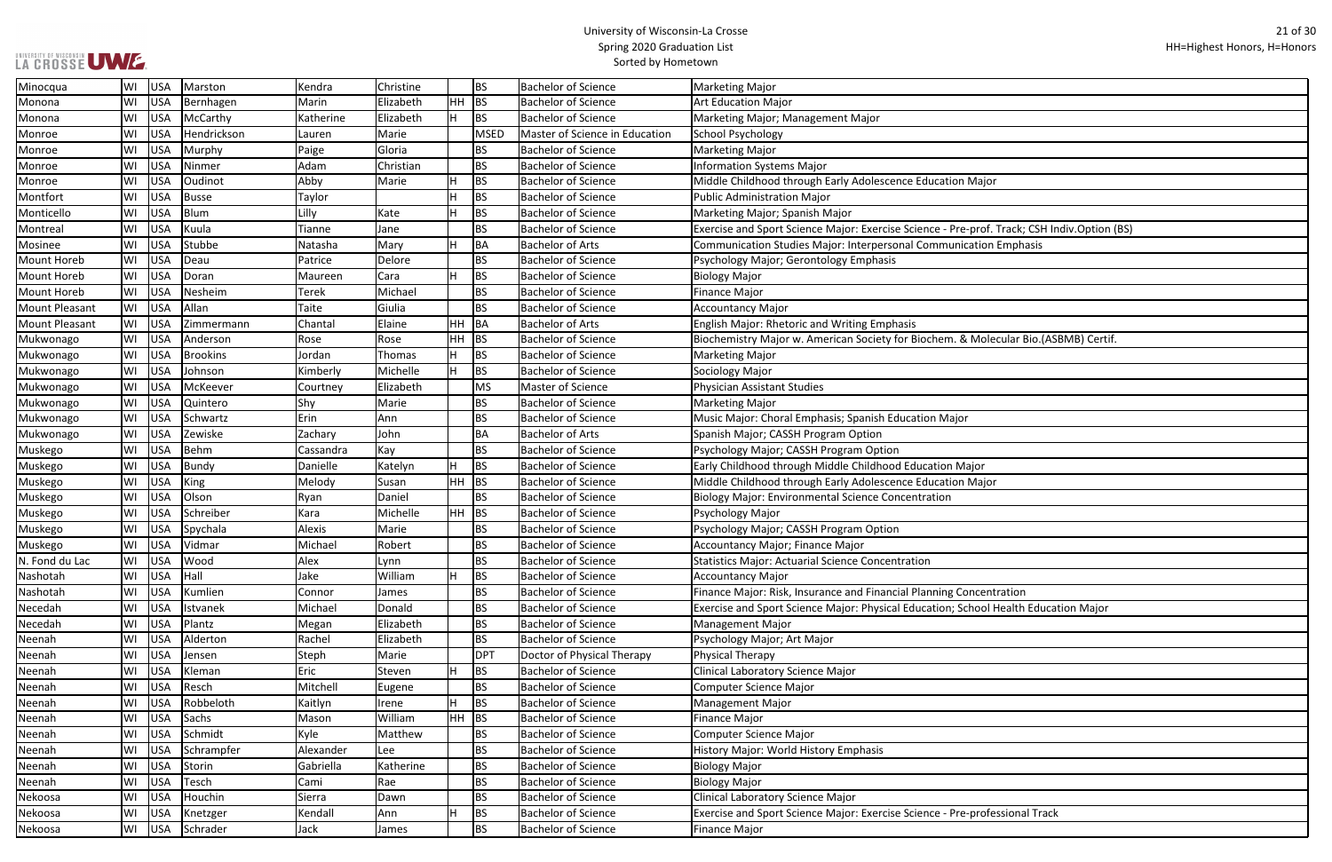# University of Wisconsin-La Crosse
## Spring 2020 Graduation List
### Sorted by Hometown

HH=Highest Honors, H=Honors

| | | | | | | | | | |
|---|---|---|---|---|---|---|---|---|---|
| Minocqua | WI | USA | Marston | Kendra | Christine | | BS | Bachelor of Science | Marketing Major |
| Monona | WI | USA | Bernhagen | Marin | Elizabeth | HH | BS | Bachelor of Science | Art Education Major |
| Monona | WI | USA | McCarthy | Katherine | Elizabeth | H | BS | Bachelor of Science | Marketing Major; Management Major |
| Monroe | WI | USA | Hendrickson | Lauren | Marie | | MSED | Master of Science in Education | School Psychology |
| Monroe | WI | USA | Murphy | Paige | Gloria | | BS | Bachelor of Science | Marketing Major |
| Monroe | WI | USA | Ninmer | Adam | Christian | | BS | Bachelor of Science | Information Systems Major |
| Monroe | WI | USA | Oudinot | Abby | Marie | H | BS | Bachelor of Science | Middle Childhood through Early Adolescence Education Major |
| Montfort | WI | USA | Busse | Taylor | | H | BS | Bachelor of Science | Public Administration Major |
| Monticello | WI | USA | Blum | Lilly | Kate | H | BS | Bachelor of Science | Marketing Major; Spanish Major |
| Montreal | WI | USA | Kuula | Tianne | Jane | | BS | Bachelor of Science | Exercise and Sport Science Major: Exercise Science - Pre-prof. Track; CSH Indiv.Option (BS) |
| Mosinee | WI | USA | Stubbe | Natasha | Mary | H | BA | Bachelor of Arts | Communication Studies Major: Interpersonal Communication Emphasis |
| Mount Horeb | WI | USA | Deau | Patrice | Delore | | BS | Bachelor of Science | Psychology Major; Gerontology Emphasis |
| Mount Horeb | WI | USA | Doran | Maureen | Cara | H | BS | Bachelor of Science | Biology Major |
| Mount Horeb | WI | USA | Nesheim | Terek | Michael | | BS | Bachelor of Science | Finance Major |
| Mount Pleasant | WI | USA | Allan | Taite | Giulia | | BS | Bachelor of Science | Accountancy Major |
| Mount Pleasant | WI | USA | Zimmermann | Chantal | Elaine | HH | BA | Bachelor of Arts | English Major: Rhetoric and Writing Emphasis |
| Mukwonago | WI | USA | Anderson | Rose | Rose | HH | BS | Bachelor of Science | Biochemistry Major w. American Society for Biochem. & Molecular Bio.(ASBMB) Certif. |
| Mukwonago | WI | USA | Brookins | Jordan | Thomas | H | BS | Bachelor of Science | Marketing Major |
| Mukwonago | WI | USA | Johnson | Kimberly | Michelle | H | BS | Bachelor of Science | Sociology Major |
| Mukwonago | WI | USA | McKeever | Courtney | Elizabeth | | MS | Master of Science | Physician Assistant Studies |
| Mukwonago | WI | USA | Quintero | Shy | Marie | | BS | Bachelor of Science | Marketing Major |
| Mukwonago | WI | USA | Schwartz | Erin | Ann | | BS | Bachelor of Science | Music Major: Choral Emphasis; Spanish Education Major |
| Mukwonago | WI | USA | Zewiske | Zachary | John | | BA | Bachelor of Arts | Spanish Major; CASSH Program Option |
| Muskego | WI | USA | Behm | Cassandra | Kay | | BS | Bachelor of Science | Psychology Major; CASSH Program Option |
| Muskego | WI | USA | Bundy | Danielle | Katelyn | H | BS | Bachelor of Science | Early Childhood through Middle Childhood Education Major |
| Muskego | WI | USA | King | Melody | Susan | HH | BS | Bachelor of Science | Middle Childhood through Early Adolescence Education Major |
| Muskego | WI | USA | Olson | Ryan | Daniel | | BS | Bachelor of Science | Biology Major: Environmental Science Concentration |
| Muskego | WI | USA | Schreiber | Kara | Michelle | HH | BS | Bachelor of Science | Psychology Major |
| Muskego | WI | USA | Spychala | Alexis | Marie | | BS | Bachelor of Science | Psychology Major; CASSH Program Option |
| Muskego | WI | USA | Vidmar | Michael | Robert | | BS | Bachelor of Science | Accountancy Major; Finance Major |
| N. Fond du Lac | WI | USA | Wood | Alex | Lynn | | BS | Bachelor of Science | Statistics Major: Actuarial Science Concentration |
| Nashotah | WI | USA | Hall | Jake | William | H | BS | Bachelor of Science | Accountancy Major |
| Nashotah | WI | USA | Kumlien | Connor | James | | BS | Bachelor of Science | Finance Major: Risk, Insurance and Financial Planning Concentration |
| Necedah | WI | USA | Istvanek | Michael | Donald | | BS | Bachelor of Science | Exercise and Sport Science Major: Physical Education; School Health Education Major |
| Necedah | WI | USA | Plantz | Megan | Elizabeth | | BS | Bachelor of Science | Management Major |
| Neenah | WI | USA | Alderton | Rachel | Elizabeth | | BS | Bachelor of Science | Psychology Major; Art Major |
| Neenah | WI | USA | Jensen | Steph | Marie | | DPT | Doctor of Physical Therapy | Physical Therapy |
| Neenah | WI | USA | Kleman | Eric | Steven | H | BS | Bachelor of Science | Clinical Laboratory Science Major |
| Neenah | WI | USA | Resch | Mitchell | Eugene | | BS | Bachelor of Science | Computer Science Major |
| Neenah | WI | USA | Robbeloth | Kaitlyn | Irene | H | BS | Bachelor of Science | Management Major |
| Neenah | WI | USA | Sachs | Mason | William | HH | BS | Bachelor of Science | Finance Major |
| Neenah | WI | USA | Schmidt | Kyle | Matthew | | BS | Bachelor of Science | Computer Science Major |
| Neenah | WI | USA | Schrampfer | Alexander | Lee | | BS | Bachelor of Science | History Major: World History Emphasis |
| Neenah | WI | USA | Storin | Gabriella | Katherine | | BS | Bachelor of Science | Biology Major |
| Neenah | WI | USA | Tesch | Cami | Rae | | BS | Bachelor of Science | Biology Major |
| Nekoosa | WI | USA | Houchin | Sierra | Dawn | | BS | Bachelor of Science | Clinical Laboratory Science Major |
| Nekoosa | WI | USA | Knetzger | Kendall | Ann | H | BS | Bachelor of Science | Exercise and Sport Science Major: Exercise Science - Pre-professional Track |
| Nekoosa | WI | USA | Schrader | Jack | James | | BS | Bachelor of Science | Finance Major |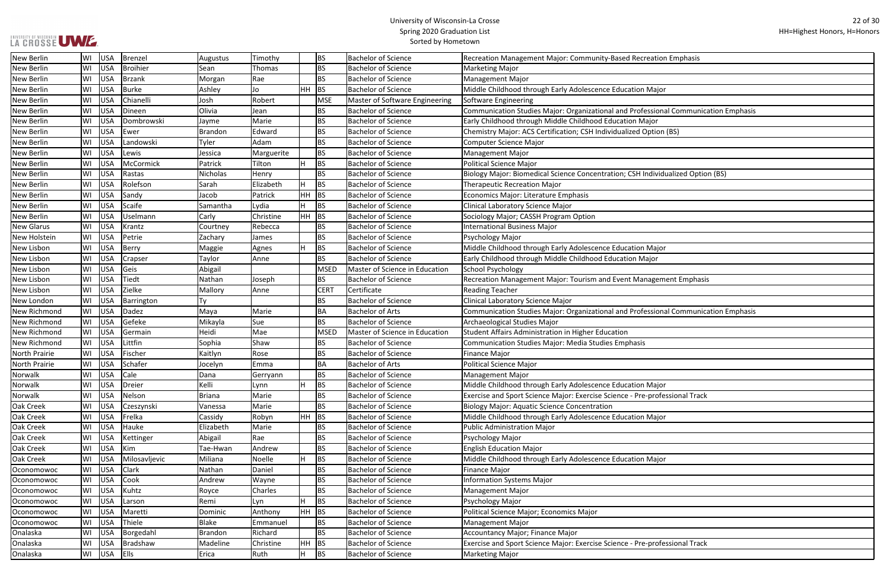| New Berlin | WI | USA | Brenzel | Augustus | Timothy | | BS | Bachelor of Science | Recreation Management Major: Community-Based Recreation Emphasis |
|---|---|---|---|---|---|---|---|---|---|
| New Berlin | WI | USA | Broihier | Sean | Thomas | | BS | Bachelor of Science | Marketing Major |
| New Berlin | WI | USA | Brzank | Morgan | Rae | | BS | Bachelor of Science | Management Major |
| New Berlin | WI | USA | Burke | Ashley | Jo | HH | BS | Bachelor of Science | Middle Childhood through Early Adolescence Education Major |
| New Berlin | WI | USA | Chianelli | Josh | Robert | | MSE | Master of Software Engineering | Software Engineering |
| New Berlin | WI | USA | Dineen | Olivia | Jean | | BS | Bachelor of Science | Communication Studies Major: Organizational and Professional Communication Emphasis |
| New Berlin | WI | USA | Dombrowski | Jayme | Marie | | BS | Bachelor of Science | Early Childhood through Middle Childhood Education Major |
| New Berlin | WI | USA | Ewer | Brandon | Edward | | BS | Bachelor of Science | Chemistry Major: ACS Certification; CSH Individualized Option (BS) |
| New Berlin | WI | USA | Landowski | Tyler | Adam | | BS | Bachelor of Science | Computer Science Major |
| New Berlin | WI | USA | Lewis | Jessica | Marguerite | | BS | Bachelor of Science | Management Major |
| New Berlin | WI | USA | McCormick | Patrick | Tilton | H | BS | Bachelor of Science | Political Science Major |
| New Berlin | WI | USA | Rastas | Nicholas | Henry | | BS | Bachelor of Science | Biology Major: Biomedical Science Concentration; CSH Individualized Option (BS) |
| New Berlin | WI | USA | Rolefson | Sarah | Elizabeth | H | BS | Bachelor of Science | Therapeutic Recreation Major |
| New Berlin | WI | USA | Sandy | Jacob | Patrick | HH | BS | Bachelor of Science | Economics Major: Literature Emphasis |
| New Berlin | WI | USA | Scaife | Samantha | Lydia | H | BS | Bachelor of Science | Clinical Laboratory Science Major |
| New Berlin | WI | USA | Uselmann | Carly | Christine | HH | BS | Bachelor of Science | Sociology Major; CASSH Program Option |
| New Glarus | WI | USA | Krantz | Courtney | Rebecca | | BS | Bachelor of Science | International Business Major |
| New Holstein | WI | USA | Petrie | Zachary | James | | BS | Bachelor of Science | Psychology Major |
| New Lisbon | WI | USA | Berry | Maggie | Agnes | H | BS | Bachelor of Science | Middle Childhood through Early Adolescence Education Major |
| New Lisbon | WI | USA | Crapser | Taylor | Anne | | BS | Bachelor of Science | Early Childhood through Middle Childhood Education Major |
| New Lisbon | WI | USA | Geis | Abigail | | | MSED | Master of Science in Education | School Psychology |
| New Lisbon | WI | USA | Tiedt | Nathan | Joseph | | BS | Bachelor of Science | Recreation Management Major: Tourism and Event Management Emphasis |
| New Lisbon | WI | USA | Zielke | Mallory | Anne | | CERT | Certificate | Reading Teacher |
| New London | WI | USA | Barrington | Ty | | | BS | Bachelor of Science | Clinical Laboratory Science Major |
| New Richmond | WI | USA | Dadez | Maya | Marie | | BA | Bachelor of Arts | Communication Studies Major: Organizational and Professional Communication Emphasis |
| New Richmond | WI | USA | Gefeke | Mikayla | Sue | | BS | Bachelor of Science | Archaeological Studies Major |
| New Richmond | WI | USA | Germain | Heidi | Mae | | MSED | Master of Science in Education | Student Affairs Administration in Higher Education |
| New Richmond | WI | USA | Littfin | Sophia | Shaw | | BS | Bachelor of Science | Communication Studies Major: Media Studies Emphasis |
| North Prairie | WI | USA | Fischer | Kaitlyn | Rose | | BS | Bachelor of Science | Finance Major |
| North Prairie | WI | USA | Schafer | Jocelyn | Emma | | BA | Bachelor of Arts | Political Science Major |
| Norwalk | WI | USA | Cale | Dana | Gerryann | | BS | Bachelor of Science | Management Major |
| Norwalk | WI | USA | Dreier | Kelli | Lynn | H | BS | Bachelor of Science | Middle Childhood through Early Adolescence Education Major |
| Norwalk | WI | USA | Nelson | Briana | Marie | | BS | Bachelor of Science | Exercise and Sport Science Major: Exercise Science - Pre-professional Track |
| Oak Creek | WI | USA | Czeszynski | Vanessa | Marie | | BS | Bachelor of Science | Biology Major: Aquatic Science Concentration |
| Oak Creek | WI | USA | Frelka | Cassidy | Robyn | HH | BS | Bachelor of Science | Middle Childhood through Early Adolescence Education Major |
| Oak Creek | WI | USA | Hauke | Elizabeth | Marie | | BS | Bachelor of Science | Public Administration Major |
| Oak Creek | WI | USA | Kettinger | Abigail | Rae | | BS | Bachelor of Science | Psychology Major |
| Oak Creek | WI | USA | Kim | Tae-Hwan | Andrew | | BS | Bachelor of Science | English Education Major |
| Oak Creek | WI | USA | Milosavljevic | Miliana | Noelle | H | BS | Bachelor of Science | Middle Childhood through Early Adolescence Education Major |
| Oconomowoc | WI | USA | Clark | Nathan | Daniel | | BS | Bachelor of Science | Finance Major |
| Oconomowoc | WI | USA | Cook | Andrew | Wayne | | BS | Bachelor of Science | Information Systems Major |
| Oconomowoc | WI | USA | Kuhtz | Royce | Charles | | BS | Bachelor of Science | Management Major |
| Oconomowoc | WI | USA | Larson | Remi | Lyn | H | BS | Bachelor of Science | Psychology Major |
| Oconomowoc | WI | USA | Maretti | Dominic | Anthony | HH | BS | Bachelor of Science | Political Science Major; Economics Major |
| Oconomowoc | WI | USA | Thiele | Blake | Emmanuel | | BS | Bachelor of Science | Management Major |
| Onalaska | WI | USA | Borgedahl | Brandon | Richard | | BS | Bachelor of Science | Accountancy Major; Finance Major |
| Onalaska | WI | USA | Bradshaw | Madeline | Christine | HH | BS | Bachelor of Science | Exercise and Sport Science Major: Exercise Science - Pre-professional Track |
| Onalaska | WI | USA | Ells | Erica | Ruth | H | BS | Bachelor of Science | Marketing Major |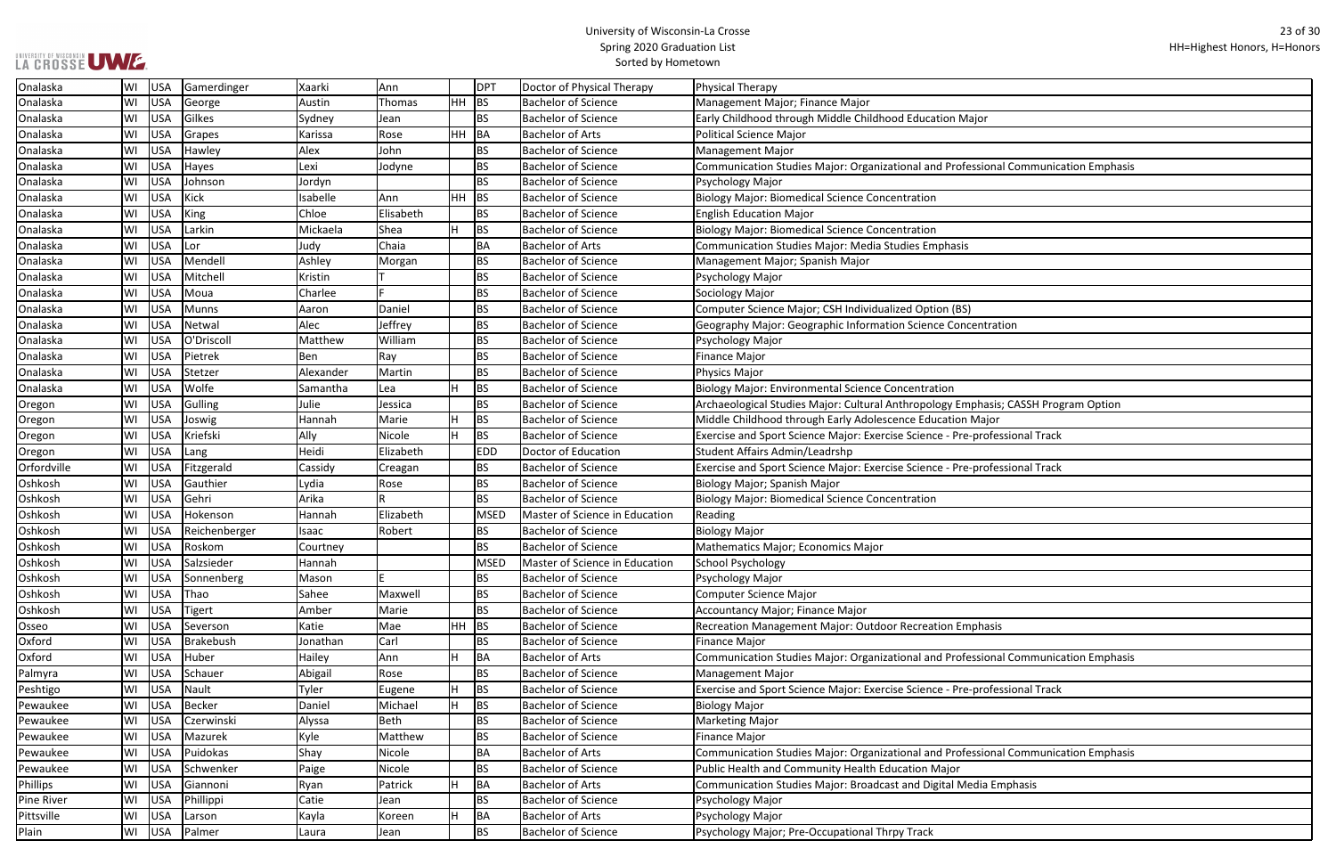University of Wisconsin-La Crosse
Spring 2020 Graduation List
Sorted by Hometown

HH=Highest Honors, H=Honors

| | | | | | | | | | |
|---|---|---|---|---|---|---|---|---|---|
| Onalaska | WI | USA | Gamerdinger | Xaarki | Ann | | DPT | Doctor of Physical Therapy | Physical Therapy |
| Onalaska | WI | USA | George | Austin | Thomas | HH | BS | Bachelor of Science | Management Major; Finance Major |
| Onalaska | WI | USA | Gilkes | Sydney | Jean | | BS | Bachelor of Science | Early Childhood through Middle Childhood Education Major |
| Onalaska | WI | USA | Grapes | Karissa | Rose | HH | BA | Bachelor of Arts | Political Science Major |
| Onalaska | WI | USA | Hawley | Alex | John | | BS | Bachelor of Science | Management Major |
| Onalaska | WI | USA | Hayes | Lexi | Jodyne | | BS | Bachelor of Science | Communication Studies Major: Organizational and Professional Communication Emphasis |
| Onalaska | WI | USA | Johnson | Jordyn | | | BS | Bachelor of Science | Psychology Major |
| Onalaska | WI | USA | Kick | Isabelle | Ann | HH | BS | Bachelor of Science | Biology Major: Biomedical Science Concentration |
| Onalaska | WI | USA | King | Chloe | Elisabeth | | BS | Bachelor of Science | English Education Major |
| Onalaska | WI | USA | Larkin | Mickaela | Shea | H | BS | Bachelor of Science | Biology Major: Biomedical Science Concentration |
| Onalaska | WI | USA | Lor | Judy | Chaia | | BA | Bachelor of Arts | Communication Studies Major: Media Studies Emphasis |
| Onalaska | WI | USA | Mendell | Ashley | Morgan | | BS | Bachelor of Science | Management Major; Spanish Major |
| Onalaska | WI | USA | Mitchell | Kristin | T | | BS | Bachelor of Science | Psychology Major |
| Onalaska | WI | USA | Moua | Charlee | F | | BS | Bachelor of Science | Sociology Major |
| Onalaska | WI | USA | Munns | Aaron | Daniel | | BS | Bachelor of Science | Computer Science Major; CSH Individualized Option (BS) |
| Onalaska | WI | USA | Netwal | Alec | Jeffrey | | BS | Bachelor of Science | Geography Major: Geographic Information Science Concentration |
| Onalaska | WI | USA | O'Driscoll | Matthew | William | | BS | Bachelor of Science | Psychology Major |
| Onalaska | WI | USA | Pietrek | Ben | Ray | | BS | Bachelor of Science | Finance Major |
| Onalaska | WI | USA | Stetzer | Alexander | Martin | | BS | Bachelor of Science | Physics Major |
| Onalaska | WI | USA | Wolfe | Samantha | Lea | H | BS | Bachelor of Science | Biology Major: Environmental Science Concentration |
| Oregon | WI | USA | Gulling | Julie | Jessica | | BS | Bachelor of Science | Archaeological Studies Major: Cultural Anthropology Emphasis; CASSH Program Option |
| Oregon | WI | USA | Joswig | Hannah | Marie | H | BS | Bachelor of Science | Middle Childhood through Early Adolescence Education Major |
| Oregon | WI | USA | Kriefski | Ally | Nicole | H | BS | Bachelor of Science | Exercise and Sport Science Major: Exercise Science - Pre-professional Track |
| Oregon | WI | USA | Lang | Heidi | Elizabeth | | EDD | Doctor of Education | Student Affairs Admin/Leadrshp |
| Orfordville | WI | USA | Fitzgerald | Cassidy | Creagan | | BS | Bachelor of Science | Exercise and Sport Science Major: Exercise Science - Pre-professional Track |
| Oshkosh | WI | USA | Gauthier | Lydia | Rose | | BS | Bachelor of Science | Biology Major; Spanish Major |
| Oshkosh | WI | USA | Gehri | Arika | R | | BS | Bachelor of Science | Biology Major: Biomedical Science Concentration |
| Oshkosh | WI | USA | Hokenson | Hannah | Elizabeth | | MSED | Master of Science in Education | Reading |
| Oshkosh | WI | USA | Reichenberger | Isaac | Robert | | BS | Bachelor of Science | Biology Major |
| Oshkosh | WI | USA | Roskom | Courtney | | | BS | Bachelor of Science | Mathematics Major; Economics Major |
| Oshkosh | WI | USA | Salzsieder | Hannah | | | MSED | Master of Science in Education | School Psychology |
| Oshkosh | WI | USA | Sonnenberg | Mason | E | | BS | Bachelor of Science | Psychology Major |
| Oshkosh | WI | USA | Thao | Sahee | Maxwell | | BS | Bachelor of Science | Computer Science Major |
| Oshkosh | WI | USA | Tigert | Amber | Marie | | BS | Bachelor of Science | Accountancy Major; Finance Major |
| Osseo | WI | USA | Severson | Katie | Mae | HH | BS | Bachelor of Science | Recreation Management Major: Outdoor Recreation Emphasis |
| Oxford | WI | USA | Brakebush | Jonathan | Carl | | BS | Bachelor of Science | Finance Major |
| Oxford | WI | USA | Huber | Hailey | Ann | H | BA | Bachelor of Arts | Communication Studies Major: Organizational and Professional Communication Emphasis |
| Palmyra | WI | USA | Schauer | Abigail | Rose | | BS | Bachelor of Science | Management Major |
| Peshtigo | WI | USA | Nault | Tyler | Eugene | H | BS | Bachelor of Science | Exercise and Sport Science Major: Exercise Science - Pre-professional Track |
| Pewaukee | WI | USA | Becker | Daniel | Michael | H | BS | Bachelor of Science | Biology Major |
| Pewaukee | WI | USA | Czerwinski | Alyssa | Beth | | BS | Bachelor of Science | Marketing Major |
| Pewaukee | WI | USA | Mazurek | Kyle | Matthew | | BS | Bachelor of Science | Finance Major |
| Pewaukee | WI | USA | Puidokas | Shay | Nicole | | BA | Bachelor of Arts | Communication Studies Major: Organizational and Professional Communication Emphasis |
| Pewaukee | WI | USA | Schwenker | Paige | Nicole | | BS | Bachelor of Science | Public Health and Community Health Education Major |
| Phillips | WI | USA | Giannoni | Ryan | Patrick | H | BA | Bachelor of Arts | Communication Studies Major: Broadcast and Digital Media Emphasis |
| Pine River | WI | USA | Phillippi | Catie | Jean | | BS | Bachelor of Science | Psychology Major |
| Pittsville | WI | USA | Larson | Kayla | Koreen | H | BA | Bachelor of Arts | Psychology Major |
| Plain | WI | USA | Palmer | Laura | Jean | | BS | Bachelor of Science | Psychology Major; Pre-Occupational Thrpy Track |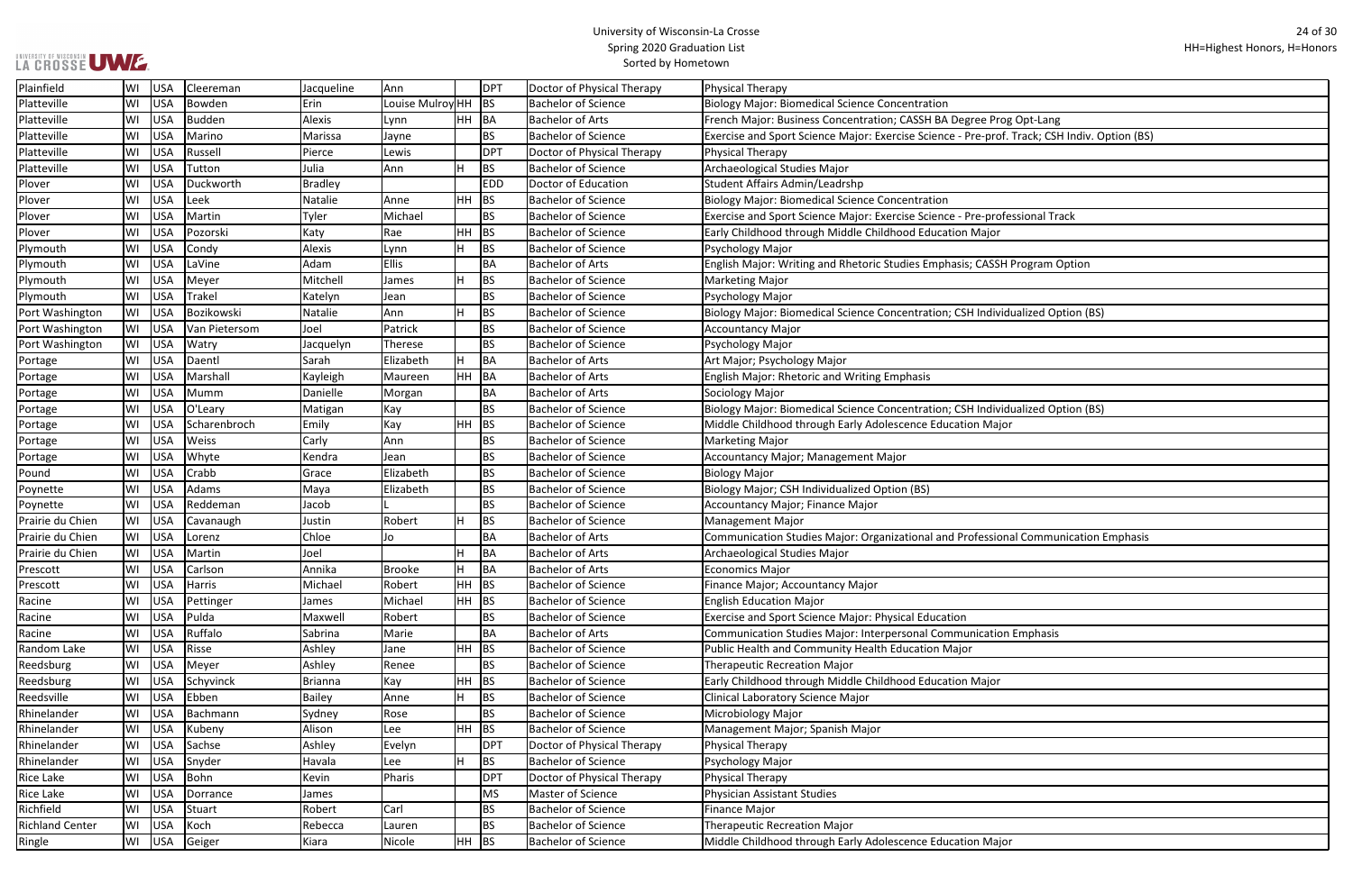| Hometown | State | Country | Last Name | First Name | Middle Name | Honors | Degree | Degree Name | Major |
|---|---|---|---|---|---|---|---|---|---|
| Plainfield | WI | USA | Cleereman | Jacqueline | Ann | | DPT | Doctor of Physical Therapy | Physical Therapy |
| Platteville | WI | USA | Bowden | Erin | Louise Mulroy | HH | BS | Bachelor of Science | Biology Major: Biomedical Science Concentration |
| Platteville | WI | USA | Budden | Alexis | Lynn | HH | BA | Bachelor of Arts | French Major: Business Concentration; CASSH BA Degree Prog Opt-Lang |
| Platteville | WI | USA | Marino | Marissa | Jayne | | BS | Bachelor of Science | Exercise and Sport Science Major: Exercise Science - Pre-prof. Track; CSH Indiv. Option (BS) |
| Platteville | WI | USA | Russell | Pierce | Lewis | | DPT | Doctor of Physical Therapy | Physical Therapy |
| Platteville | WI | USA | Tutton | Julia | Ann | H | BS | Bachelor of Science | Archaeological Studies Major |
| Plover | WI | USA | Duckworth | Bradley | | | EDD | Doctor of Education | Student Affairs Admin/Leadrshp |
| Plover | WI | USA | Leek | Natalie | Anne | HH | BS | Bachelor of Science | Biology Major: Biomedical Science Concentration |
| Plover | WI | USA | Martin | Tyler | Michael | | BS | Bachelor of Science | Exercise and Sport Science Major: Exercise Science - Pre-professional Track |
| Plover | WI | USA | Pozorski | Katy | Rae | HH | BS | Bachelor of Science | Early Childhood through Middle Childhood Education Major |
| Plymouth | WI | USA | Condy | Alexis | Lynn | H | BS | Bachelor of Science | Psychology Major |
| Plymouth | WI | USA | LaVine | Adam | Ellis | | BA | Bachelor of Arts | English Major: Writing and Rhetoric Studies Emphasis; CASSH Program Option |
| Plymouth | WI | USA | Meyer | Mitchell | James | H | BS | Bachelor of Science | Marketing Major |
| Plymouth | WI | USA | Trakel | Katelyn | Jean | | BS | Bachelor of Science | Psychology Major |
| Port Washington | WI | USA | Bozikowski | Natalie | Ann | H | BS | Bachelor of Science | Biology Major: Biomedical Science Concentration; CSH Individualized Option (BS) |
| Port Washington | WI | USA | Van Pietersom | Joel | Patrick | | BS | Bachelor of Science | Accountancy Major |
| Port Washington | WI | USA | Watry | Jacquelyn | Therese | | BS | Bachelor of Science | Psychology Major |
| Portage | WI | USA | Daentl | Sarah | Elizabeth | H | BA | Bachelor of Arts | Art Major; Psychology Major |
| Portage | WI | USA | Marshall | Kayleigh | Maureen | HH | BA | Bachelor of Arts | English Major: Rhetoric and Writing Emphasis |
| Portage | WI | USA | Mumm | Danielle | Morgan | | BA | Bachelor of Arts | Sociology Major |
| Portage | WI | USA | O'Leary | Matigan | Kay | | BS | Bachelor of Science | Biology Major: Biomedical Science Concentration; CSH Individualized Option (BS) |
| Portage | WI | USA | Scharenbroch | Emily | Kay | HH | BS | Bachelor of Science | Middle Childhood through Early Adolescence Education Major |
| Portage | WI | USA | Weiss | Carly | Ann | | BS | Bachelor of Science | Marketing Major |
| Portage | WI | USA | Whyte | Kendra | Jean | | BS | Bachelor of Science | Accountancy Major; Management Major |
| Pound | WI | USA | Crabb | Grace | Elizabeth | | BS | Bachelor of Science | Biology Major |
| Poynette | WI | USA | Adams | Maya | Elizabeth | | BS | Bachelor of Science | Biology Major; CSH Individualized Option (BS) |
| Poynette | WI | USA | Reddeman | Jacob | L | | BS | Bachelor of Science | Accountancy Major; Finance Major |
| Prairie du Chien | WI | USA | Cavanaugh | Justin | Robert | H | BS | Bachelor of Science | Management Major |
| Prairie du Chien | WI | USA | Lorenz | Chloe | Jo | | BA | Bachelor of Arts | Communication Studies Major: Organizational and Professional Communication Emphasis |
| Prairie du Chien | WI | USA | Martin | Joel | | H | BA | Bachelor of Arts | Archaeological Studies Major |
| Prescott | WI | USA | Carlson | Annika | Brooke | H | BA | Bachelor of Arts | Economics Major |
| Prescott | WI | USA | Harris | Michael | Robert | HH | BS | Bachelor of Science | Finance Major; Accountancy Major |
| Racine | WI | USA | Pettinger | James | Michael | HH | BS | Bachelor of Science | English Education Major |
| Racine | WI | USA | Pulda | Maxwell | Robert | | BS | Bachelor of Science | Exercise and Sport Science Major: Physical Education |
| Racine | WI | USA | Ruffalo | Sabrina | Marie | | BA | Bachelor of Arts | Communication Studies Major: Interpersonal Communication Emphasis |
| Random Lake | WI | USA | Risse | Ashley | Jane | HH | BS | Bachelor of Science | Public Health and Community Health Education Major |
| Reedsburg | WI | USA | Meyer | Ashley | Renee | | BS | Bachelor of Science | Therapeutic Recreation Major |
| Reedsburg | WI | USA | Schyvinck | Brianna | Kay | HH | BS | Bachelor of Science | Early Childhood through Middle Childhood Education Major |
| Reedsville | WI | USA | Ebben | Bailey | Anne | H | BS | Bachelor of Science | Clinical Laboratory Science Major |
| Rhinelander | WI | USA | Bachmann | Sydney | Rose | | BS | Bachelor of Science | Microbiology Major |
| Rhinelander | WI | USA | Kubeny | Alison | Lee | HH | BS | Bachelor of Science | Management Major; Spanish Major |
| Rhinelander | WI | USA | Sachse | Ashley | Evelyn | | DPT | Doctor of Physical Therapy | Physical Therapy |
| Rhinelander | WI | USA | Snyder | Havala | Lee | H | BS | Bachelor of Science | Psychology Major |
| Rice Lake | WI | USA | Bohn | Kevin | Pharis | | DPT | Doctor of Physical Therapy | Physical Therapy |
| Rice Lake | WI | USA | Dorrance | James | | | MS | Master of Science | Physician Assistant Studies |
| Richfield | WI | USA | Stuart | Robert | Carl | | BS | Bachelor of Science | Finance Major |
| Richland Center | WI | USA | Koch | Rebecca | Lauren | | BS | Bachelor of Science | Therapeutic Recreation Major |
| Ringle | WI | USA | Geiger | Kiara | Nicole | HH | BS | Bachelor of Science | Middle Childhood through Early Adolescence Education Major |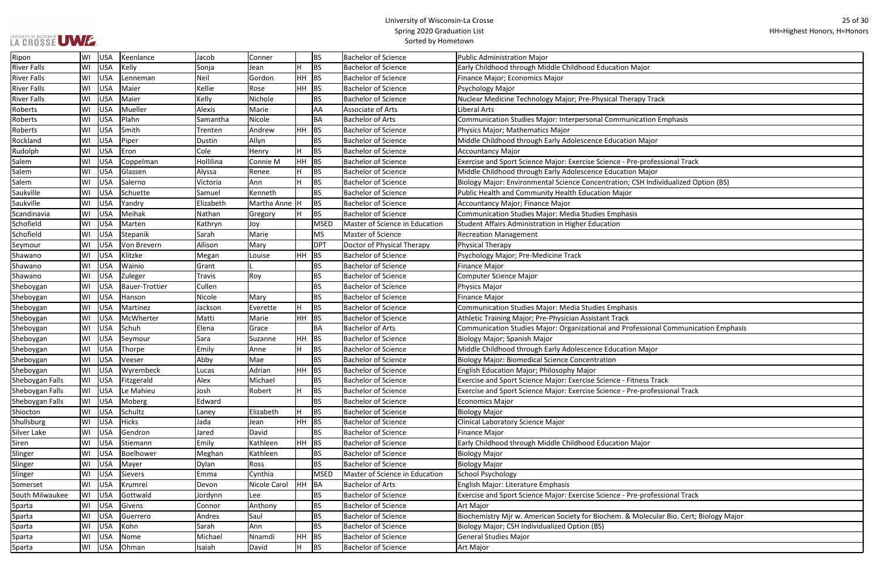| Ripon | WI | USA | Keenlance | Jacob | Conner | | BS | Bachelor of Science | Public Administration Major |
|---|---|---|---|---|---|---|---|---|---|
| River Falls | WI | USA | Kelly | Sonja | Jean | H | BS | Bachelor of Science | Early Childhood through Middle Childhood Education Major |
| River Falls | WI | USA | Lenneman | Neil | Gordon | HH | BS | Bachelor of Science | Finance Major; Economics Major |
| River Falls | WI | USA | Maier | Kellie | Rose | HH | BS | Bachelor of Science | Psychology Major |
| River Falls | WI | USA | Maier | Kelly | Nichole | | BS | Bachelor of Science | Nuclear Medicine Technology Major; Pre-Physical Therapy Track |
| Roberts | WI | USA | Mueller | Alexis | Marie | | AA | Associate of Arts | Liberal Arts |
| Roberts | WI | USA | Plahn | Samantha | Nicole | | BA | Bachelor of Arts | Communication Studies Major: Interpersonal Communication Emphasis |
| Roberts | WI | USA | Smith | Trenten | Andrew | HH | BS | Bachelor of Science | Physics Major; Mathematics Major |
| Rockland | WI | USA | Piper | Dustin | Allyn | | BS | Bachelor of Science | Middle Childhood through Early Adolescence Education Major |
| Rudolph | WI | USA | Eron | Cole | Henry | H | BS | Bachelor of Science | Accountancy Major |
| Salem | WI | USA | Coppelman | Hollilina | Connie M | HH | BS | Bachelor of Science | Exercise and Sport Science Major: Exercise Science - Pre-professional Track |
| Salem | WI | USA | Glassen | Alyssa | Renee | H | BS | Bachelor of Science | Middle Childhood through Early Adolescence Education Major |
| Salem | WI | USA | Salerno | Victoria | Ann | H | BS | Bachelor of Science | Biology Major: Environmental Science Concentration; CSH Individualized Option (BS) |
| Saukville | WI | USA | Schuette | Samuel | Kenneth | | BS | Bachelor of Science | Public Health and Community Health Education Major |
| Saukville | WI | USA | Yandry | Elizabeth | Martha Anne | H | BS | Bachelor of Science | Accountancy Major; Finance Major |
| Scandinavia | WI | USA | Meihak | Nathan | Gregory | H | BS | Bachelor of Science | Communication Studies Major: Media Studies Emphasis |
| Schofield | WI | USA | Marten | Kathryn | Joy | | MSED | Master of Science in Education | Student Affairs Administration in Higher Education |
| Schofield | WI | USA | Stepanik | Sarah | Marie | | MS | Master of Science | Recreation Management |
| Seymour | WI | USA | Von Brevern | Allison | Mary | | DPT | Doctor of Physical Therapy | Physical Therapy |
| Shawano | WI | USA | Klitzke | Megan | Louise | HH | BS | Bachelor of Science | Psychology Major; Pre-Medicine Track |
| Shawano | WI | USA | Wainio | Grant | L | | BS | Bachelor of Science | Finance Major |
| Shawano | WI | USA | Zuleger | Travis | Roy | | BS | Bachelor of Science | Computer Science Major |
| Sheboygan | WI | USA | Bauer-Trottier | Cullen | | | BS | Bachelor of Science | Physics Major |
| Sheboygan | WI | USA | Hanson | Nicole | Mary | | BS | Bachelor of Science | Finance Major |
| Sheboygan | WI | USA | Martinez | Jackson | Everette | H | BS | Bachelor of Science | Communication Studies Major: Media Studies Emphasis |
| Sheboygan | WI | USA | McWherter | Matti | Marie | HH | BS | Bachelor of Science | Athletic Training Major; Pre-Physician Assistant Track |
| Sheboygan | WI | USA | Schuh | Elena | Grace | | BA | Bachelor of Arts | Communication Studies Major: Organizational and Professional Communication Emphasis |
| Sheboygan | WI | USA | Seymour | Sara | Suzanne | HH | BS | Bachelor of Science | Biology Major; Spanish Major |
| Sheboygan | WI | USA | Thorpe | Emily | Anne | H | BS | Bachelor of Science | Middle Childhood through Early Adolescence Education Major |
| Sheboygan | WI | USA | Veeser | Abby | Mae | | BS | Bachelor of Science | Biology Major: Biomedical Science Concentration |
| Sheboygan | WI | USA | Wyrembeck | Lucas | Adrian | HH | BS | Bachelor of Science | English Education Major; Philosophy Major |
| Sheboygan Falls | WI | USA | Fitzgerald | Alex | Michael | | BS | Bachelor of Science | Exercise and Sport Science Major: Exercise Science - Fitness Track |
| Sheboygan Falls | WI | USA | Le Mahieu | Josh | Robert | H | BS | Bachelor of Science | Exercise and Sport Science Major: Exercise Science - Pre-professional Track |
| Sheboygan Falls | WI | USA | Moberg | Edward | | | BS | Bachelor of Science | Economics Major |
| Shiocton | WI | USA | Schultz | Laney | Elizabeth | H | BS | Bachelor of Science | Biology Major |
| Shullsburg | WI | USA | Hicks | Jada | Jean | HH | BS | Bachelor of Science | Clinical Laboratory Science Major |
| Silver Lake | WI | USA | Gendron | Jared | David | | BS | Bachelor of Science | Finance Major |
| Siren | WI | USA | Stiemann | Emily | Kathleen | HH | BS | Bachelor of Science | Early Childhood through Middle Childhood Education Major |
| Slinger | WI | USA | Boelhower | Meghan | Kathleen | | BS | Bachelor of Science | Biology Major |
| Slinger | WI | USA | Mayer | Dylan | Ross | | BS | Bachelor of Science | Biology Major |
| Slinger | WI | USA | Sievers | Emma | Cynthia | | MSED | Master of Science in Education | School Psychology |
| Somerset | WI | USA | Krumrei | Devon | Nicole Carol | HH | BA | Bachelor of Arts | English Major: Literature Emphasis |
| South Milwaukee | WI | USA | Gottwald | Jordynn | Lee | | BS | Bachelor of Science | Exercise and Sport Science Major: Exercise Science - Pre-professional Track |
| Sparta | WI | USA | Givens | Connor | Anthony | | BS | Bachelor of Science | Art Major |
| Sparta | WI | USA | Guerrero | Andres | Saul | | BS | Bachelor of Science | Biochemistry Mjr w. American Society for Biochem. & Molecular Bio. Cert; Biology Major |
| Sparta | WI | USA | Kohn | Sarah | Ann | | BS | Bachelor of Science | Biology Major; CSH Individualized Option (BS) |
| Sparta | WI | USA | Nome | Michael | Nnamdi | HH | BS | Bachelor of Science | General Studies Major |
| Sparta | WI | USA | Ohman | Isaiah | David | H | BS | Bachelor of Science | Art Major |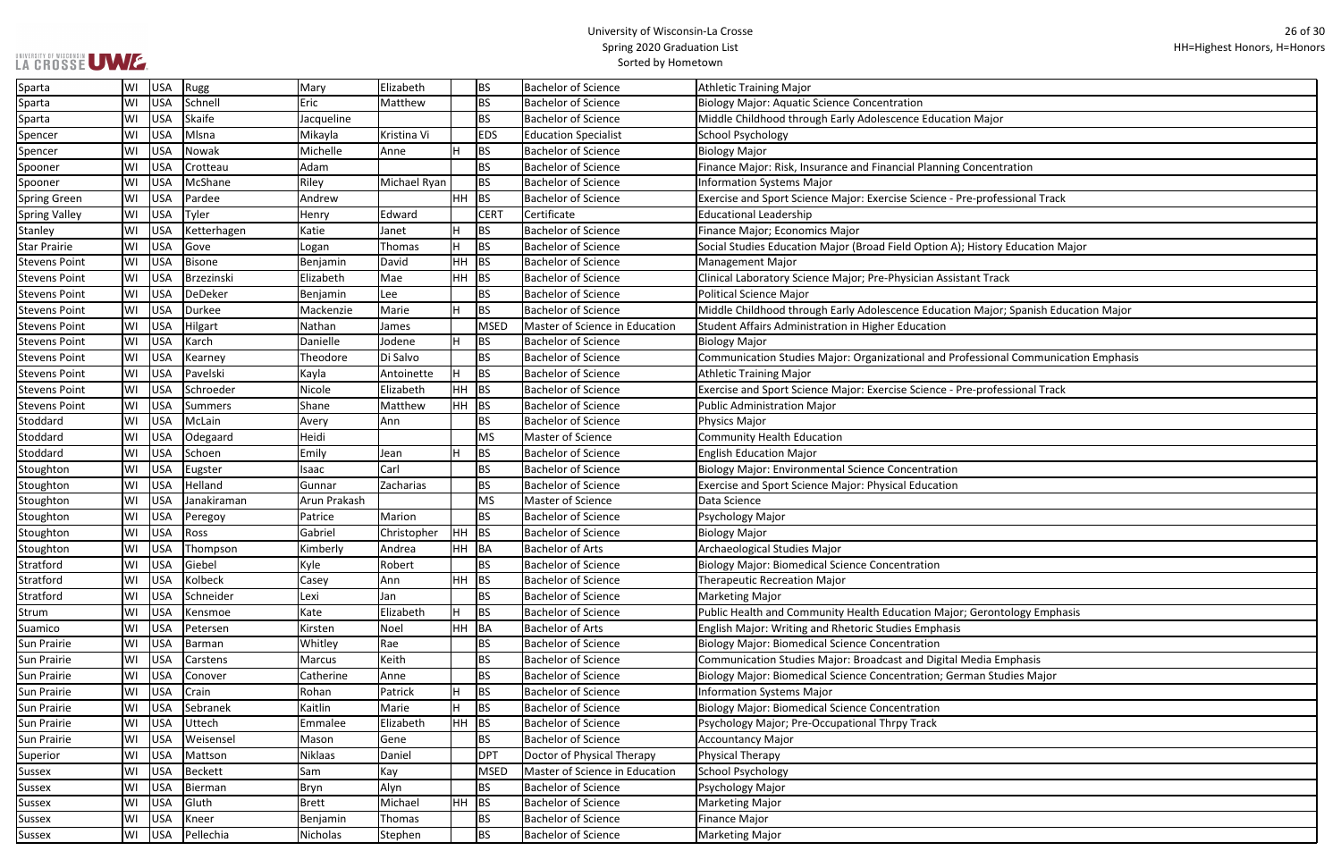# University of Wisconsin-La Crosse
## Spring 2020 Graduation List
### Sorted by Hometown

HH=Highest Honors, H=Honors

| | | | | | | | | | |
|---|---|---|---|---|---|---|---|---|---|
| Sparta | WI | USA | Rugg | Mary | Elizabeth | | BS | Bachelor of Science | Athletic Training Major |
| Sparta | WI | USA | Schnell | Eric | Matthew | | BS | Bachelor of Science | Biology Major: Aquatic Science Concentration |
| Sparta | WI | USA | Skaife | Jacqueline | | | BS | Bachelor of Science | Middle Childhood through Early Adolescence Education Major |
| Spencer | WI | USA | Mlsna | Mikayla | Kristina Vi | | EDS | Education Specialist | School Psychology |
| Spencer | WI | USA | Nowak | Michelle | Anne | H | BS | Bachelor of Science | Biology Major |
| Spooner | WI | USA | Crotteau | Adam | | | BS | Bachelor of Science | Finance Major: Risk, Insurance and Financial Planning Concentration |
| Spooner | WI | USA | McShane | Riley | Michael Ryan | | BS | Bachelor of Science | Information Systems Major |
| Spring Green | WI | USA | Pardee | Andrew | | HH | BS | Bachelor of Science | Exercise and Sport Science Major: Exercise Science - Pre-professional Track |
| Spring Valley | WI | USA | Tyler | Henry | Edward | | CERT | Certificate | Educational Leadership |
| Stanley | WI | USA | Ketterhagen | Katie | Janet | H | BS | Bachelor of Science | Finance Major; Economics Major |
| Star Prairie | WI | USA | Gove | Logan | Thomas | H | BS | Bachelor of Science | Social Studies Education Major (Broad Field Option A); History Education Major |
| Stevens Point | WI | USA | Bisone | Benjamin | David | HH | BS | Bachelor of Science | Management Major |
| Stevens Point | WI | USA | Brzezinski | Elizabeth | Mae | HH | BS | Bachelor of Science | Clinical Laboratory Science Major; Pre-Physician Assistant Track |
| Stevens Point | WI | USA | DeDeker | Benjamin | Lee | | BS | Bachelor of Science | Political Science Major |
| Stevens Point | WI | USA | Durkee | Mackenzie | Marie | H | BS | Bachelor of Science | Middle Childhood through Early Adolescence Education Major; Spanish Education Major |
| Stevens Point | WI | USA | Hilgart | Nathan | James | | MSED | Master of Science in Education | Student Affairs Administration in Higher Education |
| Stevens Point | WI | USA | Karch | Danielle | Jodene | H | BS | Bachelor of Science | Biology Major |
| Stevens Point | WI | USA | Kearney | Theodore | Di Salvo | | BS | Bachelor of Science | Communication Studies Major: Organizational and Professional Communication Emphasis |
| Stevens Point | WI | USA | Pavelski | Kayla | Antoinette | H | BS | Bachelor of Science | Athletic Training Major |
| Stevens Point | WI | USA | Schroeder | Nicole | Elizabeth | HH | BS | Bachelor of Science | Exercise and Sport Science Major: Exercise Science - Pre-professional Track |
| Stevens Point | WI | USA | Summers | Shane | Matthew | HH | BS | Bachelor of Science | Public Administration Major |
| Stoddard | WI | USA | McLain | Avery | Ann | | BS | Bachelor of Science | Physics Major |
| Stoddard | WI | USA | Odegaard | Heidi | | | MS | Master of Science | Community Health Education |
| Stoddard | WI | USA | Schoen | Emily | Jean | H | BS | Bachelor of Science | English Education Major |
| Stoughton | WI | USA | Eugster | Isaac | Carl | | BS | Bachelor of Science | Biology Major: Environmental Science Concentration |
| Stoughton | WI | USA | Helland | Gunnar | Zacharias | | BS | Bachelor of Science | Exercise and Sport Science Major: Physical Education |
| Stoughton | WI | USA | Janakiraman | Arun Prakash | | | MS | Master of Science | Data Science |
| Stoughton | WI | USA | Peregoy | Patrice | Marion | | BS | Bachelor of Science | Psychology Major |
| Stoughton | WI | USA | Ross | Gabriel | Christopher | HH | BS | Bachelor of Science | Biology Major |
| Stoughton | WI | USA | Thompson | Kimberly | Andrea | HH | BA | Bachelor of Arts | Archaeological Studies Major |
| Stratford | WI | USA | Giebel | Kyle | Robert | | BS | Bachelor of Science | Biology Major: Biomedical Science Concentration |
| Stratford | WI | USA | Kolbeck | Casey | Ann | HH | BS | Bachelor of Science | Therapeutic Recreation Major |
| Stratford | WI | USA | Schneider | Lexi | Jan | | BS | Bachelor of Science | Marketing Major |
| Strum | WI | USA | Kensmoe | Kate | Elizabeth | H | BS | Bachelor of Science | Public Health and Community Health Education Major; Gerontology Emphasis |
| Suamico | WI | USA | Petersen | Kirsten | Noel | HH | BA | Bachelor of Arts | English Major: Writing and Rhetoric Studies Emphasis |
| Sun Prairie | WI | USA | Barman | Whitley | Rae | | BS | Bachelor of Science | Biology Major: Biomedical Science Concentration |
| Sun Prairie | WI | USA | Carstens | Marcus | Keith | | BS | Bachelor of Science | Communication Studies Major: Broadcast and Digital Media Emphasis |
| Sun Prairie | WI | USA | Conover | Catherine | Anne | | BS | Bachelor of Science | Biology Major: Biomedical Science Concentration; German Studies Major |
| Sun Prairie | WI | USA | Crain | Rohan | Patrick | H | BS | Bachelor of Science | Information Systems Major |
| Sun Prairie | WI | USA | Sebranek | Kaitlin | Marie | H | BS | Bachelor of Science | Biology Major: Biomedical Science Concentration |
| Sun Prairie | WI | USA | Uttech | Emmalee | Elizabeth | HH | BS | Bachelor of Science | Psychology Major; Pre-Occupational Thrpy Track |
| Sun Prairie | WI | USA | Weisensel | Mason | Gene | | BS | Bachelor of Science | Accountancy Major |
| Superior | WI | USA | Mattson | Niklaas | Daniel | | DPT | Doctor of Physical Therapy | Physical Therapy |
| Sussex | WI | USA | Beckett | Sam | Kay | | MSED | Master of Science in Education | School Psychology |
| Sussex | WI | USA | Bierman | Bryn | Alyn | | BS | Bachelor of Science | Psychology Major |
| Sussex | WI | USA | Gluth | Brett | Michael | HH | BS | Bachelor of Science | Marketing Major |
| Sussex | WI | USA | Kneer | Benjamin | Thomas | | BS | Bachelor of Science | Finance Major |
| Sussex | WI | USA | Pellechia | Nicholas | Stephen | | BS | Bachelor of Science | Marketing Major |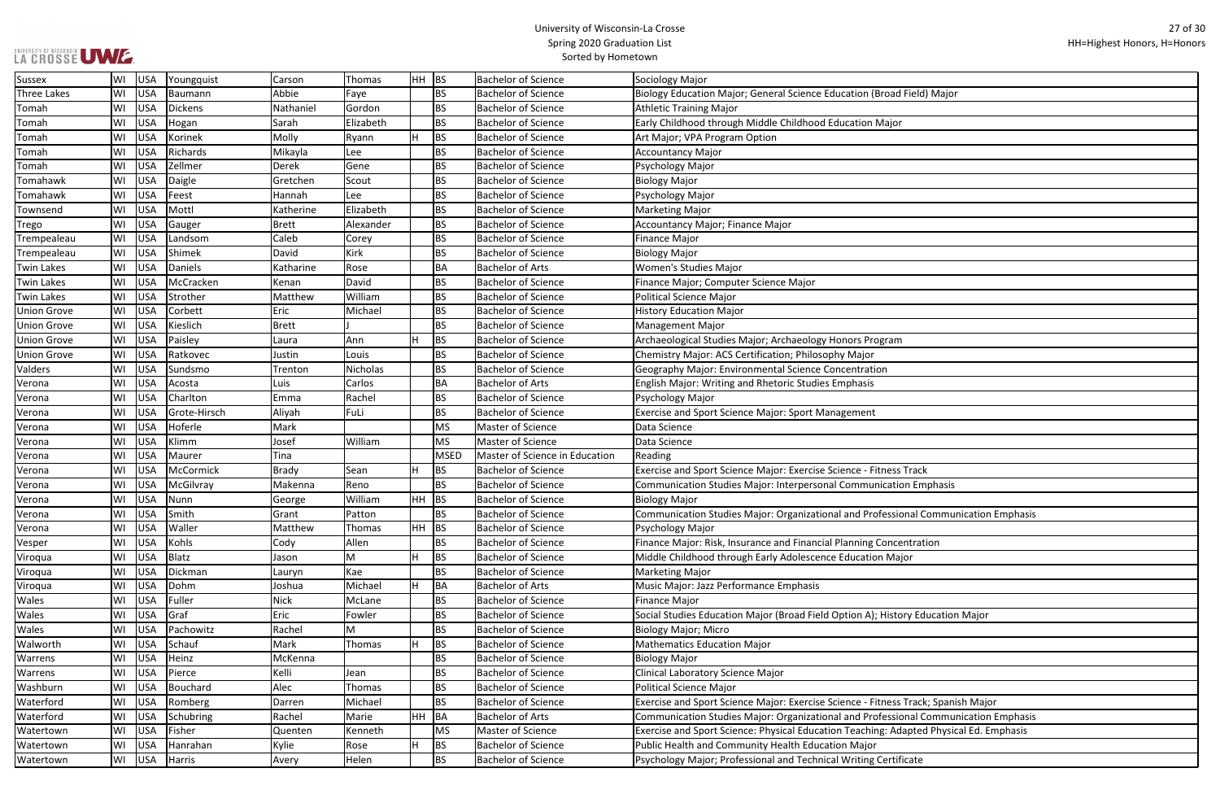# University of Wisconsin-La Crosse
## Spring 2020 Graduation List
### Sorted by Hometown

HH=Highest Honors, H=Honors

| Hometown | State | Country | Last Name | First Name | Middle Name | Honors | Degree | Degree Name | Major |
|---|---|---|---|---|---|---|---|---|---|
| Sussex | WI | USA | Youngquist | Carson | Thomas | HH | BS | Bachelor of Science | Sociology Major |
| Three Lakes | WI | USA | Baumann | Abbie | Faye | | BS | Bachelor of Science | Biology Education Major; General Science Education (Broad Field) Major |
| Tomah | WI | USA | Dickens | Nathaniel | Gordon | | BS | Bachelor of Science | Athletic Training Major |
| Tomah | WI | USA | Hogan | Sarah | Elizabeth | | BS | Bachelor of Science | Early Childhood through Middle Childhood Education Major |
| Tomah | WI | USA | Korinek | Molly | Ryann | H | BS | Bachelor of Science | Art Major; VPA Program Option |
| Tomah | WI | USA | Richards | Mikayla | Lee | | BS | Bachelor of Science | Accountancy Major |
| Tomah | WI | USA | Zellmer | Derek | Gene | | BS | Bachelor of Science | Psychology Major |
| Tomahawk | WI | USA | Daigle | Gretchen | Scout | | BS | Bachelor of Science | Biology Major |
| Tomahawk | WI | USA | Feest | Hannah | Lee | | BS | Bachelor of Science | Psychology Major |
| Townsend | WI | USA | Mottl | Katherine | Elizabeth | | BS | Bachelor of Science | Marketing Major |
| Trego | WI | USA | Gauger | Brett | Alexander | | BS | Bachelor of Science | Accountancy Major; Finance Major |
| Trempealeau | WI | USA | Landsom | Caleb | Corey | | BS | Bachelor of Science | Finance Major |
| Trempealeau | WI | USA | Shimek | David | Kirk | | BS | Bachelor of Science | Biology Major |
| Twin Lakes | WI | USA | Daniels | Katharine | Rose | | BA | Bachelor of Arts | Women's Studies Major |
| Twin Lakes | WI | USA | McCracken | Kenan | David | | BS | Bachelor of Science | Finance Major; Computer Science Major |
| Twin Lakes | WI | USA | Strother | Matthew | William | | BS | Bachelor of Science | Political Science Major |
| Union Grove | WI | USA | Corbett | Eric | Michael | | BS | Bachelor of Science | History Education Major |
| Union Grove | WI | USA | Kieslich | Brett | J | | BS | Bachelor of Science | Management Major |
| Union Grove | WI | USA | Paisley | Laura | Ann | H | BS | Bachelor of Science | Archaeological Studies Major; Archaeology Honors Program |
| Union Grove | WI | USA | Ratkovec | Justin | Louis | | BS | Bachelor of Science | Chemistry Major: ACS Certification; Philosophy Major |
| Valders | WI | USA | Sundsmo | Trenton | Nicholas | | BS | Bachelor of Science | Geography Major: Environmental Science Concentration |
| Verona | WI | USA | Acosta | Luis | Carlos | | BA | Bachelor of Arts | English Major: Writing and Rhetoric Studies Emphasis |
| Verona | WI | USA | Charlton | Emma | Rachel | | BS | Bachelor of Science | Psychology Major |
| Verona | WI | USA | Grote-Hirsch | Aliyah | FuLi | | BS | Bachelor of Science | Exercise and Sport Science Major: Sport Management |
| Verona | WI | USA | Hoferle | Mark | | | MS | Master of Science | Data Science |
| Verona | WI | USA | Klimm | Josef | William | | MS | Master of Science | Data Science |
| Verona | WI | USA | Maurer | Tina | | | MSED | Master of Science in Education | Reading |
| Verona | WI | USA | McCormick | Brady | Sean | H | BS | Bachelor of Science | Exercise and Sport Science Major: Exercise Science - Fitness Track |
| Verona | WI | USA | McGilvray | Makenna | Reno | | BS | Bachelor of Science | Communication Studies Major: Interpersonal Communication Emphasis |
| Verona | WI | USA | Nunn | George | William | HH | BS | Bachelor of Science | Biology Major |
| Verona | WI | USA | Smith | Grant | Patton | | BS | Bachelor of Science | Communication Studies Major: Organizational and Professional Communication Emphasis |
| Verona | WI | USA | Waller | Matthew | Thomas | HH | BS | Bachelor of Science | Psychology Major |
| Vesper | WI | USA | Kohls | Cody | Allen | | BS | Bachelor of Science | Finance Major: Risk, Insurance and Financial Planning Concentration |
| Viroqua | WI | USA | Blatz | Jason | M | H | BS | Bachelor of Science | Middle Childhood through Early Adolescence Education Major |
| Viroqua | WI | USA | Dickman | Lauryn | Kae | | BS | Bachelor of Science | Marketing Major |
| Viroqua | WI | USA | Dohm | Joshua | Michael | H | BA | Bachelor of Arts | Music Major: Jazz Performance Emphasis |
| Wales | WI | USA | Fuller | Nick | McLane | | BS | Bachelor of Science | Finance Major |
| Wales | WI | USA | Graf | Eric | Fowler | | BS | Bachelor of Science | Social Studies Education Major (Broad Field Option A); History Education Major |
| Wales | WI | USA | Pachowitz | Rachel | M | | BS | Bachelor of Science | Biology Major; Micro |
| Walworth | WI | USA | Schauf | Mark | Thomas | H | BS | Bachelor of Science | Mathematics Education Major |
| Warrens | WI | USA | Heinz | McKenna | | | BS | Bachelor of Science | Biology Major |
| Warrens | WI | USA | Pierce | Kelli | Jean | | BS | Bachelor of Science | Clinical Laboratory Science Major |
| Washburn | WI | USA | Bouchard | Alec | Thomas | | BS | Bachelor of Science | Political Science Major |
| Waterford | WI | USA | Romberg | Darren | Michael | | BS | Bachelor of Science | Exercise and Sport Science Major: Exercise Science - Fitness Track; Spanish Major |
| Waterford | WI | USA | Schubring | Rachel | Marie | HH | BA | Bachelor of Arts | Communication Studies Major: Organizational and Professional Communication Emphasis |
| Watertown | WI | USA | Fisher | Quenten | Kenneth | | MS | Master of Science | Exercise and Sport Science: Physical Education Teaching: Adapted Physical Ed. Emphasis |
| Watertown | WI | USA | Hanrahan | Kylie | Rose | H | BS | Bachelor of Science | Public Health and Community Health Education Major |
| Watertown | WI | USA | Harris | Avery | Helen | | BS | Bachelor of Science | Psychology Major; Professional and Technical Writing Certificate |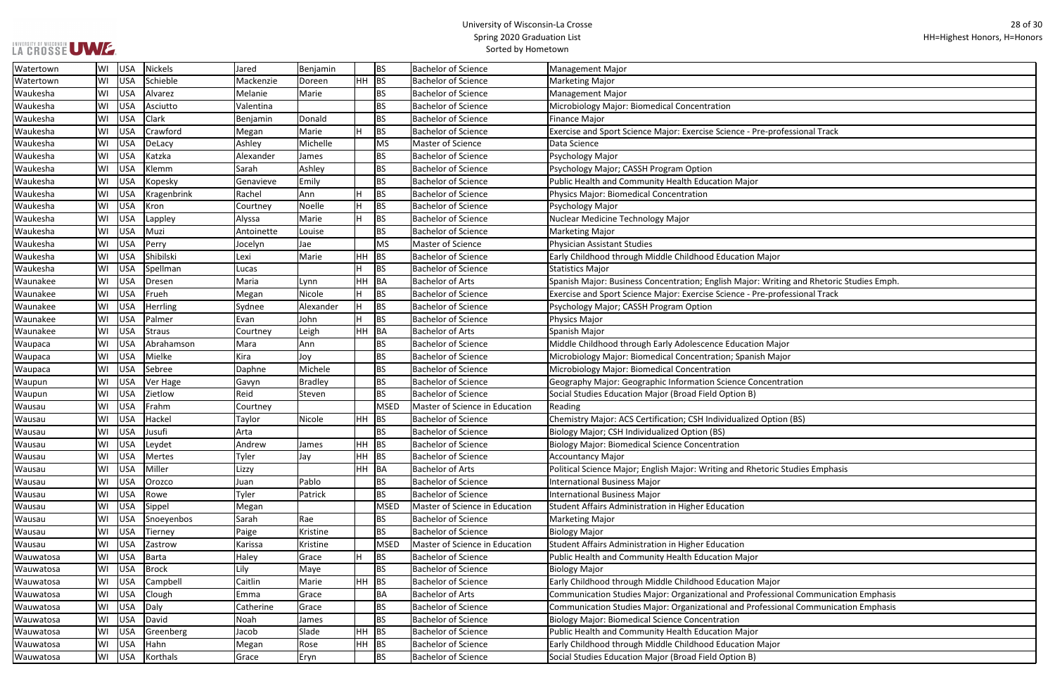University of Wisconsin-La Crosse
Spring 2020 Graduation List
Sorted by Hometown

HH=Highest Honors, H=Honors

| Watertown | WI | USA | Nickels | Jared | Benjamin | | BS | Bachelor of Science | Management Major |
|---|---|---|---|---|---|---|---|---|---|
| Watertown | WI | USA | Schieble | Mackenzie | Doreen | HH | BS | Bachelor of Science | Marketing Major |
| Waukesha | WI | USA | Alvarez | Melanie | Marie | | BS | Bachelor of Science | Management Major |
| Waukesha | WI | USA | Asciutto | Valentina | | | BS | Bachelor of Science | Microbiology Major: Biomedical Concentration |
| Waukesha | WI | USA | Clark | Benjamin | Donald | | BS | Bachelor of Science | Finance Major |
| Waukesha | WI | USA | Crawford | Megan | Marie | H | BS | Bachelor of Science | Exercise and Sport Science Major: Exercise Science - Pre-professional Track |
| Waukesha | WI | USA | DeLacy | Ashley | Michelle | | MS | Master of Science | Data Science |
| Waukesha | WI | USA | Katzka | Alexander | James | | BS | Bachelor of Science | Psychology Major |
| Waukesha | WI | USA | Klemm | Sarah | Ashley | | BS | Bachelor of Science | Psychology Major; CASSH Program Option |
| Waukesha | WI | USA | Kopesky | Genavieve | Emily | | BS | Bachelor of Science | Public Health and Community Health Education Major |
| Waukesha | WI | USA | Kragenbrink | Rachel | Ann | H | BS | Bachelor of Science | Physics Major: Biomedical Concentration |
| Waukesha | WI | USA | Kron | Courtney | Noelle | H | BS | Bachelor of Science | Psychology Major |
| Waukesha | WI | USA | Lappley | Alyssa | Marie | H | BS | Bachelor of Science | Nuclear Medicine Technology Major |
| Waukesha | WI | USA | Muzi | Antoinette | Louise | | BS | Bachelor of Science | Marketing Major |
| Waukesha | WI | USA | Perry | Jocelyn | Jae | | MS | Master of Science | Physician Assistant Studies |
| Waukesha | WI | USA | Shibilski | Lexi | Marie | HH | BS | Bachelor of Science | Early Childhood through Middle Childhood Education Major |
| Waukesha | WI | USA | Spellman | Lucas | | H | BS | Bachelor of Science | Statistics Major |
| Waunakee | WI | USA | Dresen | Maria | Lynn | HH | BA | Bachelor of Arts | Spanish Major: Business Concentration; English Major: Writing and Rhetoric Studies Emph. |
| Waunakee | WI | USA | Frueh | Megan | Nicole | H | BS | Bachelor of Science | Exercise and Sport Science Major: Exercise Science - Pre-professional Track |
| Waunakee | WI | USA | Herrling | Sydnee | Alexander | H | BS | Bachelor of Science | Psychology Major; CASSH Program Option |
| Waunakee | WI | USA | Palmer | Evan | John | H | BS | Bachelor of Science | Physics Major |
| Waunakee | WI | USA | Straus | Courtney | Leigh | HH | BA | Bachelor of Arts | Spanish Major |
| Waupaca | WI | USA | Abrahamson | Mara | Ann | | BS | Bachelor of Science | Middle Childhood through Early Adolescence Education Major |
| Waupaca | WI | USA | Mielke | Kira | Joy | | BS | Bachelor of Science | Microbiology Major: Biomedical Concentration; Spanish Major |
| Waupaca | WI | USA | Sebree | Daphne | Michele | | BS | Bachelor of Science | Microbiology Major: Biomedical Concentration |
| Waupun | WI | USA | Ver Hage | Gavyn | Bradley | | BS | Bachelor of Science | Geography Major: Geographic Information Science Concentration |
| Waupun | WI | USA | Zietlow | Reid | Steven | | BS | Bachelor of Science | Social Studies Education Major (Broad Field Option B) |
| Wausau | WI | USA | Frahm | Courtney | | | MSED | Master of Science in Education | Reading |
| Wausau | WI | USA | Hackel | Taylor | Nicole | HH | BS | Bachelor of Science | Chemistry Major: ACS Certification; CSH Individualized Option (BS) |
| Wausau | WI | USA | Jusufi | Arta | | | BS | Bachelor of Science | Biology Major; CSH Individualized Option (BS) |
| Wausau | WI | USA | Leydet | Andrew | James | HH | BS | Bachelor of Science | Biology Major: Biomedical Science Concentration |
| Wausau | WI | USA | Mertes | Tyler | Jay | HH | BS | Bachelor of Science | Accountancy Major |
| Wausau | WI | USA | Miller | Lizzy | | HH | BA | Bachelor of Arts | Political Science Major; English Major: Writing and Rhetoric Studies Emphasis |
| Wausau | WI | USA | Orozco | Juan | Pablo | | BS | Bachelor of Science | International Business Major |
| Wausau | WI | USA | Rowe | Tyler | Patrick | | BS | Bachelor of Science | International Business Major |
| Wausau | WI | USA | Sippel | Megan | | | MSED | Master of Science in Education | Student Affairs Administration in Higher Education |
| Wausau | WI | USA | Snoeyenbos | Sarah | Rae | | BS | Bachelor of Science | Marketing Major |
| Wausau | WI | USA | Tierney | Paige | Kristine | | BS | Bachelor of Science | Biology Major |
| Wausau | WI | USA | Zastrow | Karissa | Kristine | | MSED | Master of Science in Education | Student Affairs Administration in Higher Education |
| Wauwatosa | WI | USA | Barta | Haley | Grace | H | BS | Bachelor of Science | Public Health and Community Health Education Major |
| Wauwatosa | WI | USA | Brock | Lily | Maye | | BS | Bachelor of Science | Biology Major |
| Wauwatosa | WI | USA | Campbell | Caitlin | Marie | HH | BS | Bachelor of Science | Early Childhood through Middle Childhood Education Major |
| Wauwatosa | WI | USA | Clough | Emma | Grace | | BA | Bachelor of Arts | Communication Studies Major: Organizational and Professional Communication Emphasis |
| Wauwatosa | WI | USA | Daly | Catherine | Grace | | BS | Bachelor of Science | Communication Studies Major: Organizational and Professional Communication Emphasis |
| Wauwatosa | WI | USA | David | Noah | James | | BS | Bachelor of Science | Biology Major: Biomedical Science Concentration |
| Wauwatosa | WI | USA | Greenberg | Jacob | Slade | HH | BS | Bachelor of Science | Public Health and Community Health Education Major |
| Wauwatosa | WI | USA | Hahn | Megan | Rose | HH | BS | Bachelor of Science | Early Childhood through Middle Childhood Education Major |
| Wauwatosa | WI | USA | Korthals | Grace | Eryn | | BS | Bachelor of Science | Social Studies Education Major (Broad Field Option B) |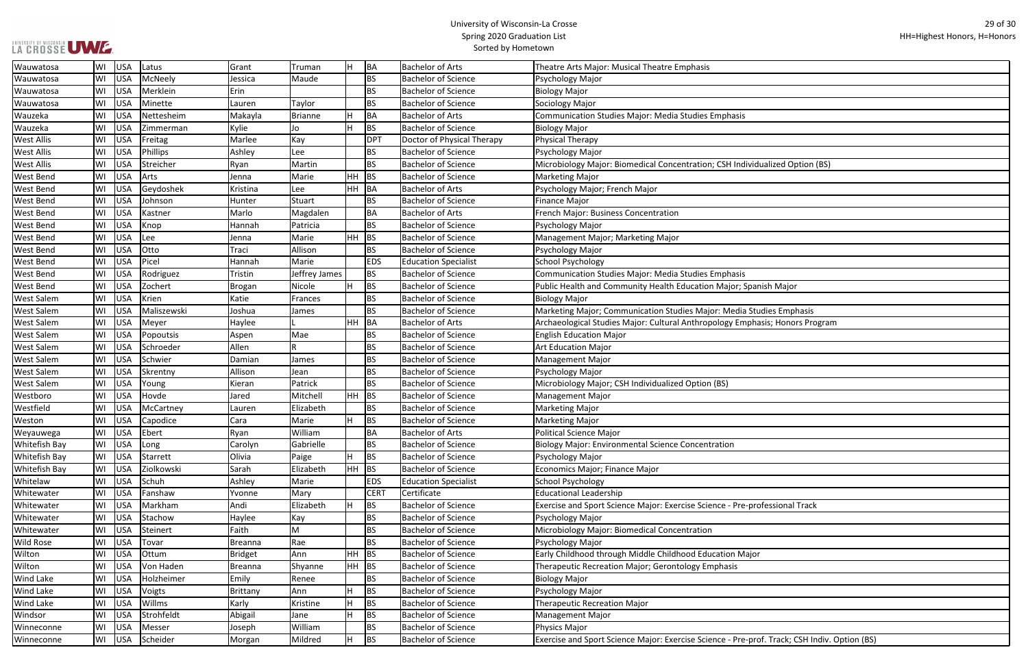| Wauwatosa | WI | USA | Latus | Grant | Truman | H | BA | Bachelor of Arts | Theatre Arts Major: Musical Theatre Emphasis |
|---|---|---|---|---|---|---|---|---|---|
| Wauwatosa | WI | USA | McNeely | Jessica | Maude | | BS | Bachelor of Science | Psychology Major |
| Wauwatosa | WI | USA | Merklein | Erin | | | BS | Bachelor of Science | Biology Major |
| Wauwatosa | WI | USA | Minette | Lauren | Taylor | | BS | Bachelor of Science | Sociology Major |
| Wauzeka | WI | USA | Nettesheim | Makayla | Brianne | H | BA | Bachelor of Arts | Communication Studies Major: Media Studies Emphasis |
| Wauzeka | WI | USA | Zimmerman | Kylie | Jo | H | BS | Bachelor of Science | Biology Major |
| West Allis | WI | USA | Freitag | Marlee | Kay | | DPT | Doctor of Physical Therapy | Physical Therapy |
| West Allis | WI | USA | Phillips | Ashley | Lee | | BS | Bachelor of Science | Psychology Major |
| West Allis | WI | USA | Streicher | Ryan | Martin | | BS | Bachelor of Science | Microbiology Major: Biomedical Concentration; CSH Individualized Option (BS) |
| West Bend | WI | USA | Arts | Jenna | Marie | HH | BS | Bachelor of Science | Marketing Major |
| West Bend | WI | USA | Geydoshek | Kristina | Lee | HH | BA | Bachelor of Arts | Psychology Major; French Major |
| West Bend | WI | USA | Johnson | Hunter | Stuart | | BS | Bachelor of Science | Finance Major |
| West Bend | WI | USA | Kastner | Marlo | Magdalen | | BA | Bachelor of Arts | French Major: Business Concentration |
| West Bend | WI | USA | Knop | Hannah | Patricia | | BS | Bachelor of Science | Psychology Major |
| West Bend | WI | USA | Lee | Jenna | Marie | HH | BS | Bachelor of Science | Management Major; Marketing Major |
| West Bend | WI | USA | Otto | Traci | Allison | | BS | Bachelor of Science | Psychology Major |
| West Bend | WI | USA | Picel | Hannah | Marie | | EDS | Education Specialist | School Psychology |
| West Bend | WI | USA | Rodriguez | Tristin | Jeffrey James | | BS | Bachelor of Science | Communication Studies Major: Media Studies Emphasis |
| West Bend | WI | USA | Zochert | Brogan | Nicole | H | BS | Bachelor of Science | Public Health and Community Health Education Major; Spanish Major |
| West Salem | WI | USA | Krien | Katie | Frances | | BS | Bachelor of Science | Biology Major |
| West Salem | WI | USA | Maliszewski | Joshua | James | | BS | Bachelor of Science | Marketing Major; Communication Studies Major: Media Studies Emphasis |
| West Salem | WI | USA | Meyer | Haylee | L | HH | BA | Bachelor of Arts | Archaeological Studies Major: Cultural Anthropology Emphasis; Honors Program |
| West Salem | WI | USA | Popoutsis | Aspen | Mae | | BS | Bachelor of Science | English Education Major |
| West Salem | WI | USA | Schroeder | Allen | R | | BS | Bachelor of Science | Art Education Major |
| West Salem | WI | USA | Schwier | Damian | James | | BS | Bachelor of Science | Management Major |
| West Salem | WI | USA | Skrentny | Allison | Jean | | BS | Bachelor of Science | Psychology Major |
| West Salem | WI | USA | Young | Kieran | Patrick | | BS | Bachelor of Science | Microbiology Major; CSH Individualized Option (BS) |
| Westboro | WI | USA | Hovde | Jared | Mitchell | HH | BS | Bachelor of Science | Management Major |
| Westfield | WI | USA | McCartney | Lauren | Elizabeth | | BS | Bachelor of Science | Marketing Major |
| Weston | WI | USA | Capodice | Cara | Marie | H | BS | Bachelor of Science | Marketing Major |
| Weyauwega | WI | USA | Ebert | Ryan | William | | BA | Bachelor of Arts | Political Science Major |
| Whitefish Bay | WI | USA | Long | Carolyn | Gabrielle | | BS | Bachelor of Science | Biology Major: Environmental Science Concentration |
| Whitefish Bay | WI | USA | Starrett | Olivia | Paige | H | BS | Bachelor of Science | Psychology Major |
| Whitefish Bay | WI | USA | Ziolkowski | Sarah | Elizabeth | HH | BS | Bachelor of Science | Economics Major; Finance Major |
| Whitelaw | WI | USA | Schuh | Ashley | Marie | | EDS | Education Specialist | School Psychology |
| Whitewater | WI | USA | Fanshaw | Yvonne | Mary | | CERT | Certificate | Educational Leadership |
| Whitewater | WI | USA | Markham | Andi | Elizabeth | H | BS | Bachelor of Science | Exercise and Sport Science Major: Exercise Science - Pre-professional Track |
| Whitewater | WI | USA | Stachow | Haylee | Kay | | BS | Bachelor of Science | Psychology Major |
| Whitewater | WI | USA | Steinert | Faith | M | | BS | Bachelor of Science | Microbiology Major: Biomedical Concentration |
| Wild Rose | WI | USA | Tovar | Breanna | Rae | | BS | Bachelor of Science | Psychology Major |
| Wilton | WI | USA | Ottum | Bridget | Ann | HH | BS | Bachelor of Science | Early Childhood through Middle Childhood Education Major |
| Wilton | WI | USA | Von Haden | Breanna | Shyanne | HH | BS | Bachelor of Science | Therapeutic Recreation Major; Gerontology Emphasis |
| Wind Lake | WI | USA | Holzheimer | Emily | Renee | | BS | Bachelor of Science | Biology Major |
| Wind Lake | WI | USA | Voigts | Brittany | Ann | H | BS | Bachelor of Science | Psychology Major |
| Wind Lake | WI | USA | Willms | Karly | Kristine | H | BS | Bachelor of Science | Therapeutic Recreation Major |
| Windsor | WI | USA | Strohfeldt | Abigail | Jane | H | BS | Bachelor of Science | Management Major |
| Winneconne | WI | USA | Messer | Joseph | William | | BS | Bachelor of Science | Physics Major |
| Winneconne | WI | USA | Scheider | Morgan | Mildred | H | BS | Bachelor of Science | Exercise and Sport Science Major: Exercise Science - Pre-prof. Track; CSH Indiv. Option (BS) |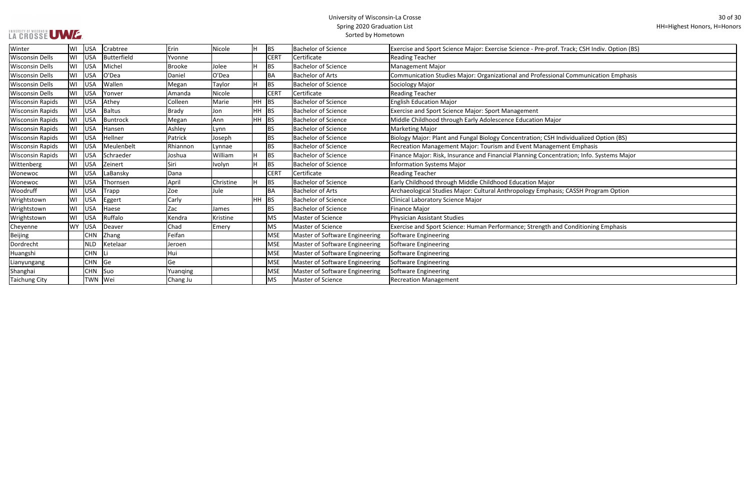| | | | | | | | | | |
|---|---|---|---|---|---|---|---|---|---|
| Winter | WI | USA | Crabtree | Erin | Nicole | H | BS | Bachelor of Science | Exercise and Sport Science Major: Exercise Science - Pre-prof. Track; CSH Indiv. Option (BS) |
| Wisconsin Dells | WI | USA | Butterfield | Yvonne | | | CERT | Certificate | Reading Teacher |
| Wisconsin Dells | WI | USA | Michel | Brooke | Jolee | H | BS | Bachelor of Science | Management Major |
| Wisconsin Dells | WI | USA | O'Dea | Daniel | O'Dea | | BA | Bachelor of Arts | Communication Studies Major: Organizational and Professional Communication Emphasis |
| Wisconsin Dells | WI | USA | Wallen | Megan | Taylor | H | BS | Bachelor of Science | Sociology Major |
| Wisconsin Dells | WI | USA | Yonver | Amanda | Nicole | | CERT | Certificate | Reading Teacher |
| Wisconsin Rapids | WI | USA | Athey | Colleen | Marie | HH | BS | Bachelor of Science | English Education Major |
| Wisconsin Rapids | WI | USA | Baltus | Brady | Jon | HH | BS | Bachelor of Science | Exercise and Sport Science Major: Sport Management |
| Wisconsin Rapids | WI | USA | Buntrock | Megan | Ann | HH | BS | Bachelor of Science | Middle Childhood through Early Adolescence Education Major |
| Wisconsin Rapids | WI | USA | Hansen | Ashley | Lynn | | BS | Bachelor of Science | Marketing Major |
| Wisconsin Rapids | WI | USA | Hellner | Patrick | Joseph | | BS | Bachelor of Science | Biology Major: Plant and Fungal Biology Concentration; CSH Individualized Option (BS) |
| Wisconsin Rapids | WI | USA | Meulenbelt | Rhiannon | Lynnae | | BS | Bachelor of Science | Recreation Management Major: Tourism and Event Management Emphasis |
| Wisconsin Rapids | WI | USA | Schraeder | Joshua | William | H | BS | Bachelor of Science | Finance Major: Risk, Insurance and Financial Planning Concentration; Info. Systems Major |
| Wittenberg | WI | USA | Zeinert | Siri | Ivolyn | H | BS | Bachelor of Science | Information Systems Major |
| Wonewoc | WI | USA | LaBansky | Dana | | | CERT | Certificate | Reading Teacher |
| Wonewoc | WI | USA | Thornsen | April | Christine | H | BS | Bachelor of Science | Early Childhood through Middle Childhood Education Major |
| Woodruff | WI | USA | Trapp | Zoe | Jule | | BA | Bachelor of Arts | Archaeological Studies Major: Cultural Anthropology Emphasis; CASSH Program Option |
| Wrightstown | WI | USA | Eggert | Carly | | HH | BS | Bachelor of Science | Clinical Laboratory Science Major |
| Wrightstown | WI | USA | Haese | Zac | James | | BS | Bachelor of Science | Finance Major |
| Wrightstown | WI | USA | Ruffalo | Kendra | Kristine | | MS | Master of Science | Physician Assistant Studies |
| Cheyenne | WY | USA | Deaver | Chad | Emery | | MS | Master of Science | Exercise and Sport Science: Human Performance; Strength and Conditioning Emphasis |
| Beijing | | CHN | Zhang | Feifan | | | MSE | Master of Software Engineering | Software Engineering |
| Dordrecht | | NLD | Ketelaar | Jeroen | | | MSE | Master of Software Engineering | Software Engineering |
| Huangshi | | CHN | Li | Hui | | | MSE | Master of Software Engineering | Software Engineering |
| Lianyungang | | CHN | Ge | Ge | | | MSE | Master of Software Engineering | Software Engineering |
| Shanghai | | CHN | Suo | Yuanqing | | | MSE | Master of Software Engineering | Software Engineering |
| Taichung City | | TWN | Wei | Chang Ju | | | MS | Master of Science | Recreation Management |